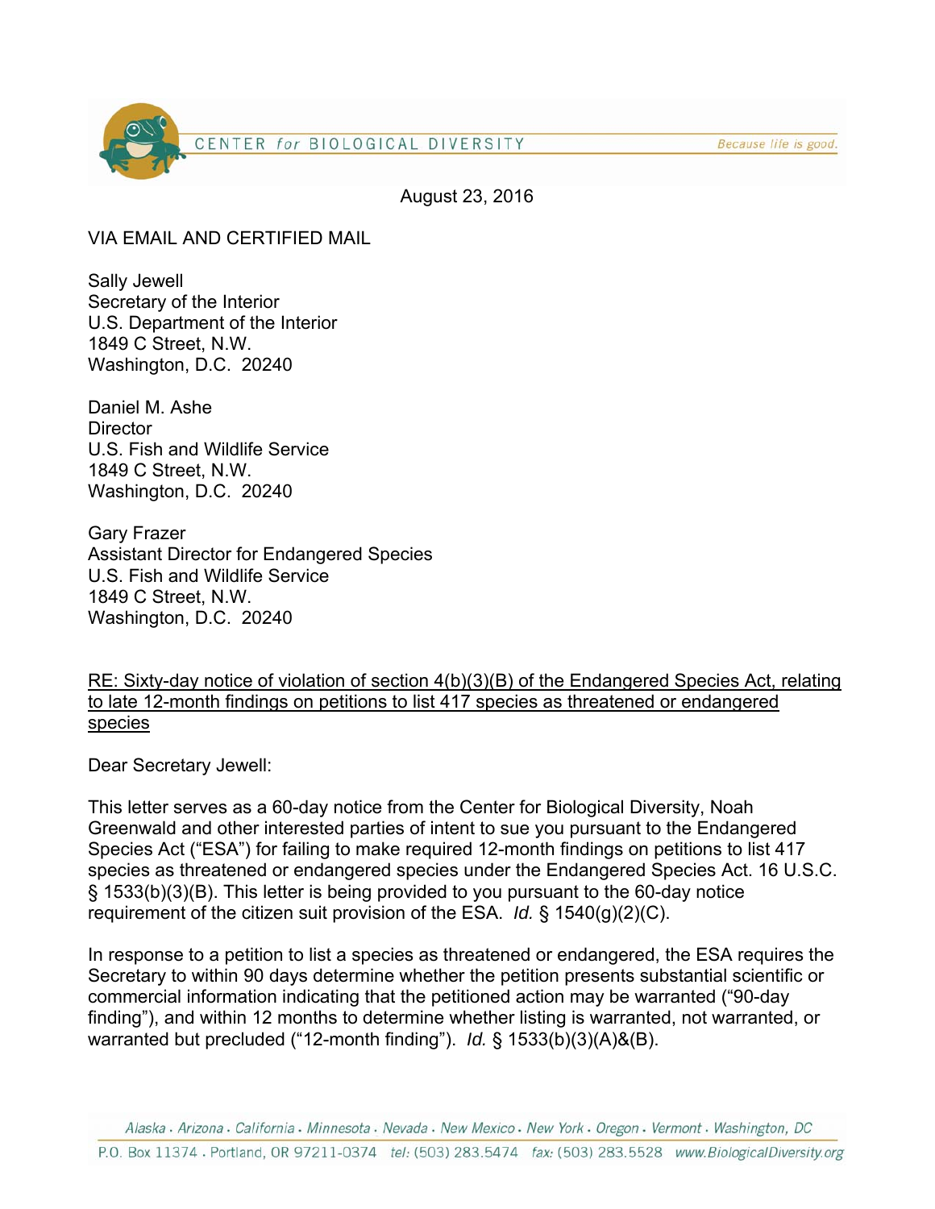CENTER *for* BIOLOGICAL DIVERSITY    *Because life is good.*

August 23, 2016

VIA EMAIL AND CERTIFIED MAIL

Sally Jewell
Secretary of the Interior
U.S. Department of the Interior
1849 C Street, N.W.
Washington, D.C. 20240

Daniel M. Ashe
Director
U.S. Fish and Wildlife Service
1849 C Street, N.W.
Washington, D.C. 20240

Gary Frazer
Assistant Director for Endangered Species
U.S. Fish and Wildlife Service
1849 C Street, N.W.
Washington, D.C. 20240

<u>RE: Sixty-day notice of violation of section 4(b)(3)(B) of the Endangered Species Act, relating to late 12-month findings on petitions to list 417 species as threatened or endangered species</u>

Dear Secretary Jewell:

This letter serves as a 60-day notice from the Center for Biological Diversity, Noah Greenwald and other interested parties of intent to sue you pursuant to the Endangered Species Act ("ESA") for failing to make required 12-month findings on petitions to list 417 species as threatened or endangered species under the Endangered Species Act. 16 U.S.C. § 1533(b)(3)(B). This letter is being provided to you pursuant to the 60-day notice requirement of the citizen suit provision of the ESA. *Id.* § 1540(g)(2)(C).

In response to a petition to list a species as threatened or endangered, the ESA requires the Secretary to within 90 days determine whether the petition presents substantial scientific or commercial information indicating that the petitioned action may be warranted ("90-day finding"), and within 12 months to determine whether listing is warranted, not warranted, or warranted but precluded ("12-month finding"). *Id.* § 1533(b)(3)(A)&(B).

*Alaska . Arizona . California . Minnesota . Nevada . New Mexico . New York . Oregon . Vermont . Washington, DC*
P.O. Box 11374 . Portland, OR 97211-0374 *tel:* (503) 283.5474 *fax:* (503) 283.5528 *www.BiologicalDiversity.org*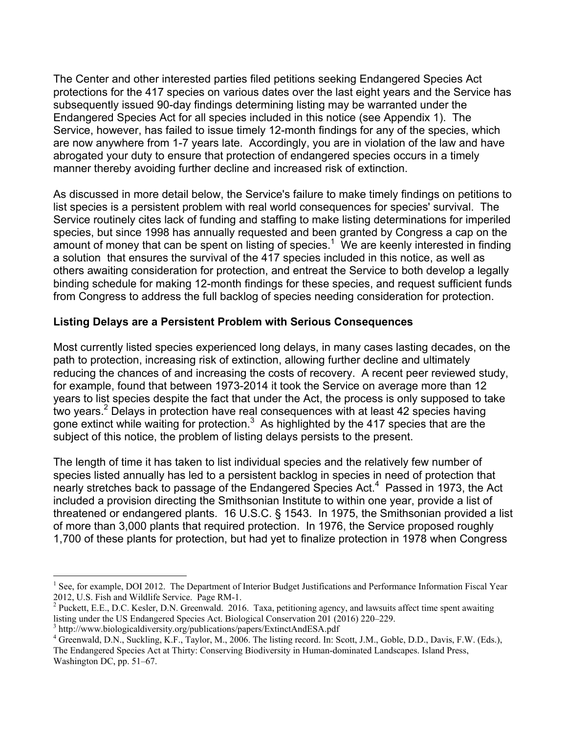The Center and other interested parties filed petitions seeking Endangered Species Act protections for the 417 species on various dates over the last eight years and the Service has subsequently issued 90-day findings determining listing may be warranted under the Endangered Species Act for all species included in this notice (see Appendix 1). The Service, however, has failed to issue timely 12-month findings for any of the species, which are now anywhere from 1-7 years late. Accordingly, you are in violation of the law and have abrogated your duty to ensure that protection of endangered species occurs in a timely manner thereby avoiding further decline and increased risk of extinction.

As discussed in more detail below, the Service's failure to make timely findings on petitions to list species is a persistent problem with real world consequences for species' survival. The Service routinely cites lack of funding and staffing to make listing determinations for imperiled species, but since 1998 has annually requested and been granted by Congress a cap on the amount of money that can be spent on listing of species.[1] We are keenly interested in finding a solution that ensures the survival of the 417 species included in this notice, as well as others awaiting consideration for protection, and entreat the Service to both develop a legally binding schedule for making 12-month findings for these species, and request sufficient funds from Congress to address the full backlog of species needing consideration for protection.

**Listing Delays are a Persistent Problem with Serious Consequences**

Most currently listed species experienced long delays, in many cases lasting decades, on the path to protection, increasing risk of extinction, allowing further decline and ultimately reducing the chances of and increasing the costs of recovery. A recent peer reviewed study, for example, found that between 1973-2014 it took the Service on average more than 12 years to list species despite the fact that under the Act, the process is only supposed to take two years.[2] Delays in protection have real consequences with at least 42 species having gone extinct while waiting for protection.[3] As highlighted by the 417 species that are the subject of this notice, the problem of listing delays persists to the present.

The length of time it has taken to list individual species and the relatively few number of species listed annually has led to a persistent backlog in species in need of protection that nearly stretches back to passage of the Endangered Species Act.[4] Passed in 1973, the Act included a provision directing the Smithsonian Institute to within one year, provide a list of threatened or endangered plants. 16 U.S.C. § 1543. In 1975, the Smithsonian provided a list of more than 3,000 plants that required protection. In 1976, the Service proposed roughly 1,700 of these plants for protection, but had yet to finalize protection in 1978 when Congress

---

[1] See, for example, DOI 2012. The Department of Interior Budget Justifications and Performance Information Fiscal Year 2012, U.S. Fish and Wildlife Service. Page RM-1.

[2] Puckett, E.E., D.C. Kesler, D.N. Greenwald. 2016. Taxa, petitioning agency, and lawsuits affect time spent awaiting listing under the US Endangered Species Act. Biological Conservation 201 (2016) 220–229.

[3] http://www.biologicaldiversity.org/publications/papers/ExtinctAndESA.pdf

[4] Greenwald, D.N., Suckling, K.F., Taylor, M., 2006. The listing record. In: Scott, J.M., Goble, D.D., Davis, F.W. (Eds.), The Endangered Species Act at Thirty: Conserving Biodiversity in Human-dominated Landscapes. Island Press, Washington DC, pp. 51–67.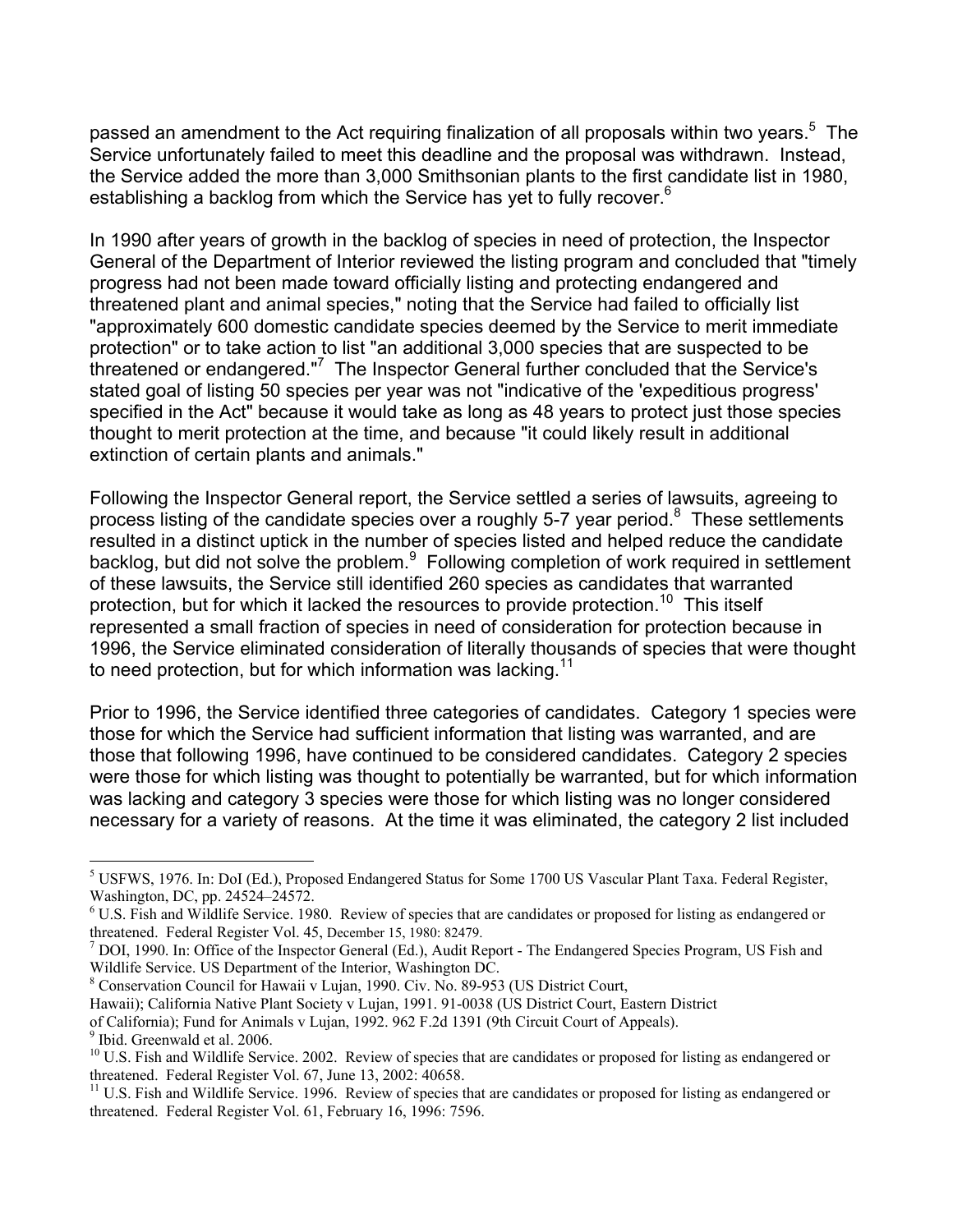passed an amendment to the Act requiring finalization of all proposals within two years.[5] The Service unfortunately failed to meet this deadline and the proposal was withdrawn. Instead, the Service added the more than 3,000 Smithsonian plants to the first candidate list in 1980, establishing a backlog from which the Service has yet to fully recover.[6]

In 1990 after years of growth in the backlog of species in need of protection, the Inspector General of the Department of Interior reviewed the listing program and concluded that "timely progress had not been made toward officially listing and protecting endangered and threatened plant and animal species," noting that the Service had failed to officially list "approximately 600 domestic candidate species deemed by the Service to merit immediate protection" or to take action to list "an additional 3,000 species that are suspected to be threatened or endangered."[7] The Inspector General further concluded that the Service's stated goal of listing 50 species per year was not "indicative of the 'expeditious progress' specified in the Act" because it would take as long as 48 years to protect just those species thought to merit protection at the time, and because "it could likely result in additional extinction of certain plants and animals."

Following the Inspector General report, the Service settled a series of lawsuits, agreeing to process listing of the candidate species over a roughly 5-7 year period.[8] These settlements resulted in a distinct uptick in the number of species listed and helped reduce the candidate backlog, but did not solve the problem.[9] Following completion of work required in settlement of these lawsuits, the Service still identified 260 species as candidates that warranted protection, but for which it lacked the resources to provide protection.[10] This itself represented a small fraction of species in need of consideration for protection because in 1996, the Service eliminated consideration of literally thousands of species that were thought to need protection, but for which information was lacking.[11]

Prior to 1996, the Service identified three categories of candidates. Category 1 species were those for which the Service had sufficient information that listing was warranted, and are those that following 1996, have continued to be considered candidates. Category 2 species were those for which listing was thought to potentially be warranted, but for which information was lacking and category 3 species were those for which listing was no longer considered necessary for a variety of reasons. At the time it was eliminated, the category 2 list included

---

[5] USFWS, 1976. In: DoI (Ed.), Proposed Endangered Status for Some 1700 US Vascular Plant Taxa. Federal Register, Washington, DC, pp. 24524–24572.

[6] U.S. Fish and Wildlife Service. 1980. Review of species that are candidates or proposed for listing as endangered or threatened. Federal Register Vol. 45, December 15, 1980: 82479.

[7] DOI, 1990. In: Office of the Inspector General (Ed.), Audit Report - The Endangered Species Program, US Fish and Wildlife Service. US Department of the Interior, Washington DC.

[8] Conservation Council for Hawaii v Lujan, 1990. Civ. No. 89-953 (US District Court, Hawaii); California Native Plant Society v Lujan, 1991. 91-0038 (US District Court, Eastern District of California); Fund for Animals v Lujan, 1992. 962 F.2d 1391 (9th Circuit Court of Appeals).

[9] Ibid. Greenwald et al. 2006.

[10] U.S. Fish and Wildlife Service. 2002. Review of species that are candidates or proposed for listing as endangered or threatened. Federal Register Vol. 67, June 13, 2002: 40658.

[11] U.S. Fish and Wildlife Service. 1996. Review of species that are candidates or proposed for listing as endangered or threatened. Federal Register Vol. 61, February 16, 1996: 7596.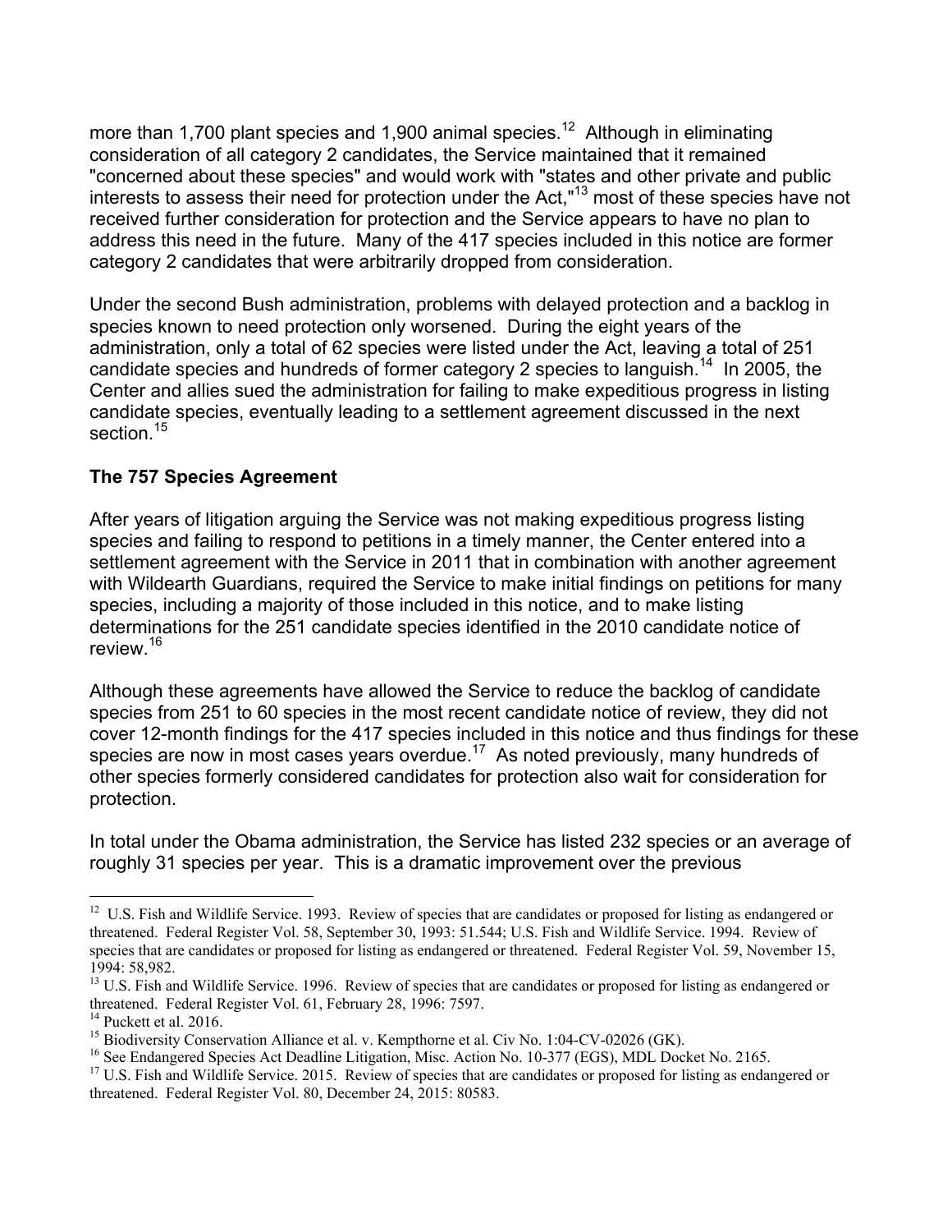more than 1,700 plant species and 1,900 animal species.[12] Although in eliminating consideration of all category 2 candidates, the Service maintained that it remained "concerned about these species" and would work with "states and other private and public interests to assess their need for protection under the Act,"[13] most of these species have not received further consideration for protection and the Service appears to have no plan to address this need in the future. Many of the 417 species included in this notice are former category 2 candidates that were arbitrarily dropped from consideration.

Under the second Bush administration, problems with delayed protection and a backlog in species known to need protection only worsened. During the eight years of the administration, only a total of 62 species were listed under the Act, leaving a total of 251 candidate species and hundreds of former category 2 species to languish.[14] In 2005, the Center and allies sued the administration for failing to make expeditious progress in listing candidate species, eventually leading to a settlement agreement discussed in the next section.[15]

### The 757 Species Agreement

After years of litigation arguing the Service was not making expeditious progress listing species and failing to respond to petitions in a timely manner, the Center entered into a settlement agreement with the Service in 2011 that in combination with another agreement with Wildearth Guardians, required the Service to make initial findings on petitions for many species, including a majority of those included in this notice, and to make listing determinations for the 251 candidate species identified in the 2010 candidate notice of review.[16]

Although these agreements have allowed the Service to reduce the backlog of candidate species from 251 to 60 species in the most recent candidate notice of review, they did not cover 12-month findings for the 417 species included in this notice and thus findings for these species are now in most cases years overdue.[17] As noted previously, many hundreds of other species formerly considered candidates for protection also wait for consideration for protection.

In total under the Obama administration, the Service has listed 232 species or an average of roughly 31 species per year. This is a dramatic improvement over the previous

---

[12] U.S. Fish and Wildlife Service. 1993. Review of species that are candidates or proposed for listing as endangered or threatened. Federal Register Vol. 58, September 30, 1993: 51.544; U.S. Fish and Wildlife Service. 1994. Review of species that are candidates or proposed for listing as endangered or threatened. Federal Register Vol. 59, November 15, 1994: 58,982.

[13] U.S. Fish and Wildlife Service. 1996. Review of species that are candidates or proposed for listing as endangered or threatened. Federal Register Vol. 61, February 28, 1996: 7597.

[14] Puckett et al. 2016.

[15] Biodiversity Conservation Alliance et al. v. Kempthorne et al. Civ No. 1:04-CV-02026 (GK).

[16] See Endangered Species Act Deadline Litigation, Misc. Action No. 10-377 (EGS), MDL Docket No. 2165.

[17] U.S. Fish and Wildlife Service. 2015. Review of species that are candidates or proposed for listing as endangered or threatened. Federal Register Vol. 80, December 24, 2015: 80583.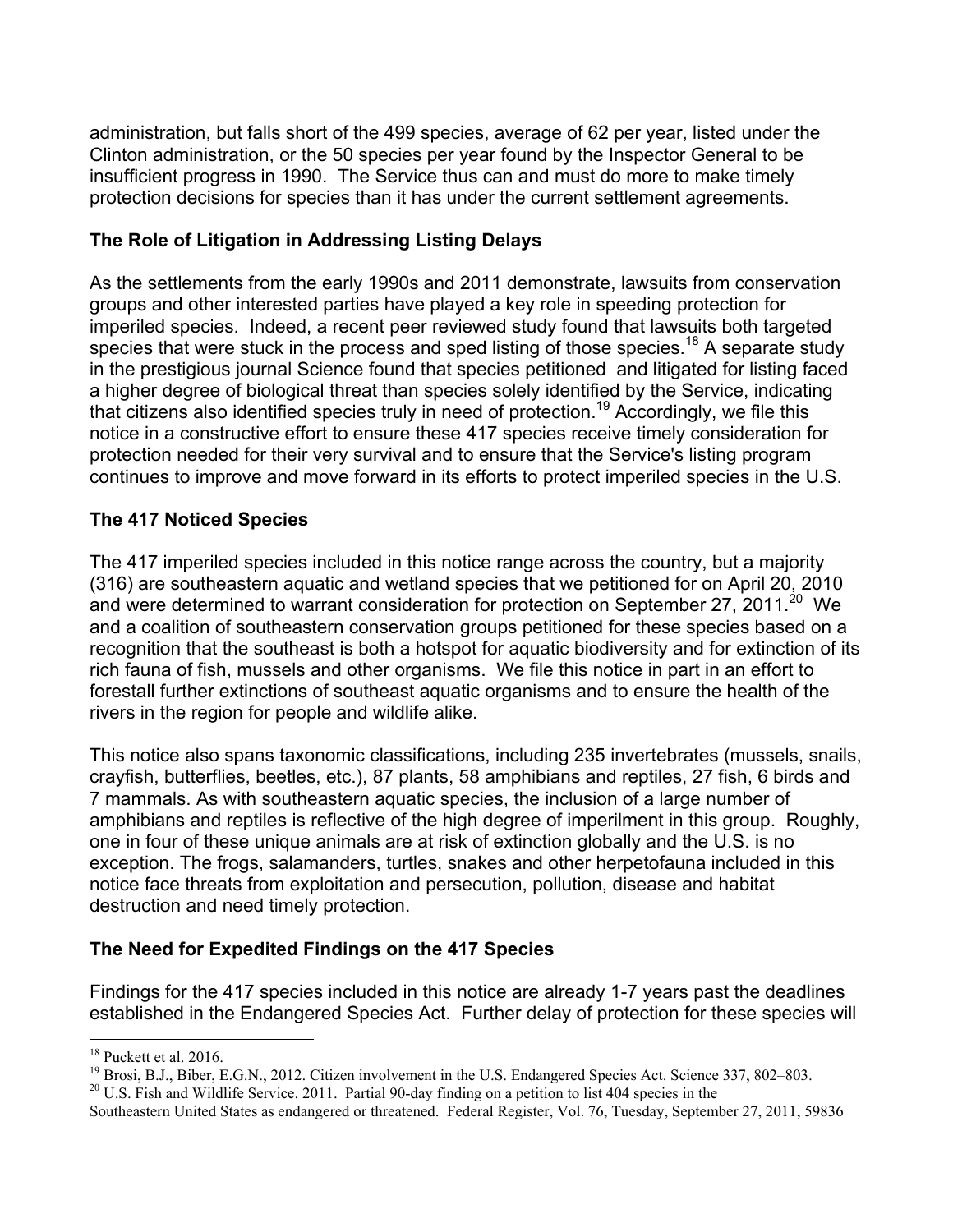administration, but falls short of the 499 species, average of 62 per year, listed under the Clinton administration, or the 50 species per year found by the Inspector General to be insufficient progress in 1990. The Service thus can and must do more to make timely protection decisions for species than it has under the current settlement agreements.

## The Role of Litigation in Addressing Listing Delays

As the settlements from the early 1990s and 2011 demonstrate, lawsuits from conservation groups and other interested parties have played a key role in speeding protection for imperiled species. Indeed, a recent peer reviewed study found that lawsuits both targeted species that were stuck in the process and sped listing of those species.[18] A separate study in the prestigious journal Science found that species petitioned and litigated for listing faced a higher degree of biological threat than species solely identified by the Service, indicating that citizens also identified species truly in need of protection.[19] Accordingly, we file this notice in a constructive effort to ensure these 417 species receive timely consideration for protection needed for their very survival and to ensure that the Service's listing program continues to improve and move forward in its efforts to protect imperiled species in the U.S.

## The 417 Noticed Species

The 417 imperiled species included in this notice range across the country, but a majority (316) are southeastern aquatic and wetland species that we petitioned for on April 20, 2010 and were determined to warrant consideration for protection on September 27, 2011.[20] We and a coalition of southeastern conservation groups petitioned for these species based on a recognition that the southeast is both a hotspot for aquatic biodiversity and for extinction of its rich fauna of fish, mussels and other organisms. We file this notice in part in an effort to forestall further extinctions of southeast aquatic organisms and to ensure the health of the rivers in the region for people and wildlife alike.

This notice also spans taxonomic classifications, including 235 invertebrates (mussels, snails, crayfish, butterflies, beetles, etc.), 87 plants, 58 amphibians and reptiles, 27 fish, 6 birds and 7 mammals. As with southeastern aquatic species, the inclusion of a large number of amphibians and reptiles is reflective of the high degree of imperilment in this group. Roughly, one in four of these unique animals are at risk of extinction globally and the U.S. is no exception. The frogs, salamanders, turtles, snakes and other herpetofauna included in this notice face threats from exploitation and persecution, pollution, disease and habitat destruction and need timely protection.

## The Need for Expedited Findings on the 417 Species

Findings for the 417 species included in this notice are already 1-7 years past the deadlines established in the Endangered Species Act. Further delay of protection for these species will

---

[18] Puckett et al. 2016.

[19] Brosi, B.J., Biber, E.G.N., 2012. Citizen involvement in the U.S. Endangered Species Act. Science 337, 802–803.

[20] U.S. Fish and Wildlife Service. 2011. Partial 90-day finding on a petition to list 404 species in the Southeastern United States as endangered or threatened. Federal Register, Vol. 76, Tuesday, September 27, 2011, 59836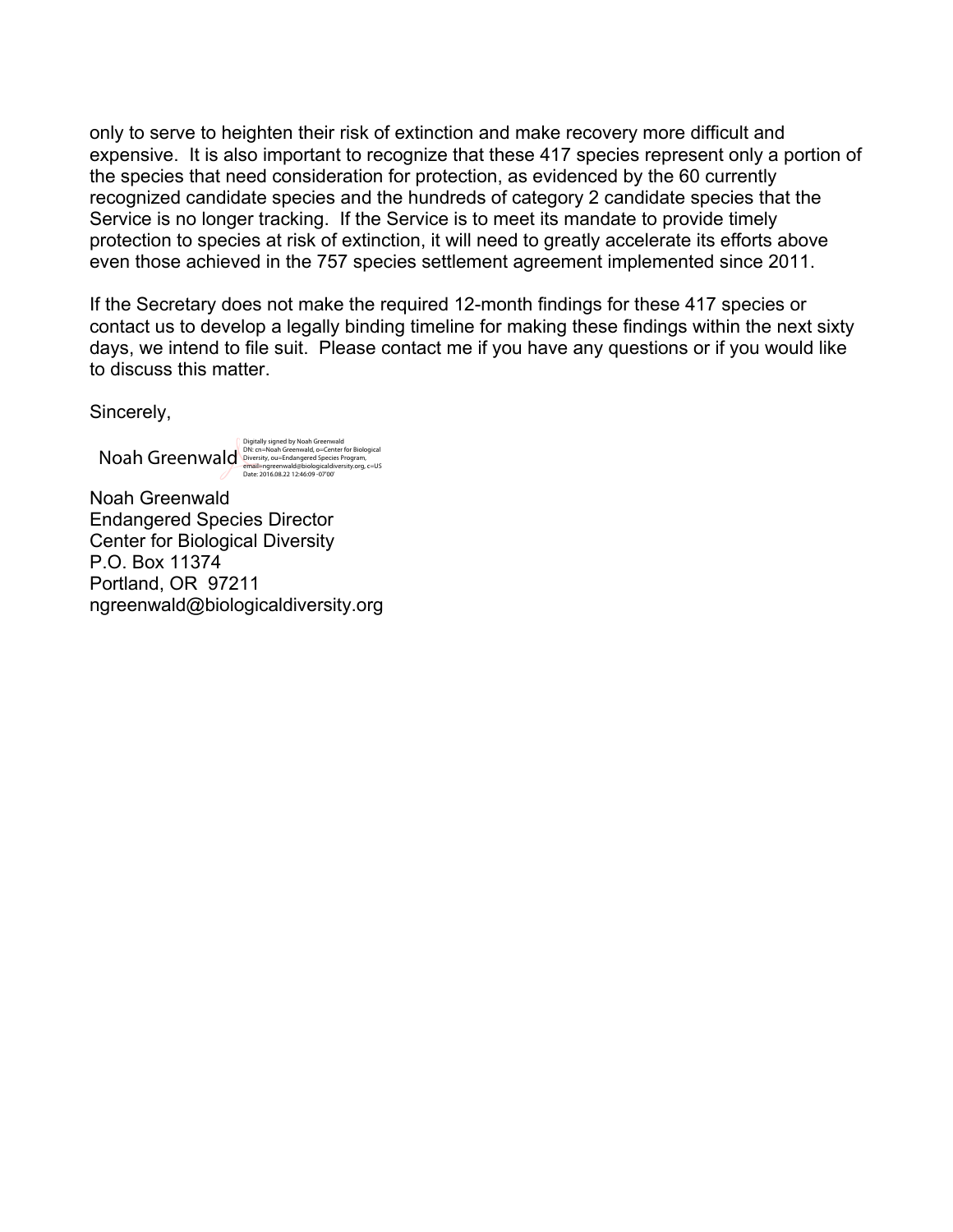only to serve to heighten their risk of extinction and make recovery more difficult and expensive. It is also important to recognize that these 417 species represent only a portion of the species that need consideration for protection, as evidenced by the 60 currently recognized candidate species and the hundreds of category 2 candidate species that the Service is no longer tracking. If the Service is to meet its mandate to provide timely protection to species at risk of extinction, it will need to greatly accelerate its efforts above even those achieved in the 757 species settlement agreement implemented since 2011.

If the Secretary does not make the required 12-month findings for these 417 species or contact us to develop a legally binding timeline for making these findings within the next sixty days, we intend to file suit. Please contact me if you have any questions or if you would like to discuss this matter.

Sincerely,

Noah Greenwald

Digitally signed by Noah Greenwald
DN: cn=Noah Greenwald, o=Center for Biological Diversity, ou=Endangered Species Program, email=ngreenwald@biologicaldiversity.org, c=US
Date: 2016.08.22 12:46:09 -07'00'

Noah Greenwald
Endangered Species Director
Center for Biological Diversity
P.O. Box 11374
Portland, OR 97211
ngreenwald@biologicaldiversity.org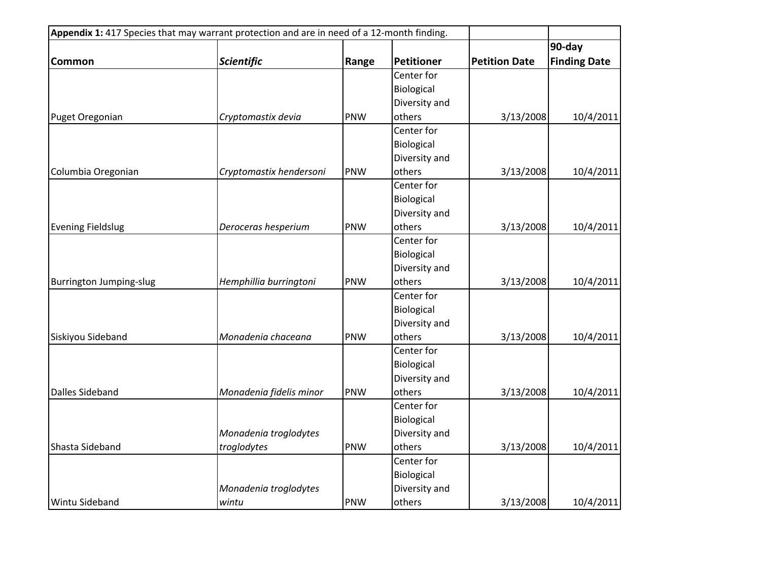| **Appendix 1:** 417 Species that may warrant protection and are in need of a 12-month finding. | | | | | |
|---|---|---|---|---|---|
| **Common** | ***Scientific*** | **Range** | **Petitioner** | **Petition Date** | **90-day Finding Date** |
| Puget Oregonian | *Cryptomastix devia* | PNW | Center for Biological Diversity and others | 3/13/2008 | 10/4/2011 |
| Columbia Oregonian | *Cryptomastix hendersoni* | PNW | Center for Biological Diversity and others | 3/13/2008 | 10/4/2011 |
| Evening Fieldslug | *Deroceras hesperium* | PNW | Center for Biological Diversity and others | 3/13/2008 | 10/4/2011 |
| Burrington Jumping-slug | *Hemphillia burringtoni* | PNW | Center for Biological Diversity and others | 3/13/2008 | 10/4/2011 |
| Siskiyou Sideband | *Monadenia chaceana* | PNW | Center for Biological Diversity and others | 3/13/2008 | 10/4/2011 |
| Dalles Sideband | *Monadenia fidelis minor* | PNW | Center for Biological Diversity and others | 3/13/2008 | 10/4/2011 |
| Shasta Sideband | *Monadenia troglodytes troglodytes* | PNW | Center for Biological Diversity and others | 3/13/2008 | 10/4/2011 |
| Wintu Sideband | *Monadenia troglodytes wintu* | PNW | Center for Biological Diversity and others | 3/13/2008 | 10/4/2011 |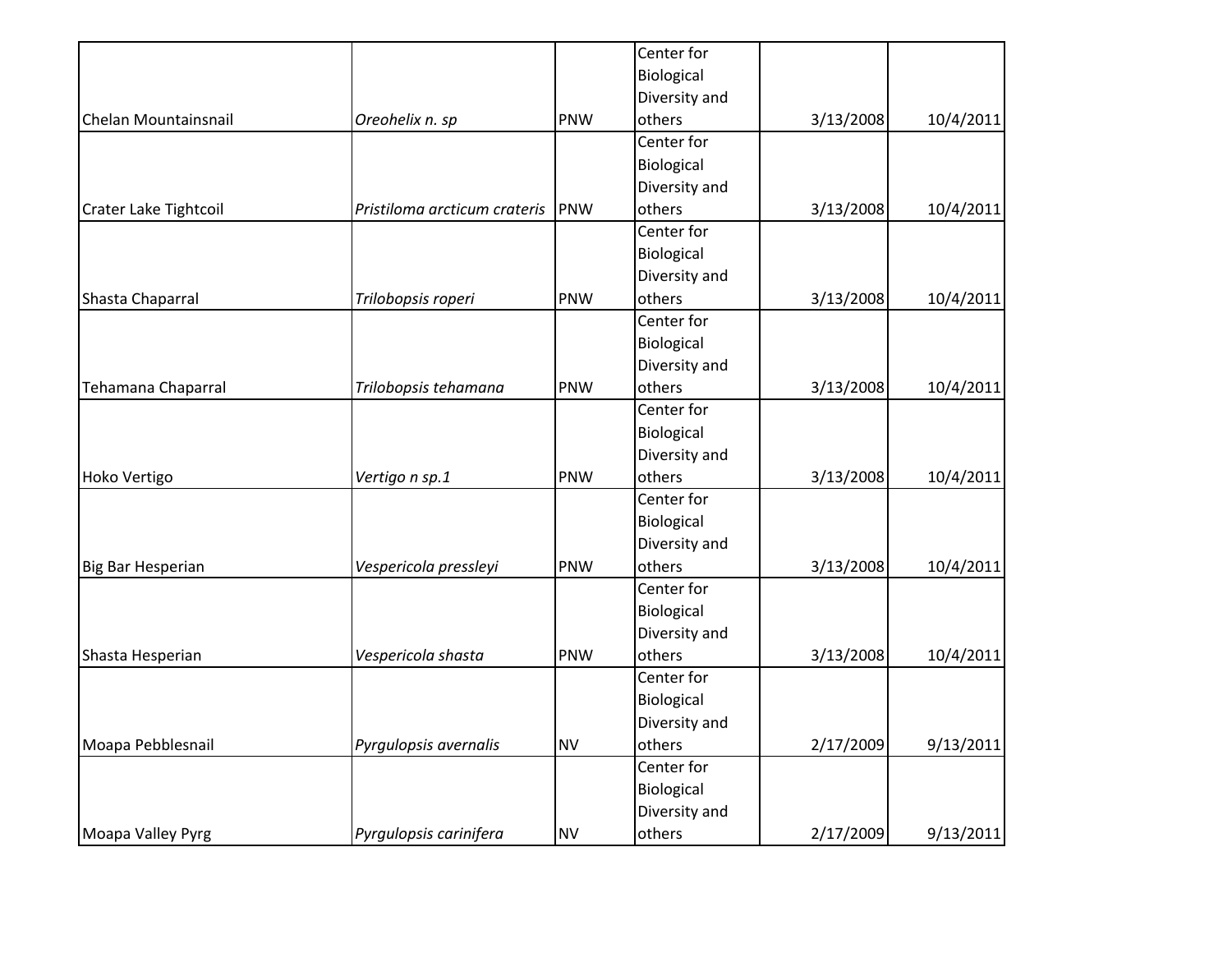| | | | | | |
|---|---|---|---|---|---|
| Chelan Mountainsnail | *Oreohelix n. sp* | PNW | Center for Biological Diversity and others | 3/13/2008 | 10/4/2011 |
| Crater Lake Tightcoil | *Pristiloma arcticum crateris* | PNW | Center for Biological Diversity and others | 3/13/2008 | 10/4/2011 |
| Shasta Chaparral | *Trilobopsis roperi* | PNW | Center for Biological Diversity and others | 3/13/2008 | 10/4/2011 |
| Tehamana Chaparral | *Trilobopsis tehamana* | PNW | Center for Biological Diversity and others | 3/13/2008 | 10/4/2011 |
| Hoko Vertigo | *Vertigo n sp.1* | PNW | Center for Biological Diversity and others | 3/13/2008 | 10/4/2011 |
| Big Bar Hesperian | *Vespericola pressleyi* | PNW | Center for Biological Diversity and others | 3/13/2008 | 10/4/2011 |
| Shasta Hesperian | *Vespericola shasta* | PNW | Center for Biological Diversity and others | 3/13/2008 | 10/4/2011 |
| Moapa Pebblesnail | *Pyrgulopsis avernalis* | NV | Center for Biological Diversity and others | 2/17/2009 | 9/13/2011 |
| Moapa Valley Pyrg | *Pyrgulopsis carinifera* | NV | Center for Biological Diversity and others | 2/17/2009 | 9/13/2011 |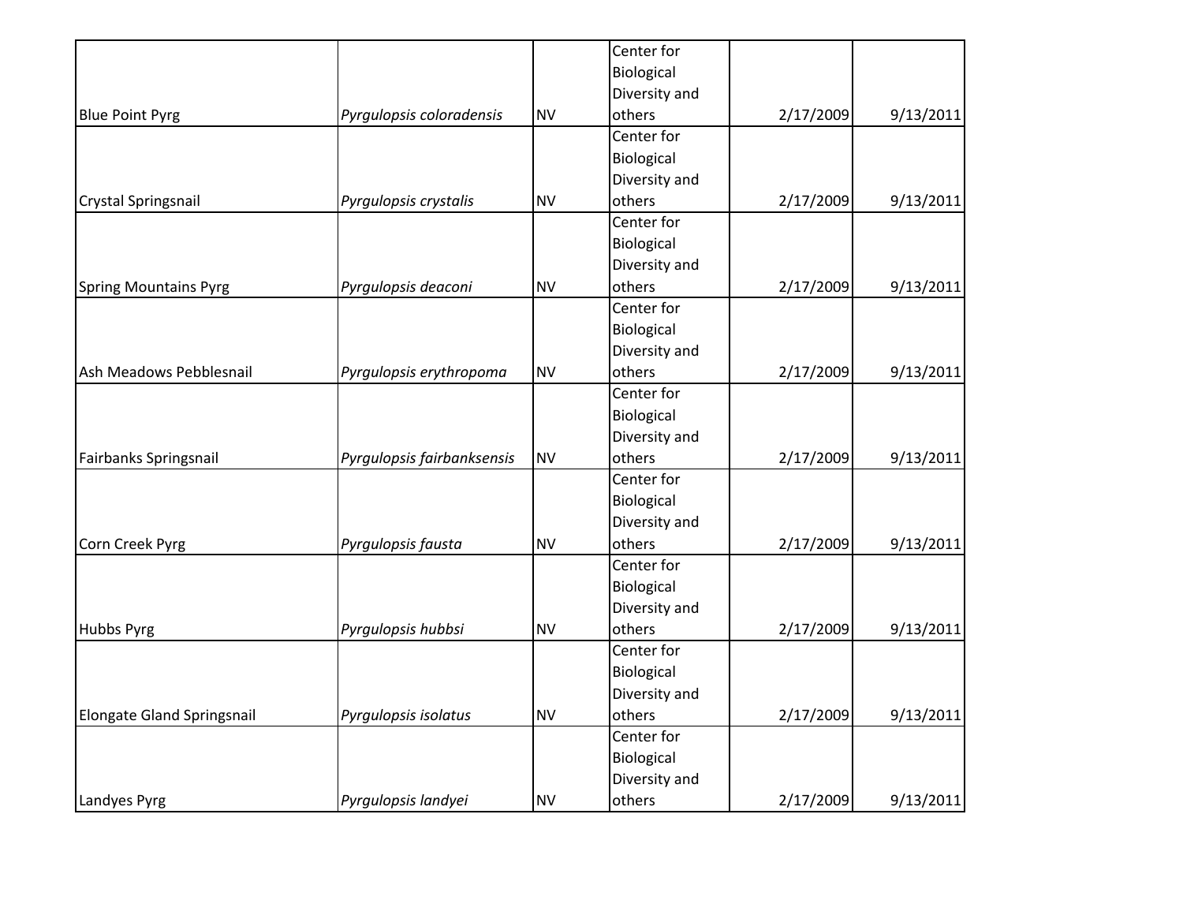| | | | | | |
|---|---|---|---|---|---|
| Blue Point Pyrg | *Pyrgulopsis coloradensis* | NV | Center for Biological Diversity and others | 2/17/2009 | 9/13/2011 |
| Crystal Springsnail | *Pyrgulopsis crystalis* | NV | Center for Biological Diversity and others | 2/17/2009 | 9/13/2011 |
| Spring Mountains Pyrg | *Pyrgulopsis deaconi* | NV | Center for Biological Diversity and others | 2/17/2009 | 9/13/2011 |
| Ash Meadows Pebblesnail | *Pyrgulopsis erythropoma* | NV | Center for Biological Diversity and others | 2/17/2009 | 9/13/2011 |
| Fairbanks Springsnail | *Pyrgulopsis fairbanksensis* | NV | Center for Biological Diversity and others | 2/17/2009 | 9/13/2011 |
| Corn Creek Pyrg | *Pyrgulopsis fausta* | NV | Center for Biological Diversity and others | 2/17/2009 | 9/13/2011 |
| Hubbs Pyrg | *Pyrgulopsis hubbsi* | NV | Center for Biological Diversity and others | 2/17/2009 | 9/13/2011 |
| Elongate Gland Springsnail | *Pyrgulopsis isolatus* | NV | Center for Biological Diversity and others | 2/17/2009 | 9/13/2011 |
| Landyes Pyrg | *Pyrgulopsis landyei* | NV | Center for Biological Diversity and others | 2/17/2009 | 9/13/2011 |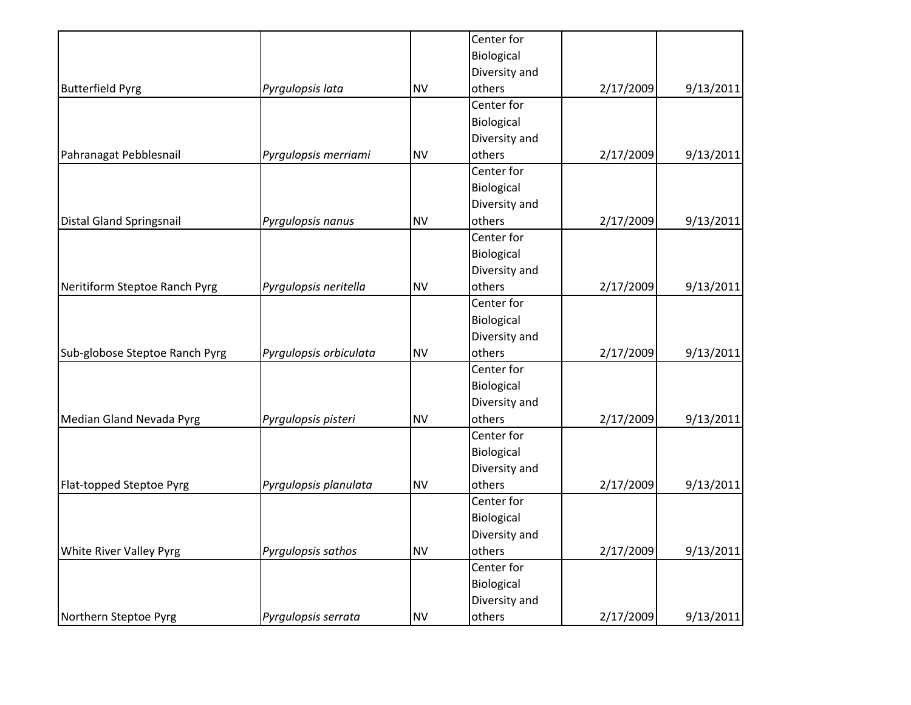| | | | | | |
|---|---|---|---|---|---|
| Butterfield Pyrg | *Pyrgulopsis lata* | NV | Center for Biological Diversity and others | 2/17/2009 | 9/13/2011 |
| Pahranagat Pebblesnail | *Pyrgulopsis merriami* | NV | Center for Biological Diversity and others | 2/17/2009 | 9/13/2011 |
| Distal Gland Springsnail | *Pyrgulopsis nanus* | NV | Center for Biological Diversity and others | 2/17/2009 | 9/13/2011 |
| Neritiform Steptoe Ranch Pyrg | *Pyrgulopsis neritella* | NV | Center for Biological Diversity and others | 2/17/2009 | 9/13/2011 |
| Sub-globose Steptoe Ranch Pyrg | *Pyrgulopsis orbiculata* | NV | Center for Biological Diversity and others | 2/17/2009 | 9/13/2011 |
| Median Gland Nevada Pyrg | *Pyrgulopsis pisteri* | NV | Center for Biological Diversity and others | 2/17/2009 | 9/13/2011 |
| Flat-topped Steptoe Pyrg | *Pyrgulopsis planulata* | NV | Center for Biological Diversity and others | 2/17/2009 | 9/13/2011 |
| White River Valley Pyrg | *Pyrgulopsis sathos* | NV | Center for Biological Diversity and others | 2/17/2009 | 9/13/2011 |
| Northern Steptoe Pyrg | *Pyrgulopsis serrata* | NV | Center for Biological Diversity and others | 2/17/2009 | 9/13/2011 |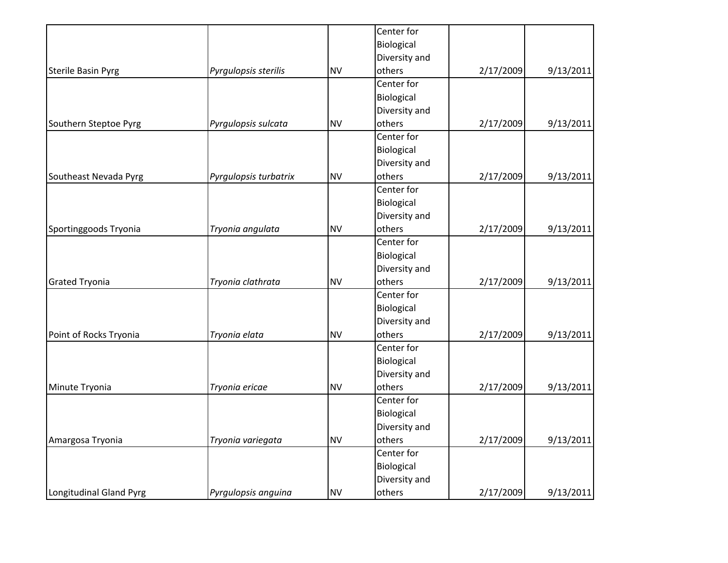| | | | | | |
|---|---|---|---|---|---|
| Sterile Basin Pyrg | *Pyrgulopsis sterilis* | NV | Center for Biological Diversity and others | 2/17/2009 | 9/13/2011 |
| Southern Steptoe Pyrg | *Pyrgulopsis sulcata* | NV | Center for Biological Diversity and others | 2/17/2009 | 9/13/2011 |
| Southeast Nevada Pyrg | *Pyrgulopsis turbatrix* | NV | Center for Biological Diversity and others | 2/17/2009 | 9/13/2011 |
| Sportinggoods Tryonia | *Tryonia angulata* | NV | Center for Biological Diversity and others | 2/17/2009 | 9/13/2011 |
| Grated Tryonia | *Tryonia clathrata* | NV | Center for Biological Diversity and others | 2/17/2009 | 9/13/2011 |
| Point of Rocks Tryonia | *Tryonia elata* | NV | Center for Biological Diversity and others | 2/17/2009 | 9/13/2011 |
| Minute Tryonia | *Tryonia ericae* | NV | Center for Biological Diversity and others | 2/17/2009 | 9/13/2011 |
| Amargosa Tryonia | *Tryonia variegata* | NV | Center for Biological Diversity and others | 2/17/2009 | 9/13/2011 |
| Longitudinal Gland Pyrg | *Pyrgulopsis anguina* | NV | Center for Biological Diversity and others | 2/17/2009 | 9/13/2011 |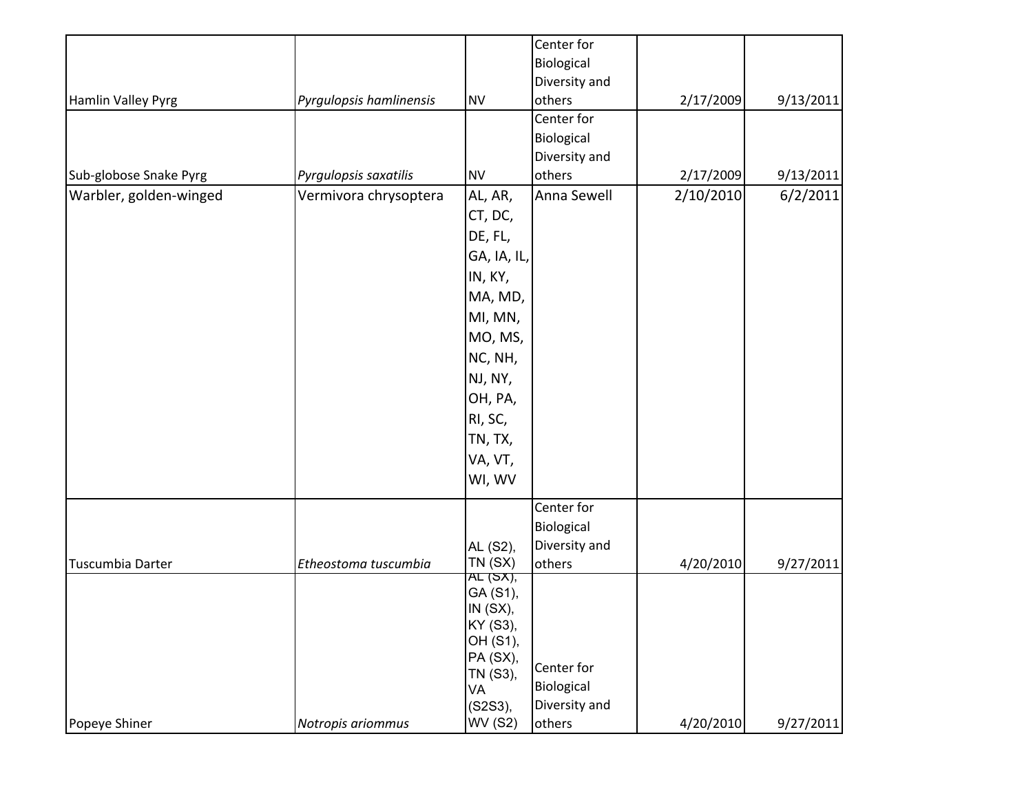| | | | | | |
|---|---|---|---|---|---|
| Hamlin Valley Pyrg | *Pyrgulopsis hamlinensis* | NV | Center for Biological Diversity and others | 2/17/2009 | 9/13/2011 |
| Sub-globose Snake Pyrg | *Pyrgulopsis saxatilis* | NV | Center for Biological Diversity and others | 2/17/2009 | 9/13/2011 |
| Warbler, golden-winged | Vermivora chrysoptera | AL, AR, CT, DC, DE, FL, GA, IA, IL, IN, KY, MA, MD, MI, MN, MO, MS, NC, NH, NJ, NY, OH, PA, RI, SC, TN, TX, VA, VT, WI, WV | Anna Sewell | 2/10/2010 | 6/2/2011 |
| Tuscumbia Darter | *Etheostoma tuscumbia* | AL (S2), TN (SX) | Center for Biological Diversity and others | 4/20/2010 | 9/27/2011 |
| Popeye Shiner | *Notropis ariommus* | AL (SX), GA (S1), IN (SX), KY (S3), OH (S1), PA (SX), TN (S3), VA (S2S3), WV (S2) | Center for Biological Diversity and others | 4/20/2010 | 9/27/2011 |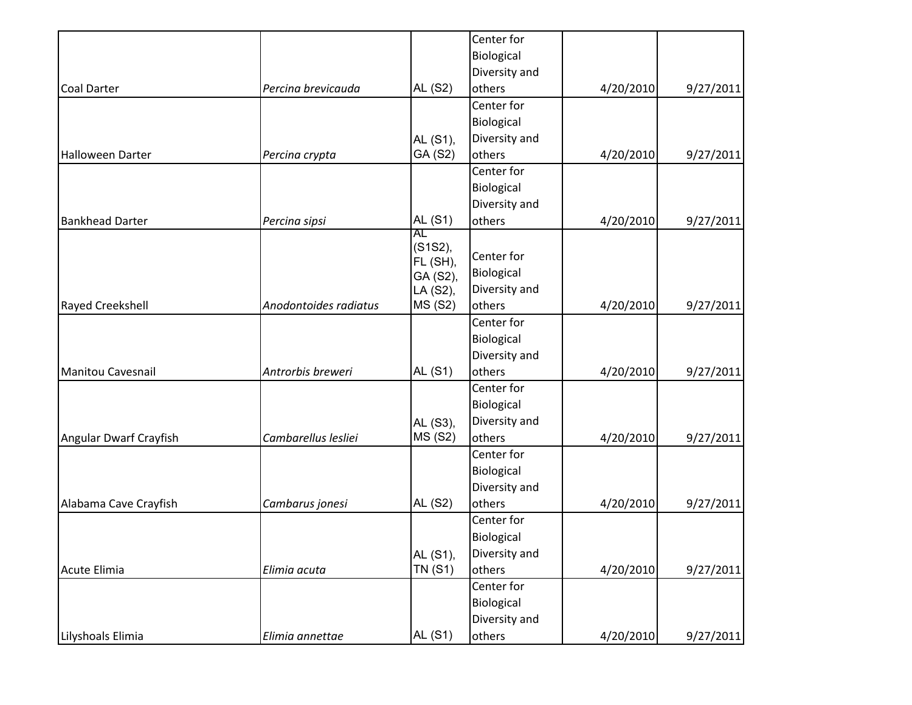| | | | | | |
|---|---|---|---|---|---|
| Coal Darter | *Percina brevicauda* | AL (S2) | Center for Biological Diversity and others | 4/20/2010 | 9/27/2011 |
| Halloween Darter | *Percina crypta* | AL (S1), GA (S2) | Center for Biological Diversity and others | 4/20/2010 | 9/27/2011 |
| Bankhead Darter | *Percina sipsi* | AL (S1) | Center for Biological Diversity and others | 4/20/2010 | 9/27/2011 |
| Rayed Creekshell | *Anodontoides radiatus* | AL (S1S2), FL (SH), GA (S2), LA (S2), MS (S2) | Center for Biological Diversity and others | 4/20/2010 | 9/27/2011 |
| Manitou Cavesnail | *Antrorbis breweri* | AL (S1) | Center for Biological Diversity and others | 4/20/2010 | 9/27/2011 |
| Angular Dwarf Crayfish | *Cambarellus lesliei* | AL (S3), MS (S2) | Center for Biological Diversity and others | 4/20/2010 | 9/27/2011 |
| Alabama Cave Crayfish | *Cambarus jonesi* | AL (S2) | Center for Biological Diversity and others | 4/20/2010 | 9/27/2011 |
| Acute Elimia | *Elimia acuta* | AL (S1), TN (S1) | Center for Biological Diversity and others | 4/20/2010 | 9/27/2011 |
| Lilyshoals Elimia | *Elimia annettae* | AL (S1) | Center for Biological Diversity and others | 4/20/2010 | 9/27/2011 |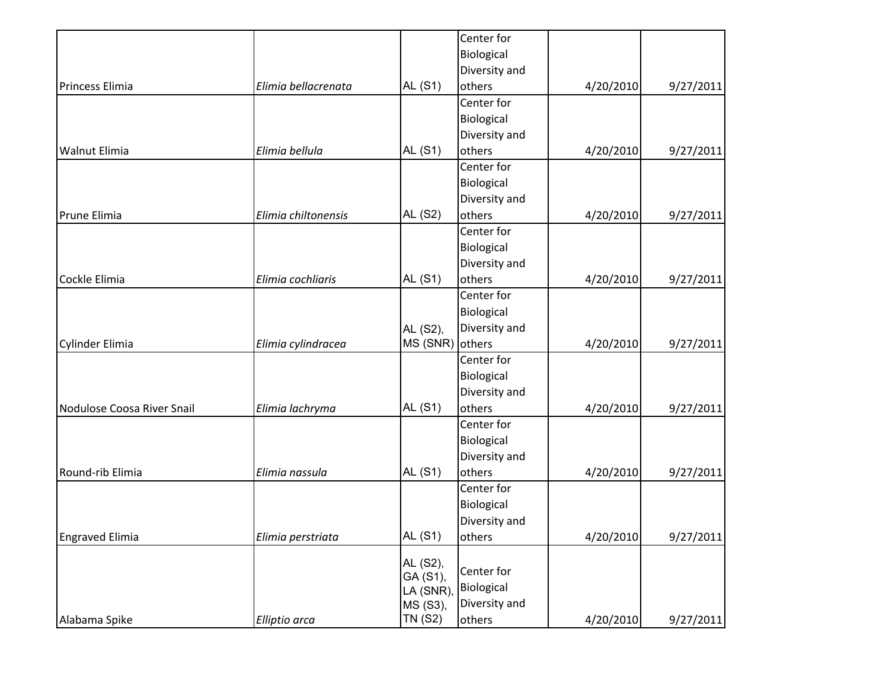| | | | | | |
|---|---|---|---|---|---|
| Princess Elimia | *Elimia bellacrenata* | AL (S1) | Center for Biological Diversity and others | 4/20/2010 | 9/27/2011 |
| Walnut Elimia | *Elimia bellula* | AL (S1) | Center for Biological Diversity and others | 4/20/2010 | 9/27/2011 |
| Prune Elimia | *Elimia chiltonensis* | AL (S2) | Center for Biological Diversity and others | 4/20/2010 | 9/27/2011 |
| Cockle Elimia | *Elimia cochliaris* | AL (S1) | Center for Biological Diversity and others | 4/20/2010 | 9/27/2011 |
| Cylinder Elimia | *Elimia cylindracea* | AL (S2), MS (SNR) | Center for Biological Diversity and others | 4/20/2010 | 9/27/2011 |
| Nodulose Coosa River Snail | *Elimia lachryma* | AL (S1) | Center for Biological Diversity and others | 4/20/2010 | 9/27/2011 |
| Round-rib Elimia | *Elimia nassula* | AL (S1) | Center for Biological Diversity and others | 4/20/2010 | 9/27/2011 |
| Engraved Elimia | *Elimia perstriata* | AL (S1) | Center for Biological Diversity and others | 4/20/2010 | 9/27/2011 |
| Alabama Spike | *Elliptio arca* | AL (S2), GA (S1), LA (SNR), MS (S3), TN (S2) | Center for Biological Diversity and others | 4/20/2010 | 9/27/2011 |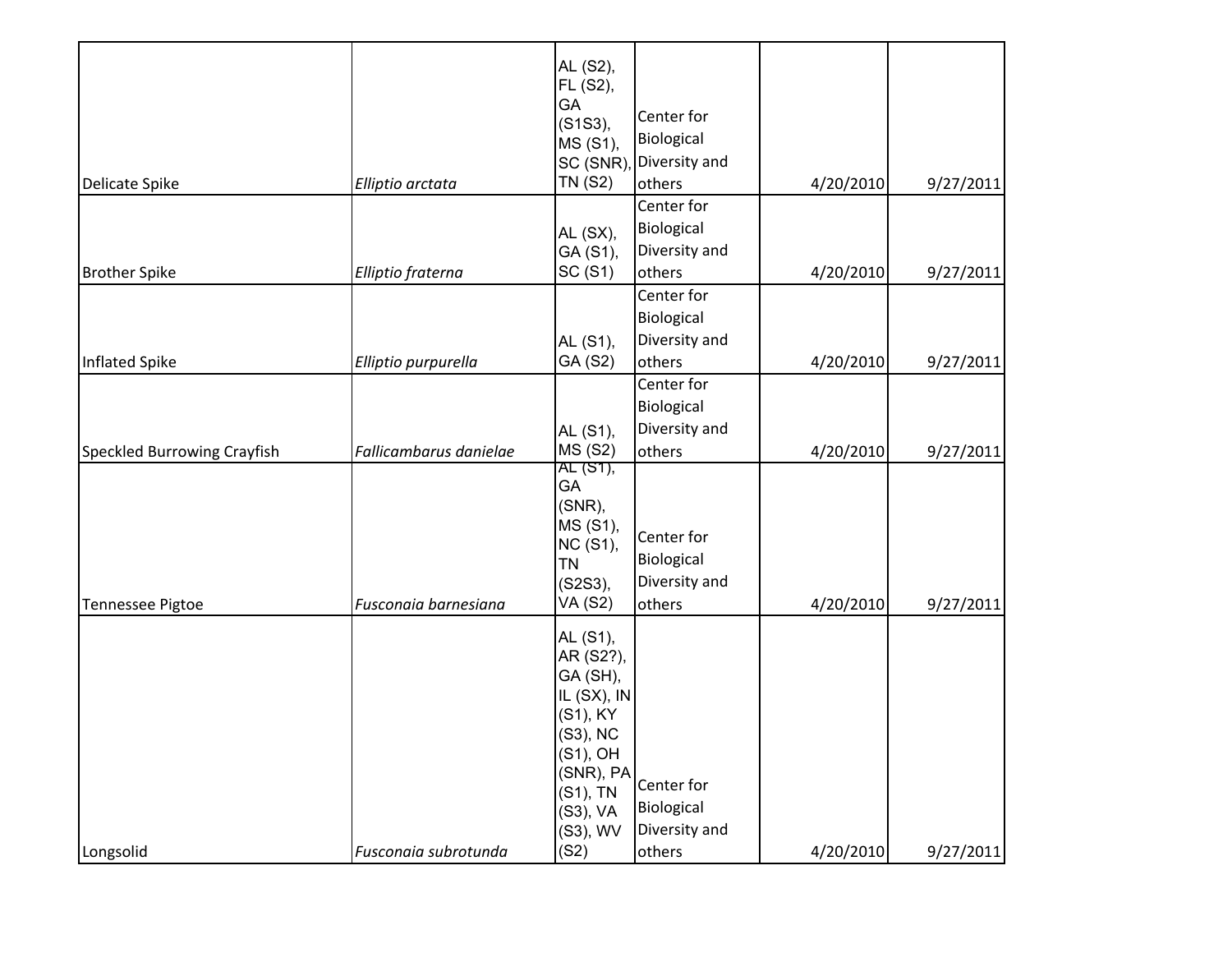| | | | | | |
|---|---|---|---|---|---|
| Delicate Spike | *Elliptio arctata* | AL (S2), FL (S2), GA (S1S3), MS (S1), SC (SNR), TN (S2) | Center for Biological Diversity and others | 4/20/2010 | 9/27/2011 |
| Brother Spike | *Elliptio fraterna* | AL (SX), GA (S1), SC (S1) | Center for Biological Diversity and others | 4/20/2010 | 9/27/2011 |
| Inflated Spike | *Elliptio purpurella* | AL (S1), GA (S2) | Center for Biological Diversity and others | 4/20/2010 | 9/27/2011 |
| Speckled Burrowing Crayfish | *Fallicambarus danielae* | AL (S1), MS (S2) | Center for Biological Diversity and others | 4/20/2010 | 9/27/2011 |
| Tennessee Pigtoe | *Fusconaia barnesiana* | AL (S1), GA (SNR), MS (S1), NC (S1), TN (S2S3), VA (S2) | Center for Biological Diversity and others | 4/20/2010 | 9/27/2011 |
| Longsolid | *Fusconaia subrotunda* | AL (S1), AR (S2?), GA (SH), IL (SX), IN (S1), KY (S3), NC (S1), OH (SNR), PA (S1), TN (S3), VA (S3), WV (S2) | Center for Biological Diversity and others | 4/20/2010 | 9/27/2011 |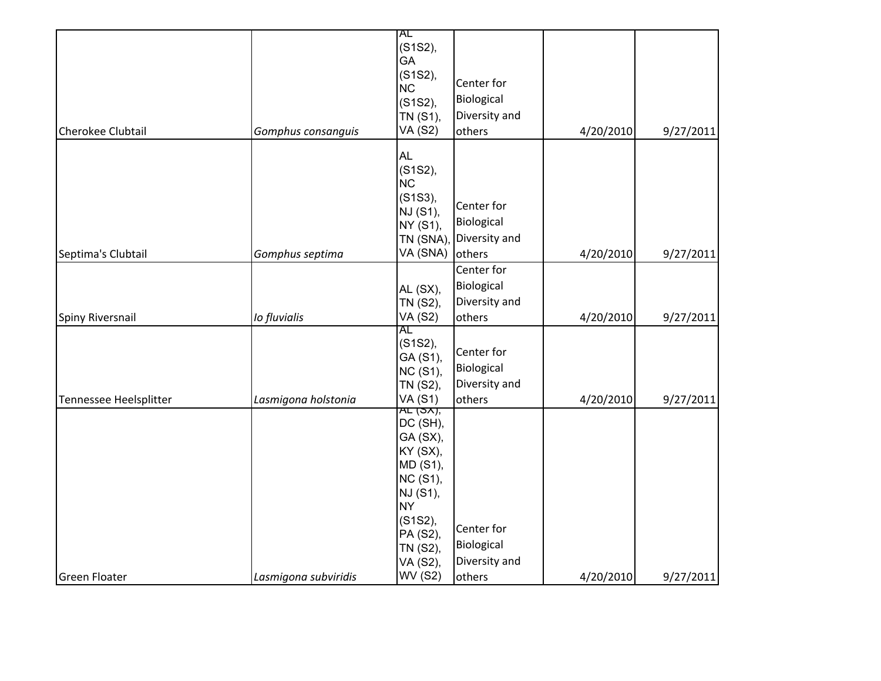| | | | | | |
|---|---|---|---|---|---|
| Cherokee Clubtail | *Gomphus consanguis* | AL (S1S2), GA (S1S2), NC (S1S2), TN (S1), VA (S2) | Center for Biological Diversity and others | 4/20/2010 | 9/27/2011 |
| Septima's Clubtail | *Gomphus septima* | AL (S1S2), NC (S1S3), NJ (S1), NY (S1), TN (SNA), VA (SNA) | Center for Biological Diversity and others | 4/20/2010 | 9/27/2011 |
| Spiny Riversnail | *Io fluvialis* | AL (SX), TN (S2), VA (S2) | Center for Biological Diversity and others | 4/20/2010 | 9/27/2011 |
| Tennessee Heelsplitter | *Lasmigona holstonia* | AL (S1S2), GA (S1), NC (S1), TN (S2), VA (S1) | Center for Biological Diversity and others | 4/20/2010 | 9/27/2011 |
| Green Floater | *Lasmigona subviridis* | AL (SX), DC (SH), GA (SX), KY (SX), MD (S1), NC (S1), NJ (S1), NY (S1S2), PA (S2), TN (S2), VA (S2), WV (S2) | Center for Biological Diversity and others | 4/20/2010 | 9/27/2011 |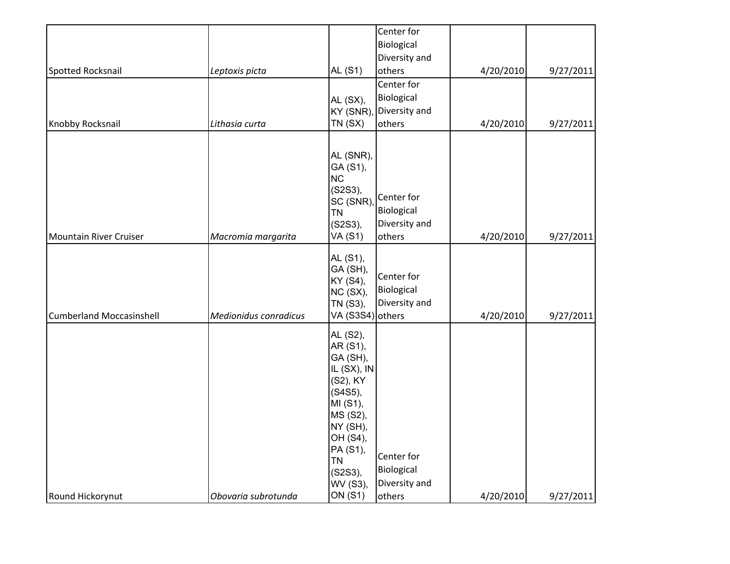| | | | | | |
|---|---|---|---|---|---|
| Spotted Rocksnail | *Leptoxis picta* | AL (S1) | Center for Biological Diversity and others | 4/20/2010 | 9/27/2011 |
| Knobby Rocksnail | *Lithasia curta* | AL (SX), KY (SNR), TN (SX) | Center for Biological Diversity and others | 4/20/2010 | 9/27/2011 |
| Mountain River Cruiser | *Macromia margarita* | AL (SNR), GA (S1), NC (S2S3), SC (SNR), TN (S2S3), VA (S1) | Center for Biological Diversity and others | 4/20/2010 | 9/27/2011 |
| Cumberland Moccasinshell | *Medionidus conradicus* | AL (S1), GA (SH), KY (S4), NC (SX), TN (S3), VA (S3S4) | Center for Biological Diversity and others | 4/20/2010 | 9/27/2011 |
| Round Hickorynut | *Obovaria subrotunda* | AL (S2), AR (S1), GA (SH), IL (SX), IN (S2), KY (S4S5), MI (S1), MS (S2), NY (SH), OH (S4), PA (S1), TN (S2S3), WV (S3), ON (S1) | Center for Biological Diversity and others | 4/20/2010 | 9/27/2011 |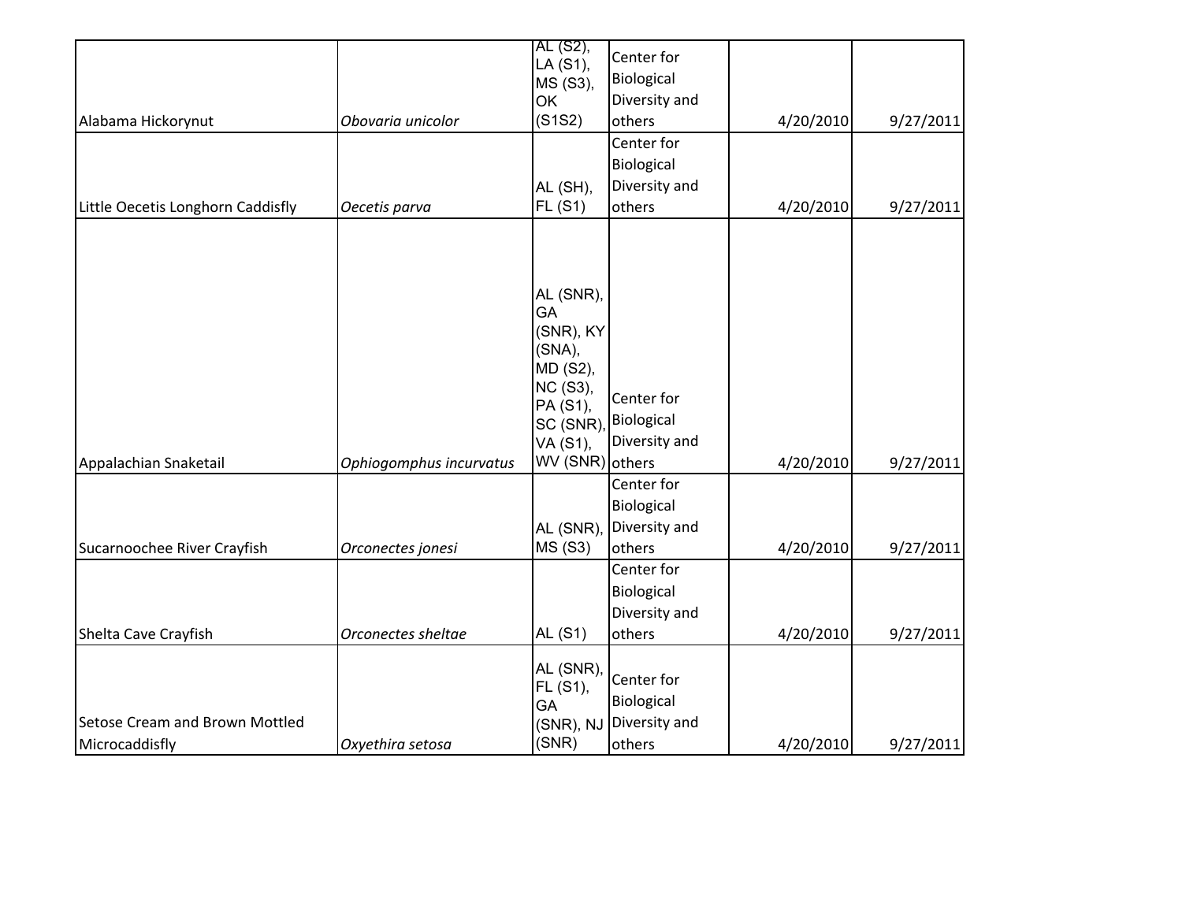| | | | | | |
|---|---|---|---|---|---|
| Alabama Hickorynut | *Obovaria unicolor* | AL (S2), LA (S1), MS (S3), OK (S1S2) | Center for Biological Diversity and others | 4/20/2010 | 9/27/2011 |
| Little Oecetis Longhorn Caddisfly | *Oecetis parva* | AL (SH), FL (S1) | Center for Biological Diversity and others | 4/20/2010 | 9/27/2011 |
| Appalachian Snaketail | *Ophiogomphus incurvatus* | AL (SNR), GA (SNR), KY (SNA), MD (S2), NC (S3), PA (S1), SC (SNR), VA (S1), WV (SNR) | Center for Biological Diversity and others | 4/20/2010 | 9/27/2011 |
| Sucarnoochee River Crayfish | *Orconectes jonesi* | AL (SNR), MS (S3) | Center for Biological Diversity and others | 4/20/2010 | 9/27/2011 |
| Shelta Cave Crayfish | *Orconectes sheltae* | AL (S1) | Center for Biological Diversity and others | 4/20/2010 | 9/27/2011 |
| Setose Cream and Brown Mottled Microcaddisfly | *Oxyethira setosa* | AL (SNR), FL (S1), GA (SNR), NJ (SNR) | Center for Biological Diversity and others | 4/20/2010 | 9/27/2011 |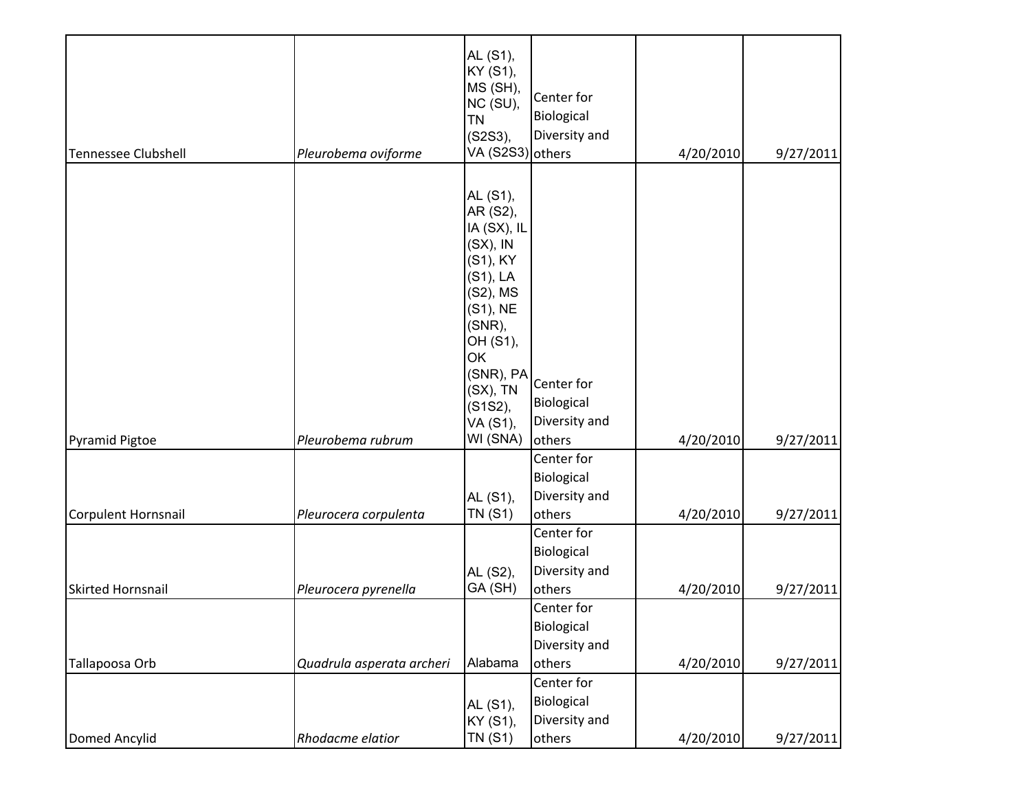| | | | | | |
|---|---|---|---|---|---|
| Tennessee Clubshell | *Pleurobema oviforme* | AL (S1), KY (S1), MS (SH), NC (SU), TN (S2S3), VA (S2S3) | Center for Biological Diversity and others | 4/20/2010 | 9/27/2011 |
| Pyramid Pigtoe | *Pleurobema rubrum* | AL (S1), AR (S2), IA (SX), IL (SX), IN (S1), KY (S1), LA (S2), MS (S1), NE (SNR), OH (S1), OK (SNR), PA (SX), TN (S1S2), VA (S1), WI (SNA) | Center for Biological Diversity and others | 4/20/2010 | 9/27/2011 |
| Corpulent Hornsnail | *Pleurocera corpulenta* | AL (S1), TN (S1) | Center for Biological Diversity and others | 4/20/2010 | 9/27/2011 |
| Skirted Hornsnail | *Pleurocera pyrenella* | AL (S2), GA (SH) | Center for Biological Diversity and others | 4/20/2010 | 9/27/2011 |
| Tallapoosa Orb | *Quadrula asperata archeri* | Alabama | Center for Biological Diversity and others | 4/20/2010 | 9/27/2011 |
| Domed Ancylid | *Rhodacme elatior* | AL (S1), KY (S1), TN (S1) | Center for Biological Diversity and others | 4/20/2010 | 9/27/2011 |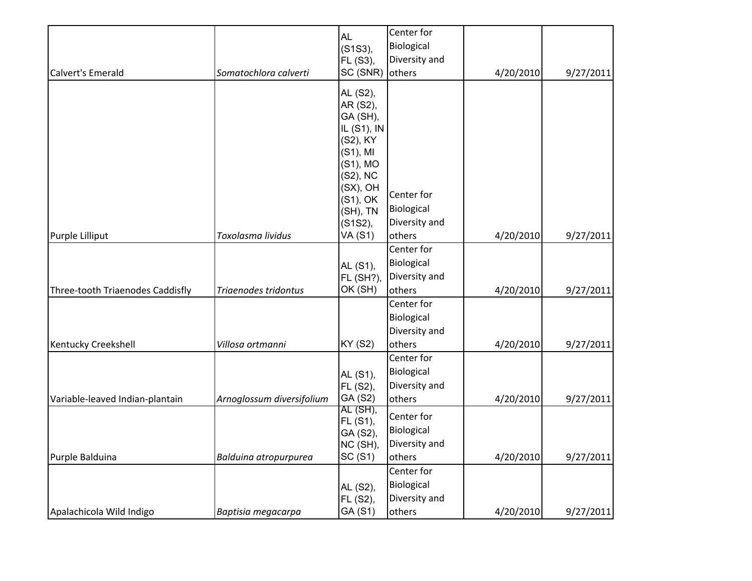| | | | | | |
|---|---|---|---|---|---|
| Calvert's Emerald | *Somatochlora calverti* | AL (S1S3), FL (S3), SC (SNR) | Center for Biological Diversity and others | 4/20/2010 | 9/27/2011 |
| Purple Lilliput | *Toxolasma lividus* | AL (S2), AR (S2), GA (SH), IL (S1), IN (S2), KY (S1), MI (S1), MO (S2), NC (SX), OH (S1), OK (SH), TN (S1S2), VA (S1) | Center for Biological Diversity and others | 4/20/2010 | 9/27/2011 |
| Three-tooth Triaenodes Caddisfly | *Triaenodes tridontus* | AL (S1), FL (SH?), OK (SH) | Center for Biological Diversity and others | 4/20/2010 | 9/27/2011 |
| Kentucky Creekshell | *Villosa ortmanni* | KY (S2) | Center for Biological Diversity and others | 4/20/2010 | 9/27/2011 |
| Variable-leaved Indian-plantain | *Arnoglossum diversifolium* | AL (S1), FL (S2), GA (S2) | Center for Biological Diversity and others | 4/20/2010 | 9/27/2011 |
| Purple Balduina | *Balduina atropurpurea* | AL (SH), FL (S1), GA (S2), NC (SH), SC (S1) | Center for Biological Diversity and others | 4/20/2010 | 9/27/2011 |
| Apalachicola Wild Indigo | *Baptisia megacarpa* | AL (S2), FL (S2), GA (S1) | Center for Biological Diversity and others | 4/20/2010 | 9/27/2011 |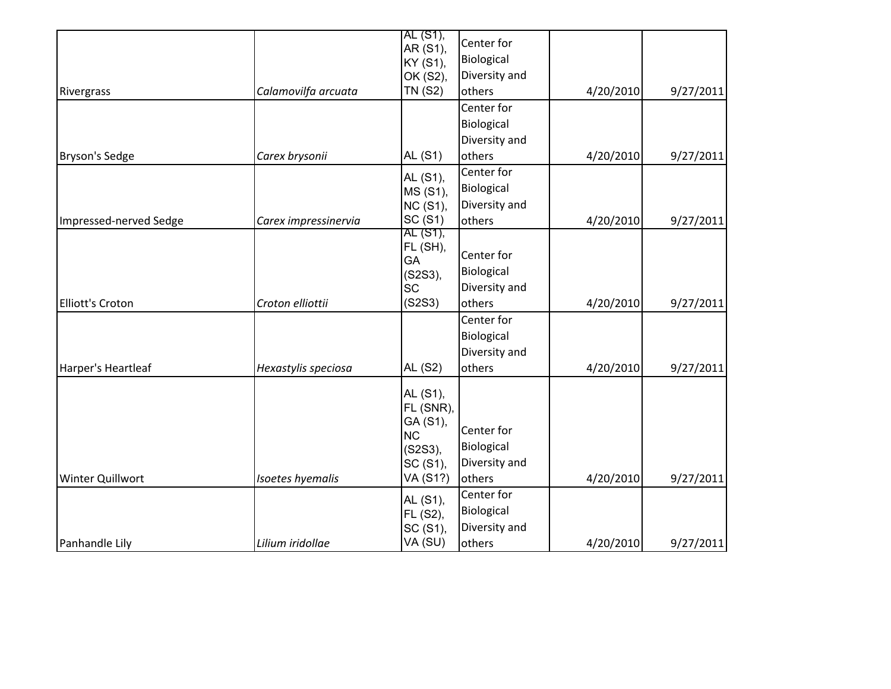| | | | | | |
|---|---|---|---|---|---|
| Rivergrass | *Calamovilfa arcuata* | AL (S1), AR (S1), KY (S1), OK (S2), TN (S2) | Center for Biological Diversity and others | 4/20/2010 | 9/27/2011 |
| Bryson's Sedge | *Carex brysonii* | AL (S1) | Center for Biological Diversity and others | 4/20/2010 | 9/27/2011 |
| Impressed-nerved Sedge | *Carex impressinervia* | AL (S1), MS (S1), NC (S1), SC (S1) | Center for Biological Diversity and others | 4/20/2010 | 9/27/2011 |
| Elliott's Croton | *Croton elliottii* | AL (S1), FL (SH), GA (S2S3), SC (S2S3) | Center for Biological Diversity and others | 4/20/2010 | 9/27/2011 |
| Harper's Heartleaf | *Hexastylis speciosa* | AL (S2) | Center for Biological Diversity and others | 4/20/2010 | 9/27/2011 |
| Winter Quillwort | *Isoetes hyemalis* | AL (S1), FL (SNR), GA (S1), NC (S2S3), SC (S1), VA (S1?) | Center for Biological Diversity and others | 4/20/2010 | 9/27/2011 |
| Panhandle Lily | *Lilium iridollae* | AL (S1), FL (S2), SC (S1), VA (SU) | Center for Biological Diversity and others | 4/20/2010 | 9/27/2011 |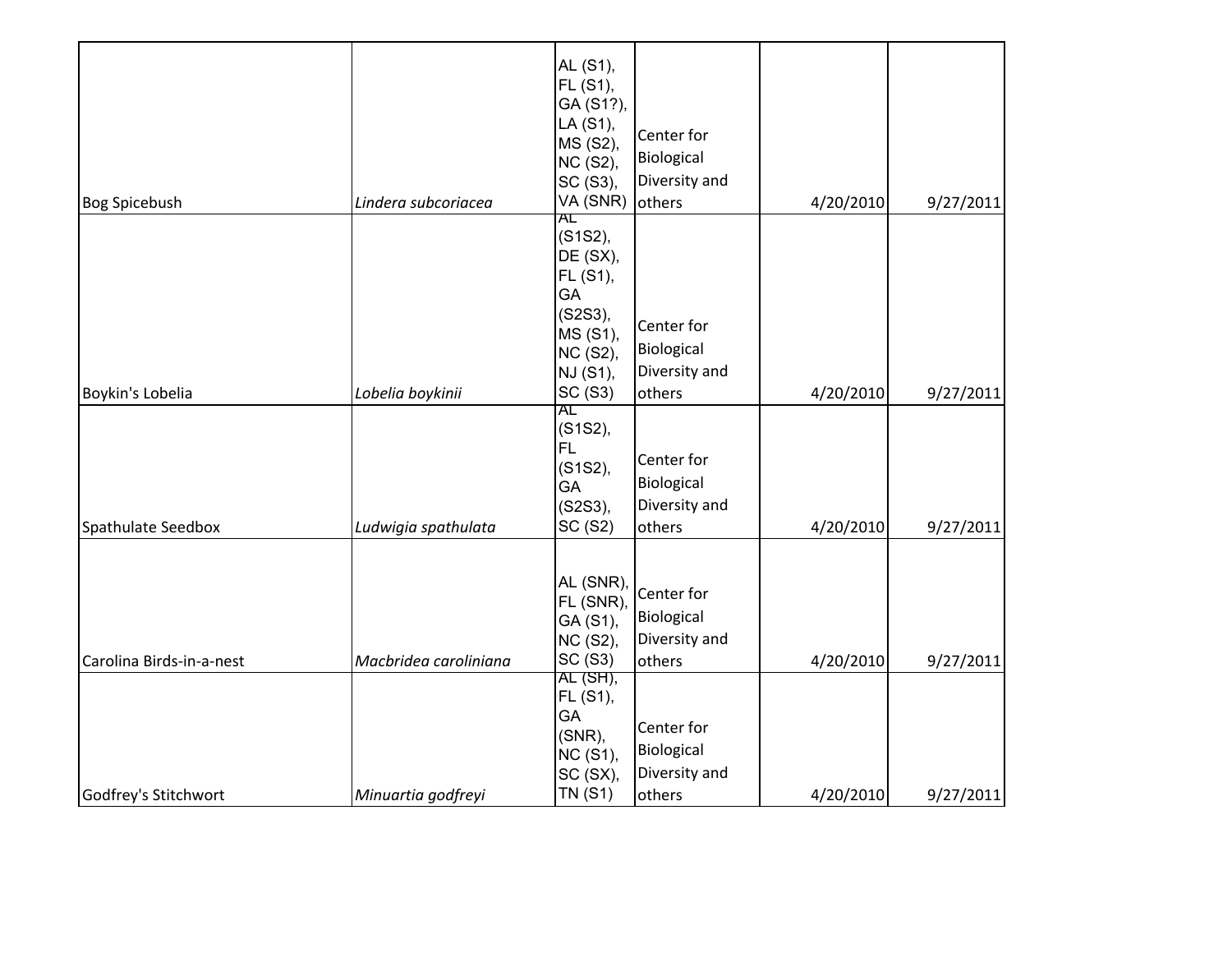| | | | | | |
|---|---|---|---|---|---|
| Bog Spicebush | *Lindera subcoriacea* | AL (S1), FL (S1), GA (S1?), LA (S1), MS (S2), NC (S2), SC (S3), VA (SNR) | Center for Biological Diversity and others | 4/20/2010 | 9/27/2011 |
| Boykin's Lobelia | *Lobelia boykinii* | AL (S1S2), DE (SX), FL (S1), GA (S2S3), MS (S1), NC (S2), NJ (S1), SC (S3) | Center for Biological Diversity and others | 4/20/2010 | 9/27/2011 |
| Spathulate Seedbox | *Ludwigia spathulata* | AL (S1S2), FL (S1S2), GA (S2S3), SC (S2) | Center for Biological Diversity and others | 4/20/2010 | 9/27/2011 |
| Carolina Birds-in-a-nest | *Macbridea caroliniana* | AL (SNR), FL (SNR), GA (S1), NC (S2), SC (S3) | Center for Biological Diversity and others | 4/20/2010 | 9/27/2011 |
| Godfrey's Stitchwort | *Minuartia godfreyi* | AL (SH), FL (S1), GA (SNR), NC (S1), SC (SX), TN (S1) | Center for Biological Diversity and others | 4/20/2010 | 9/27/2011 |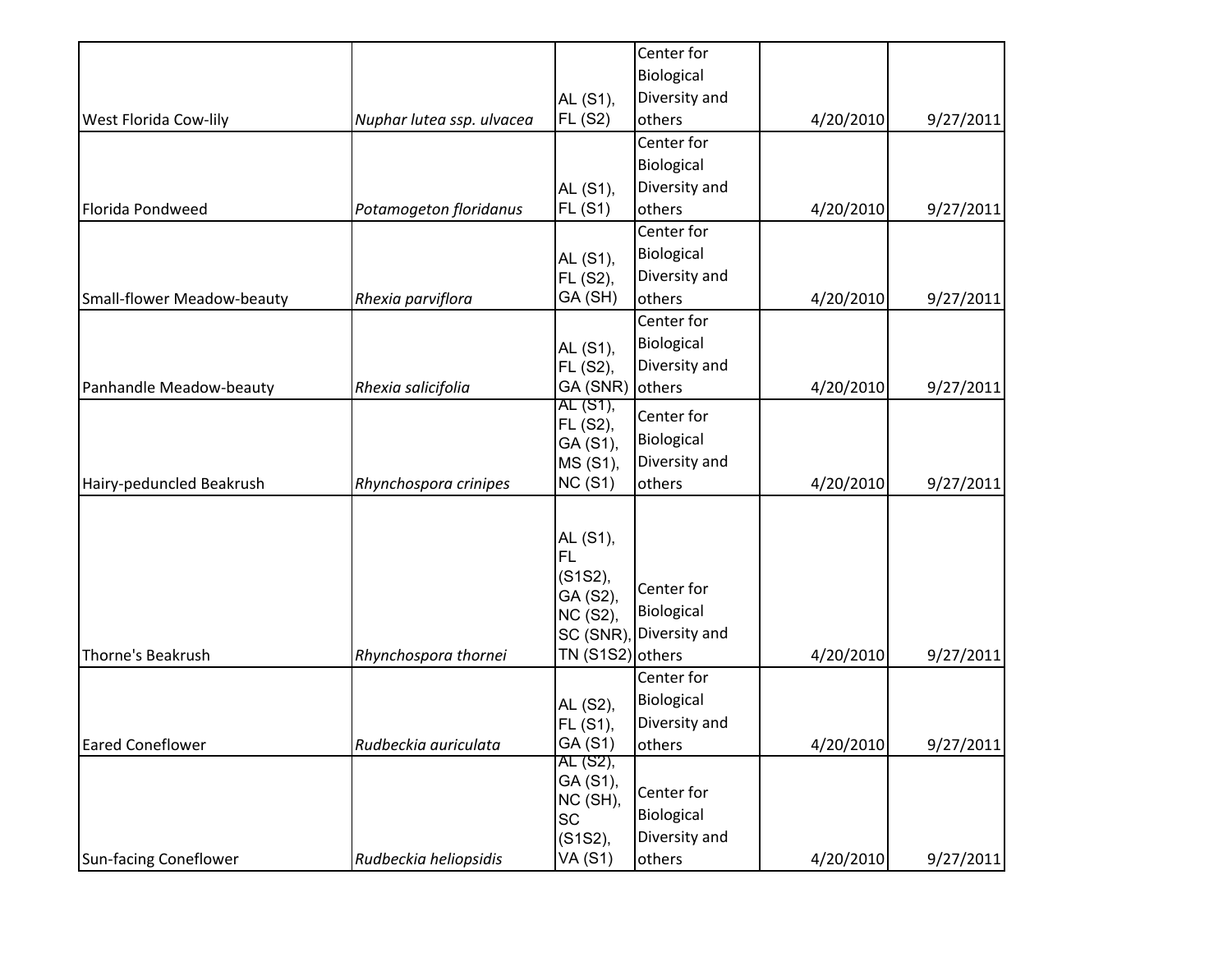| | | | | | |
|---|---|---|---|---|---|
| West Florida Cow-lily | *Nuphar lutea ssp. ulvacea* | AL (S1), FL (S2) | Center for Biological Diversity and others | 4/20/2010 | 9/27/2011 |
| Florida Pondweed | *Potamogeton floridanus* | AL (S1), FL (S1) | Center for Biological Diversity and others | 4/20/2010 | 9/27/2011 |
| Small-flower Meadow-beauty | *Rhexia parviflora* | AL (S1), FL (S2), GA (SH) | Center for Biological Diversity and others | 4/20/2010 | 9/27/2011 |
| Panhandle Meadow-beauty | *Rhexia salicifolia* | AL (S1), FL (S2), GA (SNR) | Center for Biological Diversity and others | 4/20/2010 | 9/27/2011 |
| Hairy-peduncled Beakrush | *Rhynchospora crinipes* | AL (S1), FL (S2), GA (S1), MS (S1), NC (S1) | Center for Biological Diversity and others | 4/20/2010 | 9/27/2011 |
| Thorne's Beakrush | *Rhynchospora thornei* | AL (S1), FL (S1S2), GA (S2), NC (S2), SC (SNR), TN (S1S2) | Center for Biological Diversity and others | 4/20/2010 | 9/27/2011 |
| Eared Coneflower | *Rudbeckia auriculata* | AL (S2), FL (S1), GA (S1) | Center for Biological Diversity and others | 4/20/2010 | 9/27/2011 |
| Sun-facing Coneflower | *Rudbeckia heliopsidis* | AL (S2), GA (S1), NC (SH), SC (S1S2), VA (S1) | Center for Biological Diversity and others | 4/20/2010 | 9/27/2011 |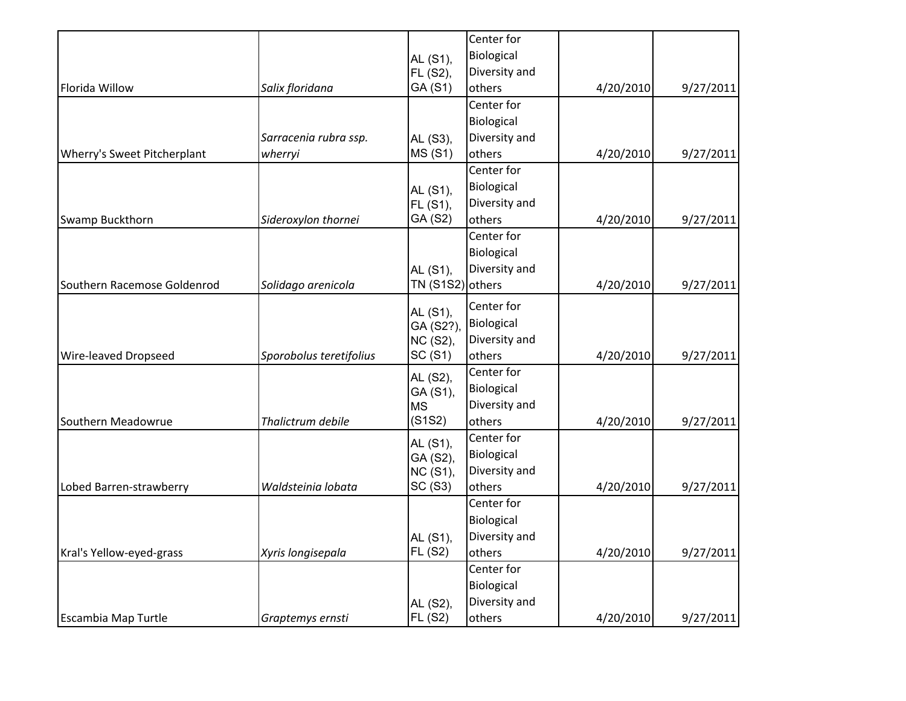| | | | | | |
|---|---|---|---|---|---|
| Florida Willow | *Salix floridana* | AL (S1), FL (S2), GA (S1) | Center for Biological Diversity and others | 4/20/2010 | 9/27/2011 |
| Wherry's Sweet Pitcherplant | *Sarracenia rubra ssp. wherryi* | AL (S3), MS (S1) | Center for Biological Diversity and others | 4/20/2010 | 9/27/2011 |
| Swamp Buckthorn | *Sideroxylon thornei* | AL (S1), FL (S1), GA (S2) | Center for Biological Diversity and others | 4/20/2010 | 9/27/2011 |
| Southern Racemose Goldenrod | *Solidago arenicola* | AL (S1), TN (S1S2) | Center for Biological Diversity and others | 4/20/2010 | 9/27/2011 |
| Wire-leaved Dropseed | *Sporobolus teretifolius* | AL (S1), GA (S2?), NC (S2), SC (S1) | Center for Biological Diversity and others | 4/20/2010 | 9/27/2011 |
| Southern Meadowrue | *Thalictrum debile* | AL (S2), GA (S1), MS (S1S2) | Center for Biological Diversity and others | 4/20/2010 | 9/27/2011 |
| Lobed Barren-strawberry | *Waldsteinia lobata* | AL (S1), GA (S2), NC (S1), SC (S3) | Center for Biological Diversity and others | 4/20/2010 | 9/27/2011 |
| Kral's Yellow-eyed-grass | *Xyris longisepala* | AL (S1), FL (S2) | Center for Biological Diversity and others | 4/20/2010 | 9/27/2011 |
| Escambia Map Turtle | *Graptemys ernsti* | AL (S2), FL (S2) | Center for Biological Diversity and others | 4/20/2010 | 9/27/2011 |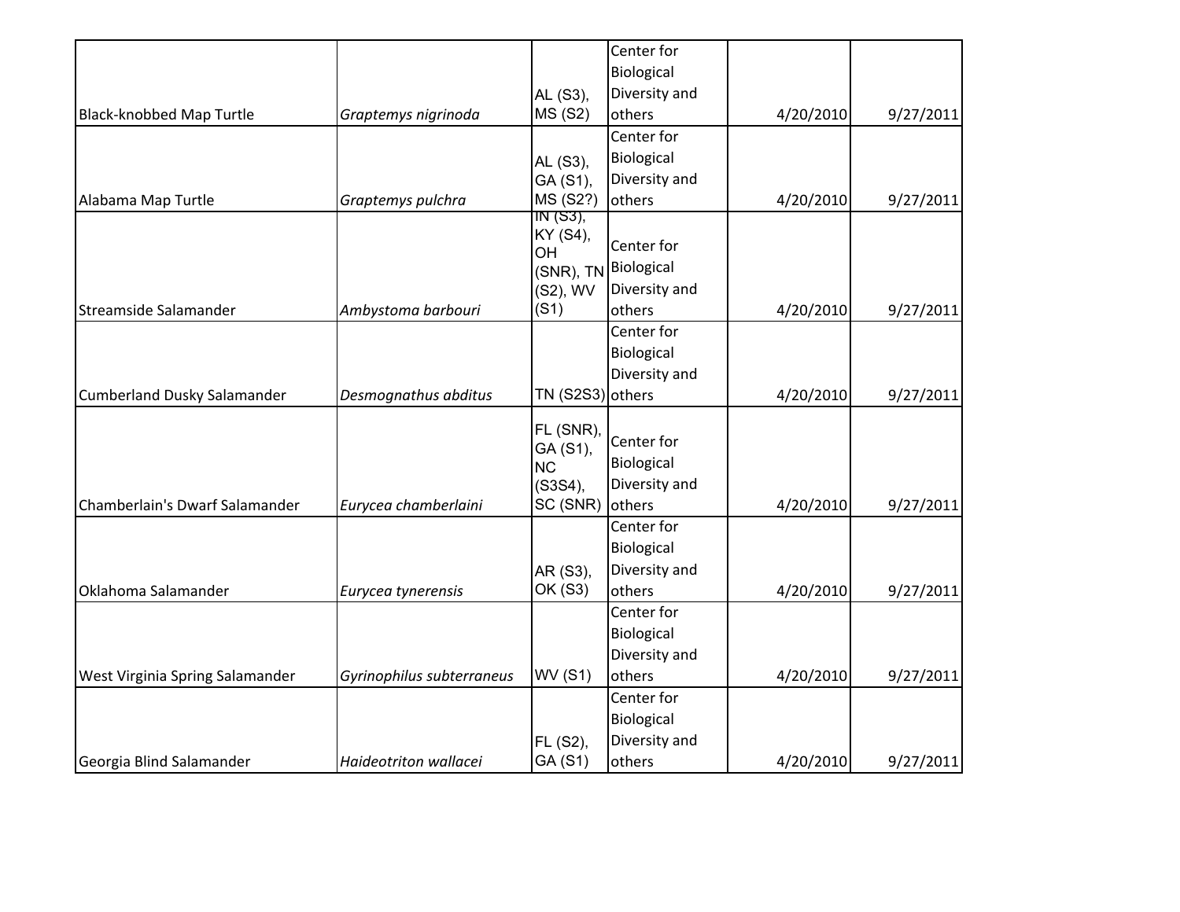| | | | | | |
|---|---|---|---|---|---|
| Black-knobbed Map Turtle | *Graptemys nigrinoda* | AL (S3), MS (S2) | Center for Biological Diversity and others | 4/20/2010 | 9/27/2011 |
| Alabama Map Turtle | *Graptemys pulchra* | AL (S3), GA (S1), MS (S2?) | Center for Biological Diversity and others | 4/20/2010 | 9/27/2011 |
| Streamside Salamander | *Ambystoma barbouri* | IN (S3), KY (S4), OH (SNR), TN (S2), WV (S1) | Center for Biological Diversity and others | 4/20/2010 | 9/27/2011 |
| Cumberland Dusky Salamander | *Desmognathus abditus* | TN (S2S3) | Center for Biological Diversity and others | 4/20/2010 | 9/27/2011 |
| Chamberlain's Dwarf Salamander | *Eurycea chamberlaini* | FL (SNR), GA (S1), NC (S3S4), SC (SNR) | Center for Biological Diversity and others | 4/20/2010 | 9/27/2011 |
| Oklahoma Salamander | *Eurycea tynerensis* | AR (S3), OK (S3) | Center for Biological Diversity and others | 4/20/2010 | 9/27/2011 |
| West Virginia Spring Salamander | *Gyrinophilus subterraneus* | WV (S1) | Center for Biological Diversity and others | 4/20/2010 | 9/27/2011 |
| Georgia Blind Salamander | *Haideotriton wallacei* | FL (S2), GA (S1) | Center for Biological Diversity and others | 4/20/2010 | 9/27/2011 |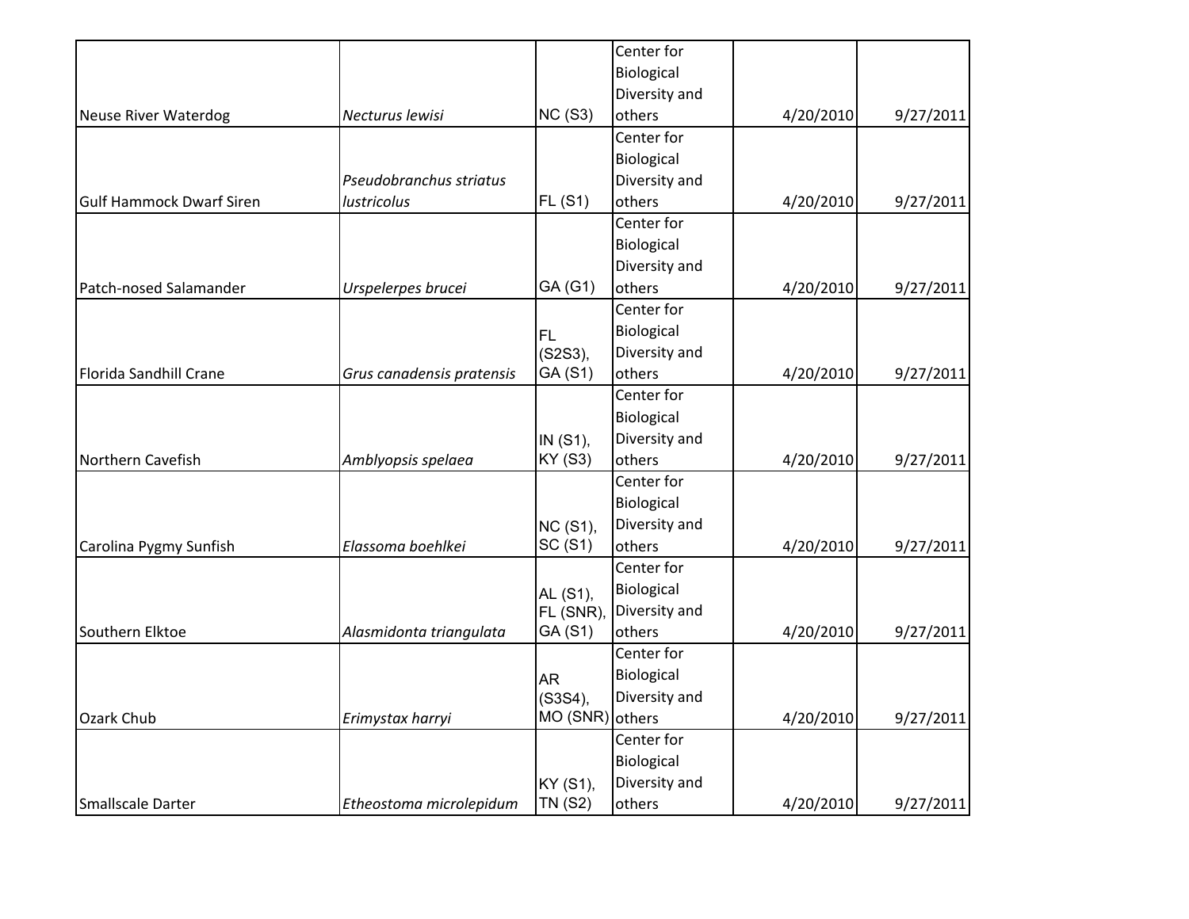| | | | | | |
|---|---|---|---|---|---|
| Neuse River Waterdog | *Necturus lewisi* | NC (S3) | Center for Biological Diversity and others | 4/20/2010 | 9/27/2011 |
| Gulf Hammock Dwarf Siren | *Pseudobranchus striatus lustricolus* | FL (S1) | Center for Biological Diversity and others | 4/20/2010 | 9/27/2011 |
| Patch-nosed Salamander | *Urspelerpes brucei* | GA (G1) | Center for Biological Diversity and others | 4/20/2010 | 9/27/2011 |
| Florida Sandhill Crane | *Grus canadensis pratensis* | FL (S2S3), GA (S1) | Center for Biological Diversity and others | 4/20/2010 | 9/27/2011 |
| Northern Cavefish | *Amblyopsis spelaea* | IN (S1), KY (S3) | Center for Biological Diversity and others | 4/20/2010 | 9/27/2011 |
| Carolina Pygmy Sunfish | *Elassoma boehlkei* | NC (S1), SC (S1) | Center for Biological Diversity and others | 4/20/2010 | 9/27/2011 |
| Southern Elktoe | *Alasmidonta triangulata* | AL (S1), FL (SNR), GA (S1) | Center for Biological Diversity and others | 4/20/2010 | 9/27/2011 |
| Ozark Chub | *Erimystax harryi* | AR (S3S4), MO (SNR) | Center for Biological Diversity and others | 4/20/2010 | 9/27/2011 |
| Smallscale Darter | *Etheostoma microlepidum* | KY (S1), TN (S2) | Center for Biological Diversity and others | 4/20/2010 | 9/27/2011 |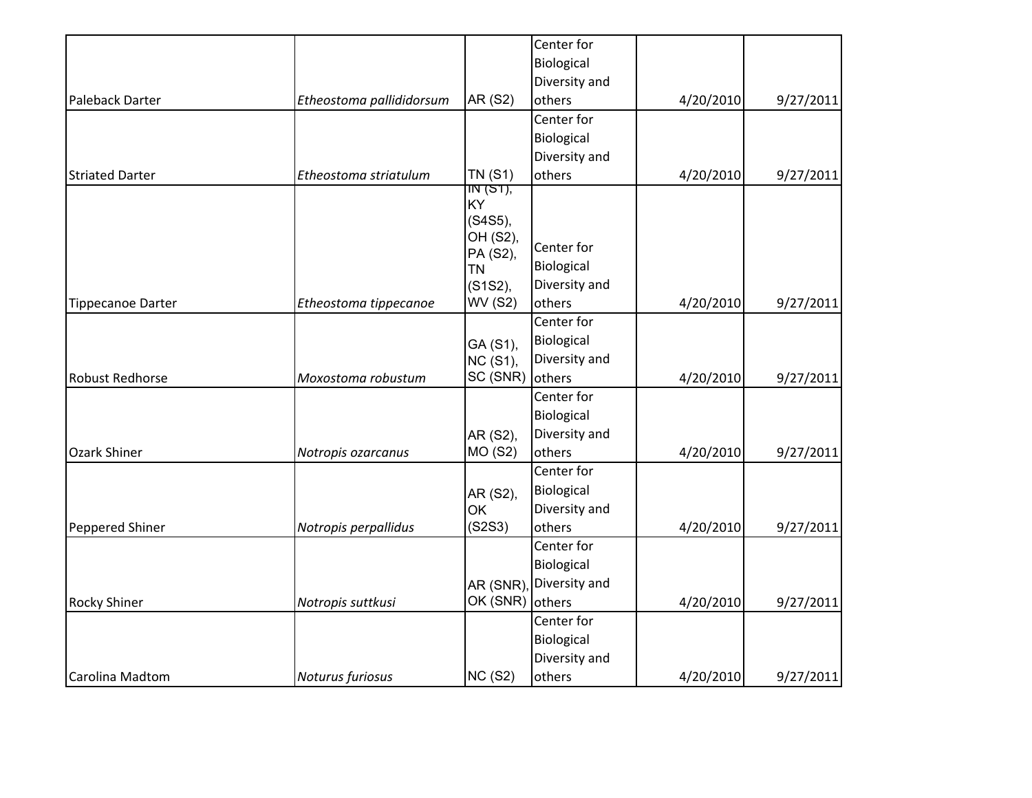| | | | | | |
|---|---|---|---|---|---|
| Paleback Darter | *Etheostoma pallididorsum* | AR (S2) | Center for Biological Diversity and others | 4/20/2010 | 9/27/2011 |
| Striated Darter | *Etheostoma striatulum* | TN (S1) | Center for Biological Diversity and others | 4/20/2010 | 9/27/2011 |
| Tippecanoe Darter | *Etheostoma tippecanoe* | IN (S1), KY (S4S5), OH (S2), PA (S2), TN (S1S2), WV (S2) | Center for Biological Diversity and others | 4/20/2010 | 9/27/2011 |
| Robust Redhorse | *Moxostoma robustum* | GA (S1), NC (S1), SC (SNR) | Center for Biological Diversity and others | 4/20/2010 | 9/27/2011 |
| Ozark Shiner | *Notropis ozarcanus* | AR (S2), MO (S2) | Center for Biological Diversity and others | 4/20/2010 | 9/27/2011 |
| Peppered Shiner | *Notropis perpallidus* | AR (S2), OK (S2S3) | Center for Biological Diversity and others | 4/20/2010 | 9/27/2011 |
| Rocky Shiner | *Notropis suttkusi* | AR (SNR), OK (SNR) | Center for Biological Diversity and others | 4/20/2010 | 9/27/2011 |
| Carolina Madtom | *Noturus furiosus* | NC (S2) | Center for Biological Diversity and others | 4/20/2010 | 9/27/2011 |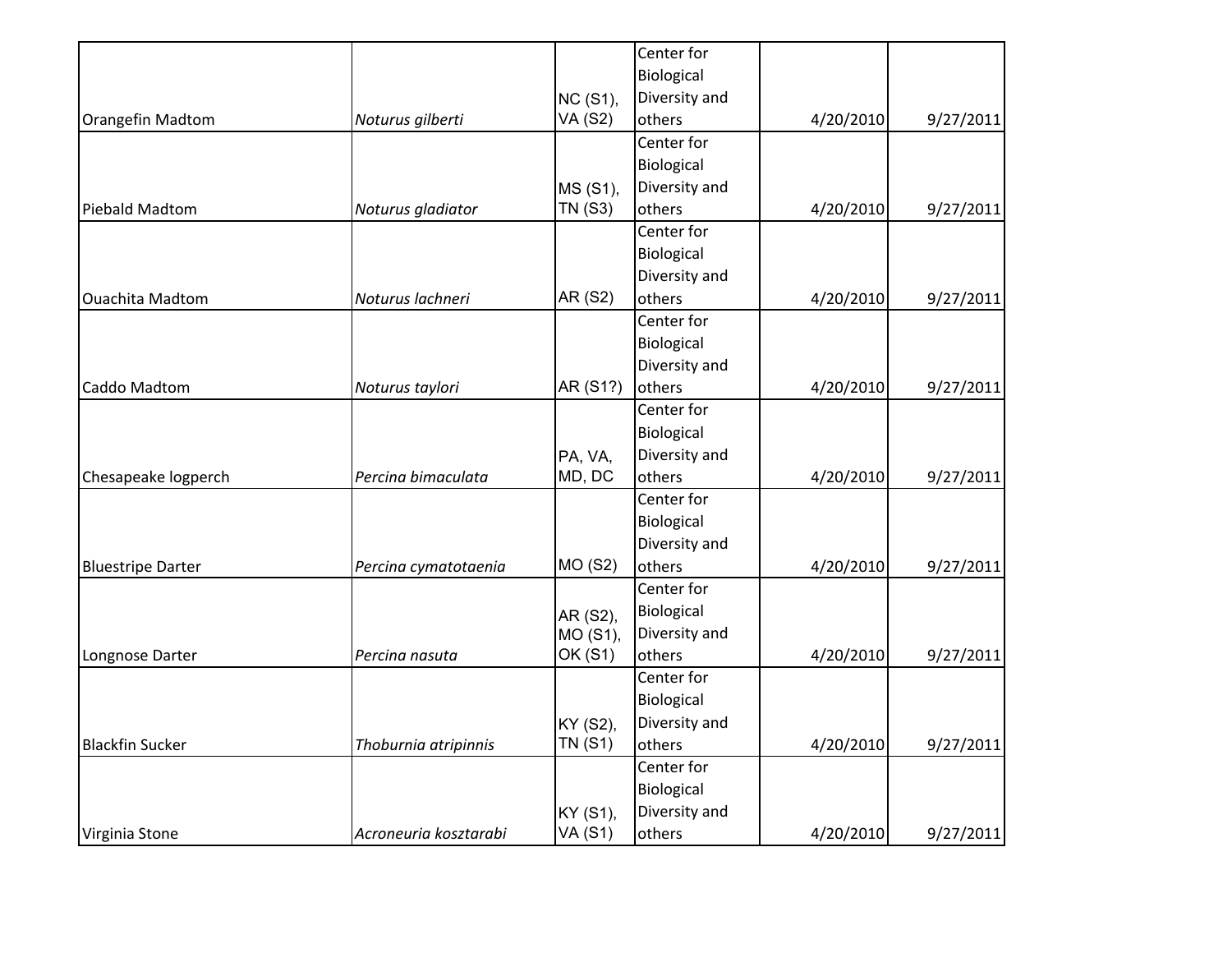| | | | | | |
|---|---|---|---|---|---|
| Orangefin Madtom | *Noturus gilberti* | NC (S1), VA (S2) | Center for Biological Diversity and others | 4/20/2010 | 9/27/2011 |
| Piebald Madtom | *Noturus gladiator* | MS (S1), TN (S3) | Center for Biological Diversity and others | 4/20/2010 | 9/27/2011 |
| Ouachita Madtom | *Noturus lachneri* | AR (S2) | Center for Biological Diversity and others | 4/20/2010 | 9/27/2011 |
| Caddo Madtom | *Noturus taylori* | AR (S1?) | Center for Biological Diversity and others | 4/20/2010 | 9/27/2011 |
| Chesapeake logperch | *Percina bimaculata* | PA, VA, MD, DC | Center for Biological Diversity and others | 4/20/2010 | 9/27/2011 |
| Bluestripe Darter | *Percina cymatotaenia* | MO (S2) | Center for Biological Diversity and others | 4/20/2010 | 9/27/2011 |
| Longnose Darter | *Percina nasuta* | AR (S2), MO (S1), OK (S1) | Center for Biological Diversity and others | 4/20/2010 | 9/27/2011 |
| Blackfin Sucker | *Thoburnia atripinnis* | KY (S2), TN (S1) | Center for Biological Diversity and others | 4/20/2010 | 9/27/2011 |
| Virginia Stone | *Acroneuria kosztarabi* | KY (S1), VA (S1) | Center for Biological Diversity and others | 4/20/2010 | 9/27/2011 |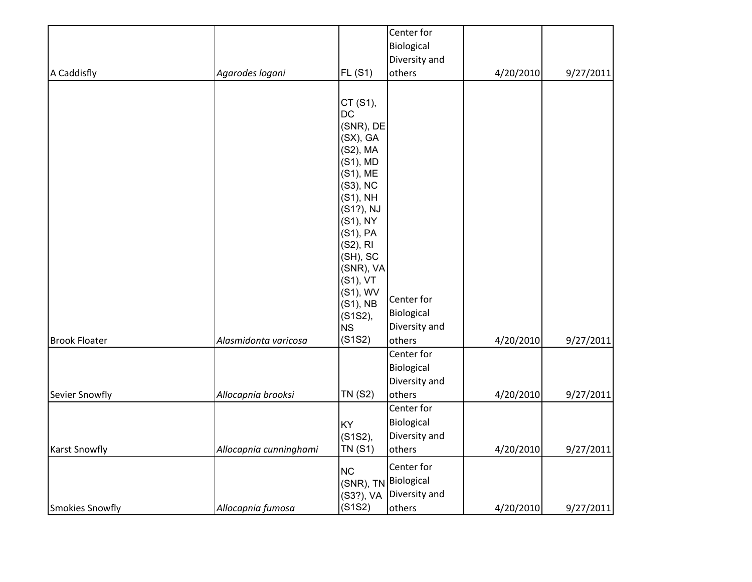| | | | | | |
|---|---|---|---|---|---|
| A Caddisfly | *Agarodes logani* | FL (S1) | Center for Biological Diversity and others | 4/20/2010 | 9/27/2011 |
| Brook Floater | *Alasmidonta varicosa* | CT (S1), DC (SNR), DE (SX), GA (S2), MA (S1), MD (S1), ME (S3), NC (S1), NH (S1?), NJ (S1), NY (S1), PA (S2), RI (SH), SC (SNR), VA (S1), VT (S1), WV (S1), NB (S1S2), NS (S1S2) | Center for Biological Diversity and others | 4/20/2010 | 9/27/2011 |
| Sevier Snowfly | *Allocapnia brooksi* | TN (S2) | Center for Biological Diversity and others | 4/20/2010 | 9/27/2011 |
| Karst Snowfly | *Allocapnia cunninghami* | KY (S1S2), TN (S1) | Center for Biological Diversity and others | 4/20/2010 | 9/27/2011 |
| Smokies Snowfly | *Allocapnia fumosa* | NC (SNR), TN (S3?), VA (S1S2) | Center for Biological Diversity and others | 4/20/2010 | 9/27/2011 |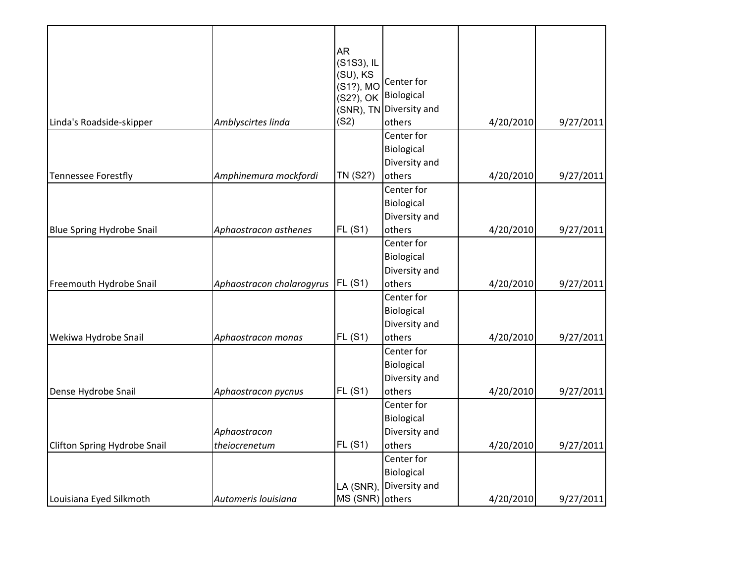| | | | | | |
|---|---|---|---|---|---|
| Linda's Roadside-skipper | *Amblyscirtes linda* | AR (S1S3), IL (SU), KS (S1?), MO (S2?), OK (SNR), TN (S2) | Center for Biological Diversity and others | 4/20/2010 | 9/27/2011 |
| Tennessee Forestfly | *Amphinemura mockfordi* | TN (S2?) | Center for Biological Diversity and others | 4/20/2010 | 9/27/2011 |
| Blue Spring Hydrobe Snail | *Aphaostracon asthenes* | FL (S1) | Center for Biological Diversity and others | 4/20/2010 | 9/27/2011 |
| Freemouth Hydrobe Snail | *Aphaostracon chalarogyrus* | FL (S1) | Center for Biological Diversity and others | 4/20/2010 | 9/27/2011 |
| Wekiwa Hydrobe Snail | *Aphaostracon monas* | FL (S1) | Center for Biological Diversity and others | 4/20/2010 | 9/27/2011 |
| Dense Hydrobe Snail | *Aphaostracon pycnus* | FL (S1) | Center for Biological Diversity and others | 4/20/2010 | 9/27/2011 |
| Clifton Spring Hydrobe Snail | *Aphaostracon theiocrenetum* | FL (S1) | Center for Biological Diversity and others | 4/20/2010 | 9/27/2011 |
| Louisiana Eyed Silkmoth | *Automeris louisiana* | LA (SNR), MS (SNR) | Center for Biological Diversity and others | 4/20/2010 | 9/27/2011 |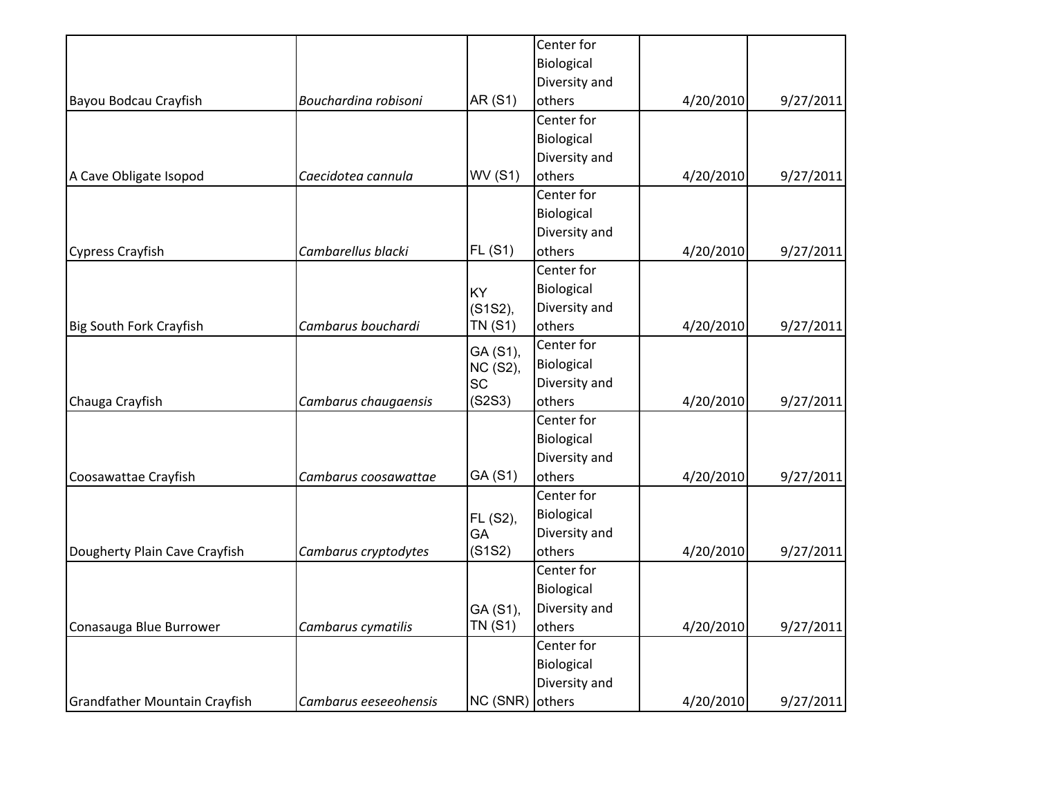| | | | | | |
|---|---|---|---|---|---|
| Bayou Bodcau Crayfish | *Bouchardina robisoni* | AR (S1) | Center for Biological Diversity and others | 4/20/2010 | 9/27/2011 |
| A Cave Obligate Isopod | *Caecidotea cannula* | WV (S1) | Center for Biological Diversity and others | 4/20/2010 | 9/27/2011 |
| Cypress Crayfish | *Cambarellus blacki* | FL (S1) | Center for Biological Diversity and others | 4/20/2010 | 9/27/2011 |
| Big South Fork Crayfish | *Cambarus bouchardi* | KY (S1S2), TN (S1) | Center for Biological Diversity and others | 4/20/2010 | 9/27/2011 |
| Chauga Crayfish | *Cambarus chaugaensis* | GA (S1), NC (S2), SC (S2S3) | Center for Biological Diversity and others | 4/20/2010 | 9/27/2011 |
| Coosawattae Crayfish | *Cambarus coosawattae* | GA (S1) | Center for Biological Diversity and others | 4/20/2010 | 9/27/2011 |
| Dougherty Plain Cave Crayfish | *Cambarus cryptodytes* | FL (S2), GA (S1S2) | Center for Biological Diversity and others | 4/20/2010 | 9/27/2011 |
| Conasauga Blue Burrower | *Cambarus cymatilis* | GA (S1), TN (S1) | Center for Biological Diversity and others | 4/20/2010 | 9/27/2011 |
| Grandfather Mountain Crayfish | *Cambarus eeseeohensis* | NC (SNR) | Center for Biological Diversity and others | 4/20/2010 | 9/27/2011 |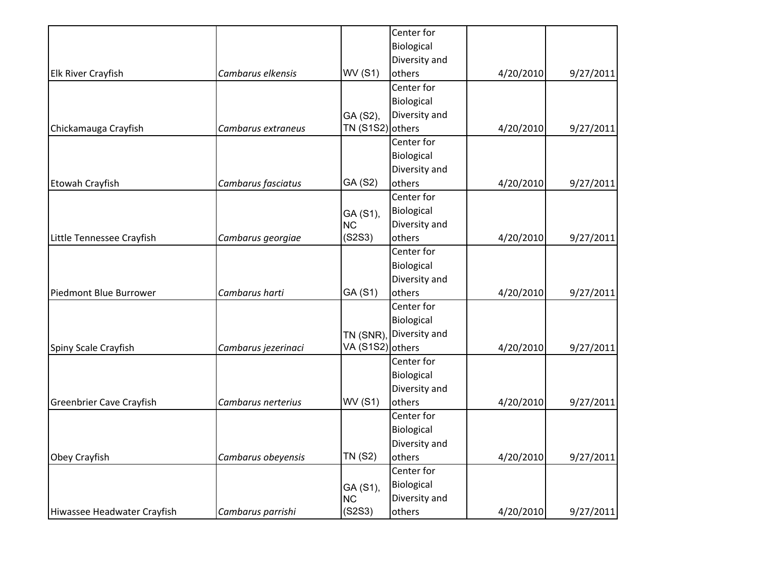| | | | | | |
|---|---|---|---|---|---|
| Elk River Crayfish | *Cambarus elkensis* | WV (S1) | Center for Biological Diversity and others | 4/20/2010 | 9/27/2011 |
| Chickamauga Crayfish | *Cambarus extraneus* | GA (S2), TN (S1S2) | Center for Biological Diversity and others | 4/20/2010 | 9/27/2011 |
| Etowah Crayfish | *Cambarus fasciatus* | GA (S2) | Center for Biological Diversity and others | 4/20/2010 | 9/27/2011 |
| Little Tennessee Crayfish | *Cambarus georgiae* | GA (S1), NC (S2S3) | Center for Biological Diversity and others | 4/20/2010 | 9/27/2011 |
| Piedmont Blue Burrower | *Cambarus harti* | GA (S1) | Center for Biological Diversity and others | 4/20/2010 | 9/27/2011 |
| Spiny Scale Crayfish | *Cambarus jezerinaci* | TN (SNR), VA (S1S2) | Center for Biological Diversity and others | 4/20/2010 | 9/27/2011 |
| Greenbrier Cave Crayfish | *Cambarus nerterius* | WV (S1) | Center for Biological Diversity and others | 4/20/2010 | 9/27/2011 |
| Obey Crayfish | *Cambarus obeyensis* | TN (S2) | Center for Biological Diversity and others | 4/20/2010 | 9/27/2011 |
| Hiwassee Headwater Crayfish | *Cambarus parrishi* | GA (S1), NC (S2S3) | Center for Biological Diversity and others | 4/20/2010 | 9/27/2011 |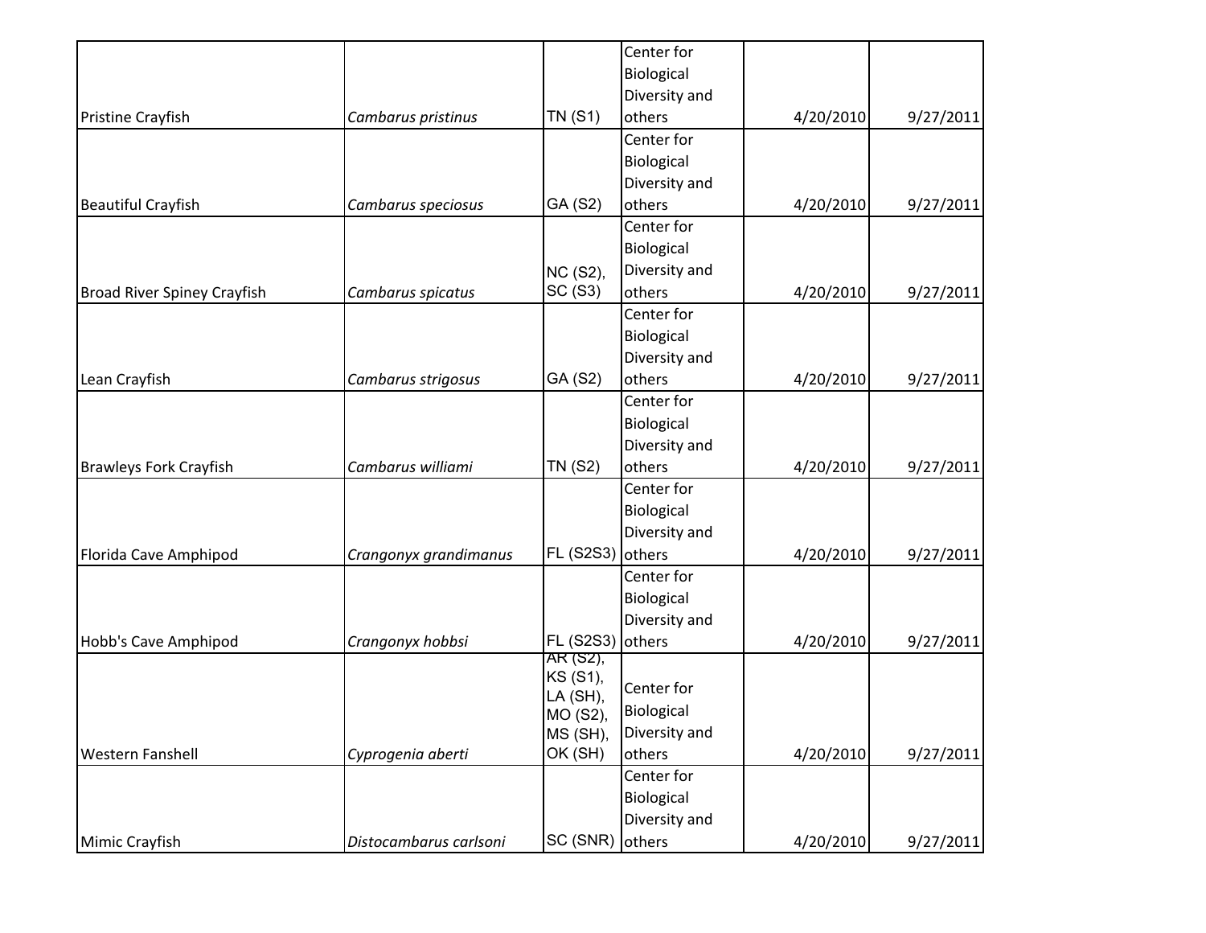| | | | | | |
|---|---|---|---|---|---|
| Pristine Crayfish | *Cambarus pristinus* | TN (S1) | Center for Biological Diversity and others | 4/20/2010 | 9/27/2011 |
| Beautiful Crayfish | *Cambarus speciosus* | GA (S2) | Center for Biological Diversity and others | 4/20/2010 | 9/27/2011 |
| Broad River Spiney Crayfish | *Cambarus spicatus* | NC (S2), SC (S3) | Center for Biological Diversity and others | 4/20/2010 | 9/27/2011 |
| Lean Crayfish | *Cambarus strigosus* | GA (S2) | Center for Biological Diversity and others | 4/20/2010 | 9/27/2011 |
| Brawleys Fork Crayfish | *Cambarus williami* | TN (S2) | Center for Biological Diversity and others | 4/20/2010 | 9/27/2011 |
| Florida Cave Amphipod | *Crangonyx grandimanus* | FL (S2S3) | Center for Biological Diversity and others | 4/20/2010 | 9/27/2011 |
| Hobb's Cave Amphipod | *Crangonyx hobbsi* | FL (S2S3) | Center for Biological Diversity and others | 4/20/2010 | 9/27/2011 |
| Western Fanshell | *Cyprogenia aberti* | AR (S2), KS (S1), LA (SH), MO (S2), MS (SH), OK (SH) | Center for Biological Diversity and others | 4/20/2010 | 9/27/2011 |
| Mimic Crayfish | *Distocambarus carlsoni* | SC (SNR) | Center for Biological Diversity and others | 4/20/2010 | 9/27/2011 |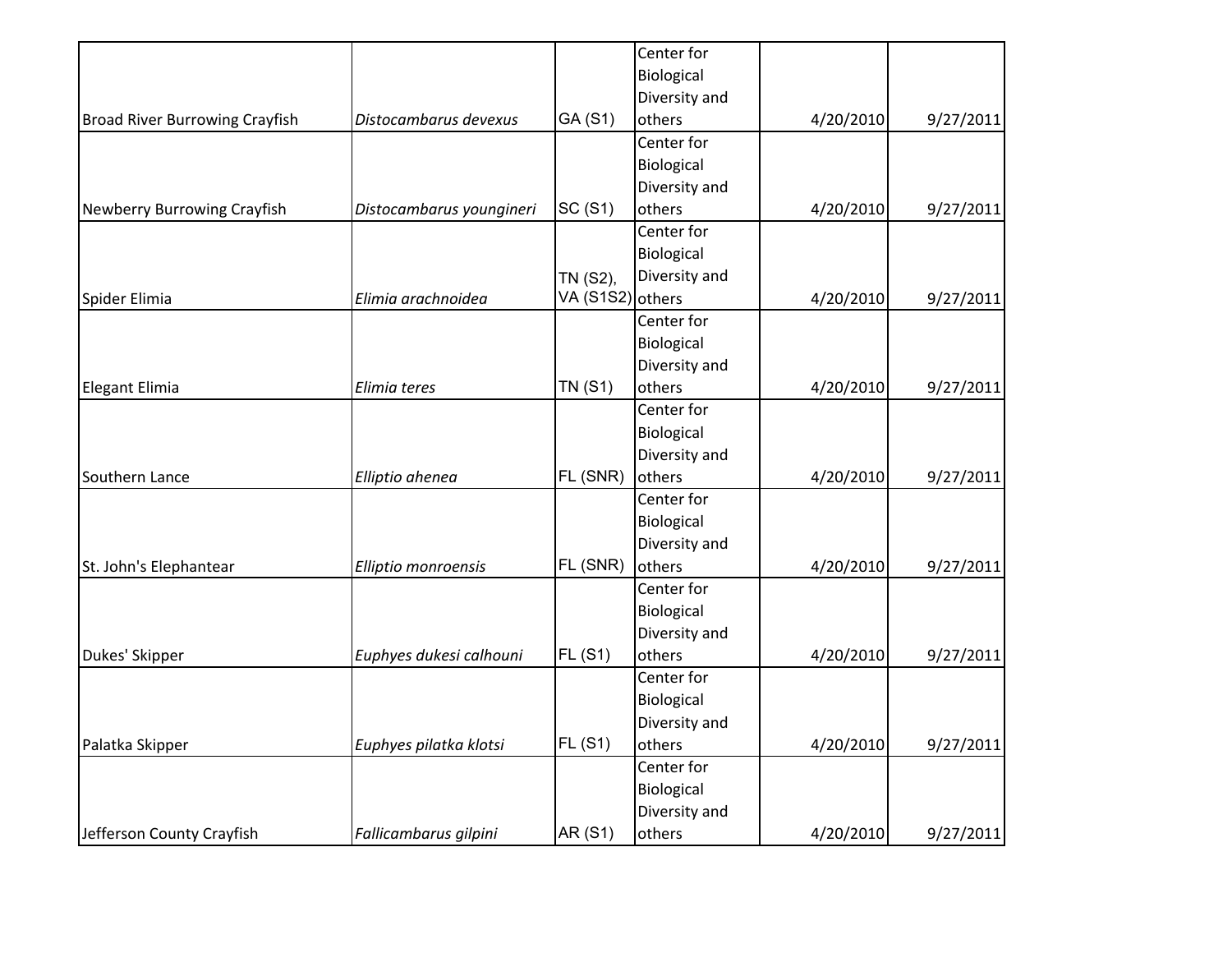| | | | | | |
|---|---|---|---|---|---|
| Broad River Burrowing Crayfish | *Distocambarus devexus* | GA (S1) | Center for Biological Diversity and others | 4/20/2010 | 9/27/2011 |
| Newberry Burrowing Crayfish | *Distocambarus youngineri* | SC (S1) | Center for Biological Diversity and others | 4/20/2010 | 9/27/2011 |
| Spider Elimia | *Elimia arachnoidea* | TN (S2), VA (S1S2) | Center for Biological Diversity and others | 4/20/2010 | 9/27/2011 |
| Elegant Elimia | *Elimia teres* | TN (S1) | Center for Biological Diversity and others | 4/20/2010 | 9/27/2011 |
| Southern Lance | *Elliptio ahenea* | FL (SNR) | Center for Biological Diversity and others | 4/20/2010 | 9/27/2011 |
| St. John's Elephantear | *Elliptio monroensis* | FL (SNR) | Center for Biological Diversity and others | 4/20/2010 | 9/27/2011 |
| Dukes' Skipper | *Euphyes dukesi calhouni* | FL (S1) | Center for Biological Diversity and others | 4/20/2010 | 9/27/2011 |
| Palatka Skipper | *Euphyes pilatka klotsi* | FL (S1) | Center for Biological Diversity and others | 4/20/2010 | 9/27/2011 |
| Jefferson County Crayfish | *Fallicambarus gilpini* | AR (S1) | Center for Biological Diversity and others | 4/20/2010 | 9/27/2011 |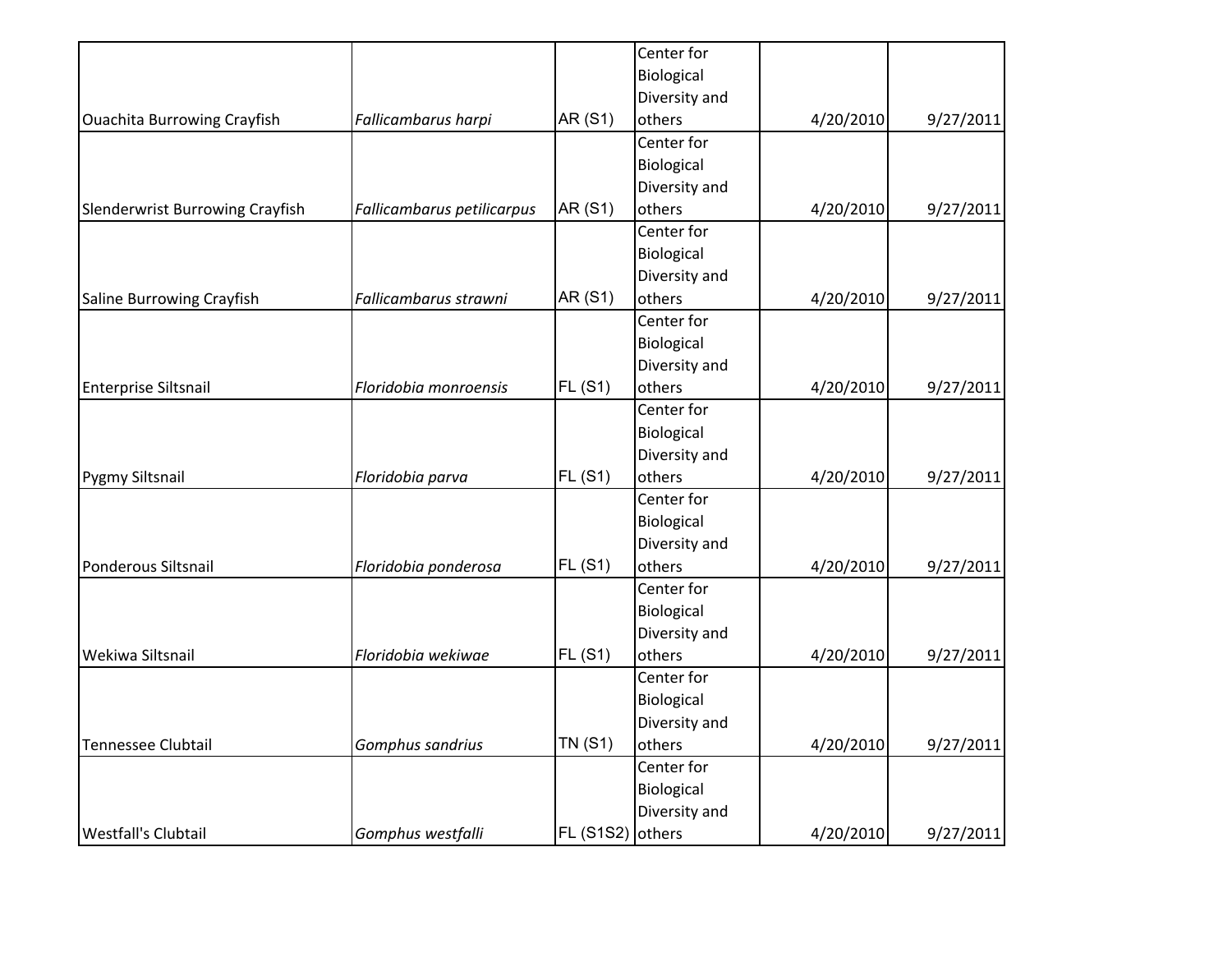| | | | | | |
|---|---|---|---|---|---|
| Ouachita Burrowing Crayfish | *Fallicambarus harpi* | AR (S1) | Center for Biological Diversity and others | 4/20/2010 | 9/27/2011 |
| Slenderwrist Burrowing Crayfish | *Fallicambarus petilicarpus* | AR (S1) | Center for Biological Diversity and others | 4/20/2010 | 9/27/2011 |
| Saline Burrowing Crayfish | *Fallicambarus strawni* | AR (S1) | Center for Biological Diversity and others | 4/20/2010 | 9/27/2011 |
| Enterprise Siltsnail | *Floridobia monroensis* | FL (S1) | Center for Biological Diversity and others | 4/20/2010 | 9/27/2011 |
| Pygmy Siltsnail | *Floridobia parva* | FL (S1) | Center for Biological Diversity and others | 4/20/2010 | 9/27/2011 |
| Ponderous Siltsnail | *Floridobia ponderosa* | FL (S1) | Center for Biological Diversity and others | 4/20/2010 | 9/27/2011 |
| Wekiwa Siltsnail | *Floridobia wekiwae* | FL (S1) | Center for Biological Diversity and others | 4/20/2010 | 9/27/2011 |
| Tennessee Clubtail | *Gomphus sandrius* | TN (S1) | Center for Biological Diversity and others | 4/20/2010 | 9/27/2011 |
| Westfall's Clubtail | *Gomphus westfalli* | FL (S1S2) | Center for Biological Diversity and others | 4/20/2010 | 9/27/2011 |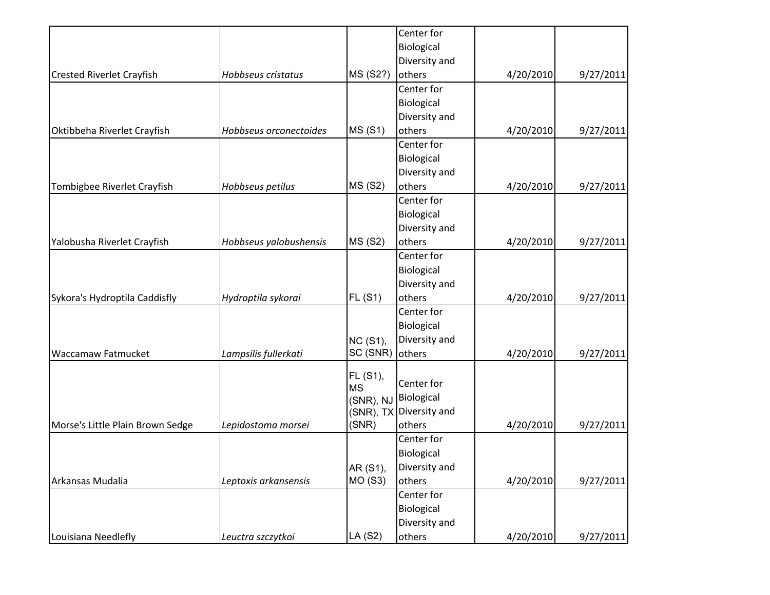| | | | | | |
|---|---|---|---|---|---|
| Crested Riverlet Crayfish | *Hobbseus cristatus* | MS (S2?) | Center for Biological Diversity and others | 4/20/2010 | 9/27/2011 |
| Oktibbeha Riverlet Crayfish | *Hobbseus orconectoides* | MS (S1) | Center for Biological Diversity and others | 4/20/2010 | 9/27/2011 |
| Tombigbee Riverlet Crayfish | *Hobbseus petilus* | MS (S2) | Center for Biological Diversity and others | 4/20/2010 | 9/27/2011 |
| Yalobusha Riverlet Crayfish | *Hobbseus yalobushensis* | MS (S2) | Center for Biological Diversity and others | 4/20/2010 | 9/27/2011 |
| Sykora's Hydroptila Caddisfly | *Hydroptila sykorai* | FL (S1) | Center for Biological Diversity and others | 4/20/2010 | 9/27/2011 |
| Waccamaw Fatmucket | *Lampsilis fullerkati* | NC (S1), SC (SNR) | Center for Biological Diversity and others | 4/20/2010 | 9/27/2011 |
| Morse's Little Plain Brown Sedge | *Lepidostoma morsei* | FL (S1), MS (SNR), NJ (SNR), TX (SNR) | Center for Biological Diversity and others | 4/20/2010 | 9/27/2011 |
| Arkansas Mudalia | *Leptoxis arkansensis* | AR (S1), MO (S3) | Center for Biological Diversity and others | 4/20/2010 | 9/27/2011 |
| Louisiana Needlefly | *Leuctra szczytkoi* | LA (S2) | Center for Biological Diversity and others | 4/20/2010 | 9/27/2011 |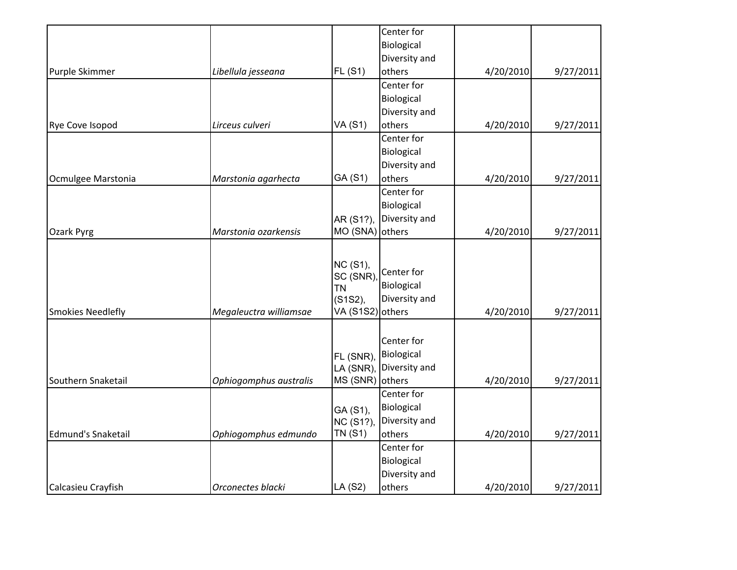| | | | | | |
|---|---|---|---|---|---|
| Purple Skimmer | *Libellula jesseana* | FL (S1) | Center for Biological Diversity and others | 4/20/2010 | 9/27/2011 |
| Rye Cove Isopod | *Lirceus culveri* | VA (S1) | Center for Biological Diversity and others | 4/20/2010 | 9/27/2011 |
| Ocmulgee Marstonia | *Marstonia agarhecta* | GA (S1) | Center for Biological Diversity and others | 4/20/2010 | 9/27/2011 |
| Ozark Pyrg | *Marstonia ozarkensis* | AR (S1?), MO (SNA) | Center for Biological Diversity and others | 4/20/2010 | 9/27/2011 |
| Smokies Needlefly | *Megaleuctra williamsae* | NC (S1), SC (SNR), TN (S1S2), VA (S1S2) | Center for Biological Diversity and others | 4/20/2010 | 9/27/2011 |
| Southern Snaketail | *Ophiogomphus australis* | FL (SNR), LA (SNR), MS (SNR) | Center for Biological Diversity and others | 4/20/2010 | 9/27/2011 |
| Edmund's Snaketail | *Ophiogomphus edmundo* | GA (S1), NC (S1?), TN (S1) | Center for Biological Diversity and others | 4/20/2010 | 9/27/2011 |
| Calcasieu Crayfish | *Orconectes blacki* | LA (S2) | Center for Biological Diversity and others | 4/20/2010 | 9/27/2011 |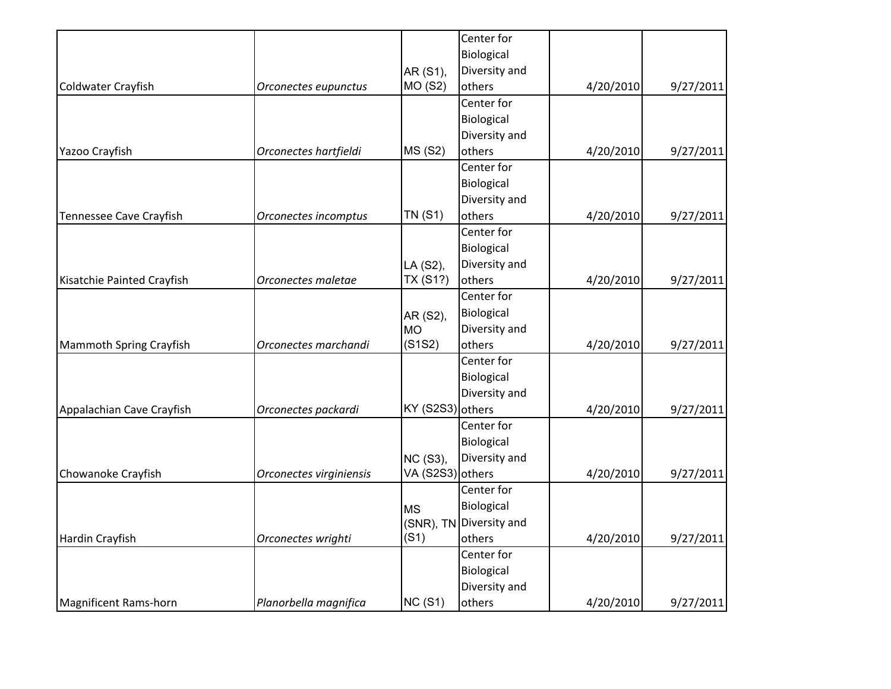| | | | | | |
|---|---|---|---|---|---|
| Coldwater Crayfish | *Orconectes eupunctus* | AR (S1), MO (S2) | Center for Biological Diversity and others | 4/20/2010 | 9/27/2011 |
| Yazoo Crayfish | *Orconectes hartfieldi* | MS (S2) | Center for Biological Diversity and others | 4/20/2010 | 9/27/2011 |
| Tennessee Cave Crayfish | *Orconectes incomptus* | TN (S1) | Center for Biological Diversity and others | 4/20/2010 | 9/27/2011 |
| Kisatchie Painted Crayfish | *Orconectes maletae* | LA (S2), TX (S1?) | Center for Biological Diversity and others | 4/20/2010 | 9/27/2011 |
| Mammoth Spring Crayfish | *Orconectes marchandi* | AR (S2), MO (S1S2) | Center for Biological Diversity and others | 4/20/2010 | 9/27/2011 |
| Appalachian Cave Crayfish | *Orconectes packardi* | KY (S2S3) | Center for Biological Diversity and others | 4/20/2010 | 9/27/2011 |
| Chowanoke Crayfish | *Orconectes virginiensis* | NC (S3), VA (S2S3) | Center for Biological Diversity and others | 4/20/2010 | 9/27/2011 |
| Hardin Crayfish | *Orconectes wrighti* | MS (SNR), TN (S1) | Center for Biological Diversity and others | 4/20/2010 | 9/27/2011 |
| Magnificent Rams-horn | *Planorbella magnifica* | NC (S1) | Center for Biological Diversity and others | 4/20/2010 | 9/27/2011 |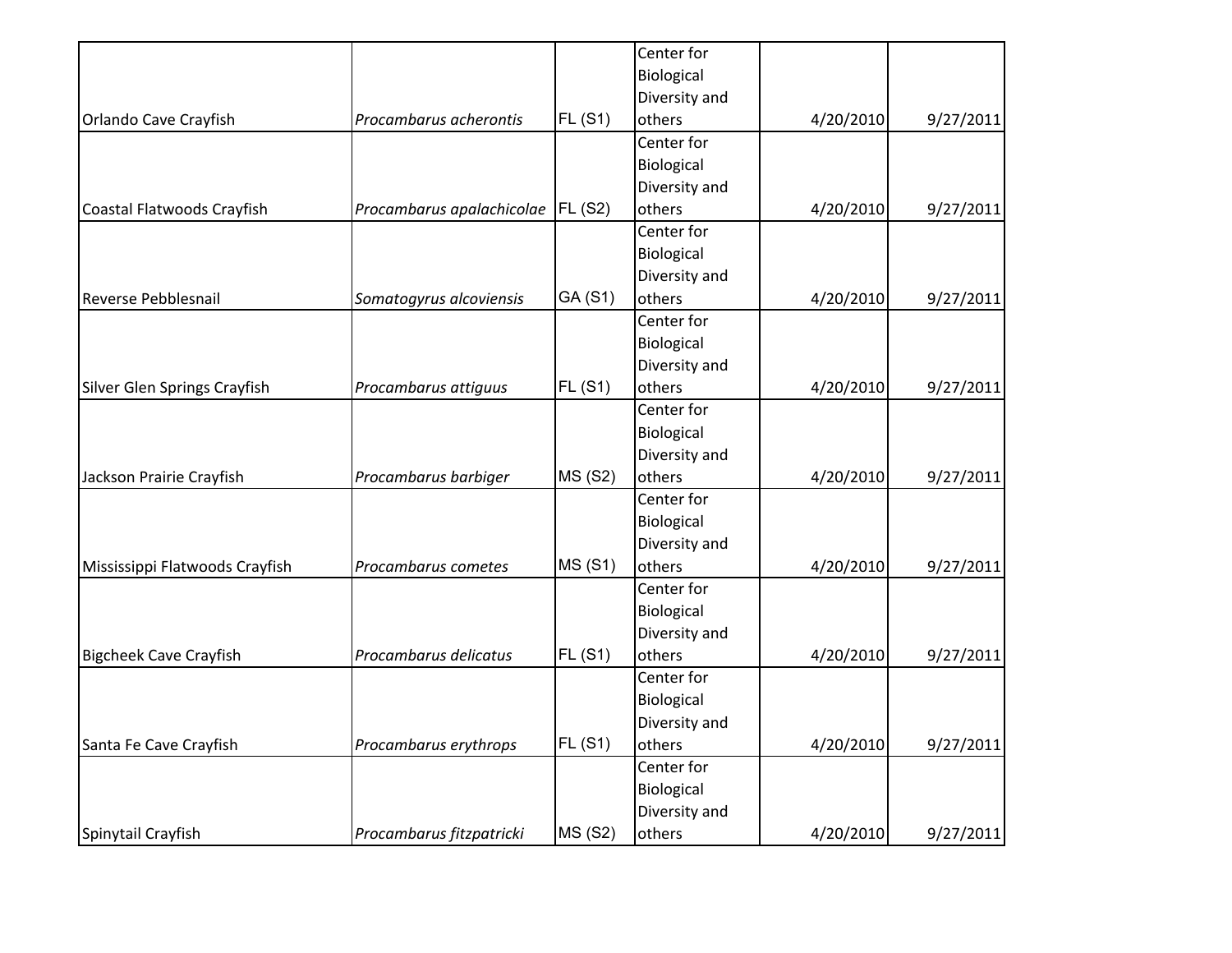| | | | | | |
|---|---|---|---|---|---|
| Orlando Cave Crayfish | *Procambarus acherontis* | FL (S1) | Center for Biological Diversity and others | 4/20/2010 | 9/27/2011 |
| Coastal Flatwoods Crayfish | *Procambarus apalachicolae* | FL (S2) | Center for Biological Diversity and others | 4/20/2010 | 9/27/2011 |
| Reverse Pebblesnail | *Somatogyrus alcoviensis* | GA (S1) | Center for Biological Diversity and others | 4/20/2010 | 9/27/2011 |
| Silver Glen Springs Crayfish | *Procambarus attiguus* | FL (S1) | Center for Biological Diversity and others | 4/20/2010 | 9/27/2011 |
| Jackson Prairie Crayfish | *Procambarus barbiger* | MS (S2) | Center for Biological Diversity and others | 4/20/2010 | 9/27/2011 |
| Mississippi Flatwoods Crayfish | *Procambarus cometes* | MS (S1) | Center for Biological Diversity and others | 4/20/2010 | 9/27/2011 |
| Bigcheek Cave Crayfish | *Procambarus delicatus* | FL (S1) | Center for Biological Diversity and others | 4/20/2010 | 9/27/2011 |
| Santa Fe Cave Crayfish | *Procambarus erythrops* | FL (S1) | Center for Biological Diversity and others | 4/20/2010 | 9/27/2011 |
| Spinytail Crayfish | *Procambarus fitzpatricki* | MS (S2) | Center for Biological Diversity and others | 4/20/2010 | 9/27/2011 |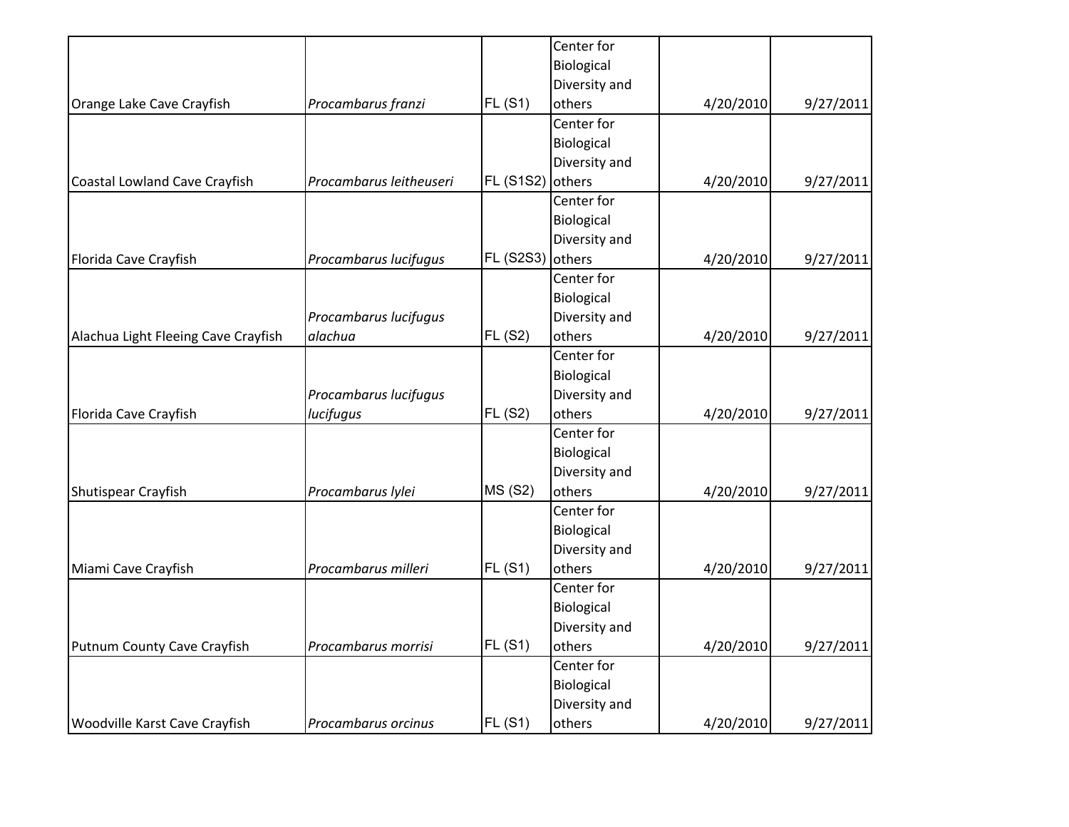| | | | | | |
|---|---|---|---|---|---|
| Orange Lake Cave Crayfish | *Procambarus franzi* | FL (S1) | Center for Biological Diversity and others | 4/20/2010 | 9/27/2011 |
| Coastal Lowland Cave Crayfish | *Procambarus leitheuseri* | FL (S1S2) | Center for Biological Diversity and others | 4/20/2010 | 9/27/2011 |
| Florida Cave Crayfish | *Procambarus lucifugus* | FL (S2S3) | Center for Biological Diversity and others | 4/20/2010 | 9/27/2011 |
| Alachua Light Fleeing Cave Crayfish | *Procambarus lucifugus alachua* | FL (S2) | Center for Biological Diversity and others | 4/20/2010 | 9/27/2011 |
| Florida Cave Crayfish | *Procambarus lucifugus lucifugus* | FL (S2) | Center for Biological Diversity and others | 4/20/2010 | 9/27/2011 |
| Shutispear Crayfish | *Procambarus lylei* | MS (S2) | Center for Biological Diversity and others | 4/20/2010 | 9/27/2011 |
| Miami Cave Crayfish | *Procambarus milleri* | FL (S1) | Center for Biological Diversity and others | 4/20/2010 | 9/27/2011 |
| Putnum County Cave Crayfish | *Procambarus morrisi* | FL (S1) | Center for Biological Diversity and others | 4/20/2010 | 9/27/2011 |
| Woodville Karst Cave Crayfish | *Procambarus orcinus* | FL (S1) | Center for Biological Diversity and others | 4/20/2010 | 9/27/2011 |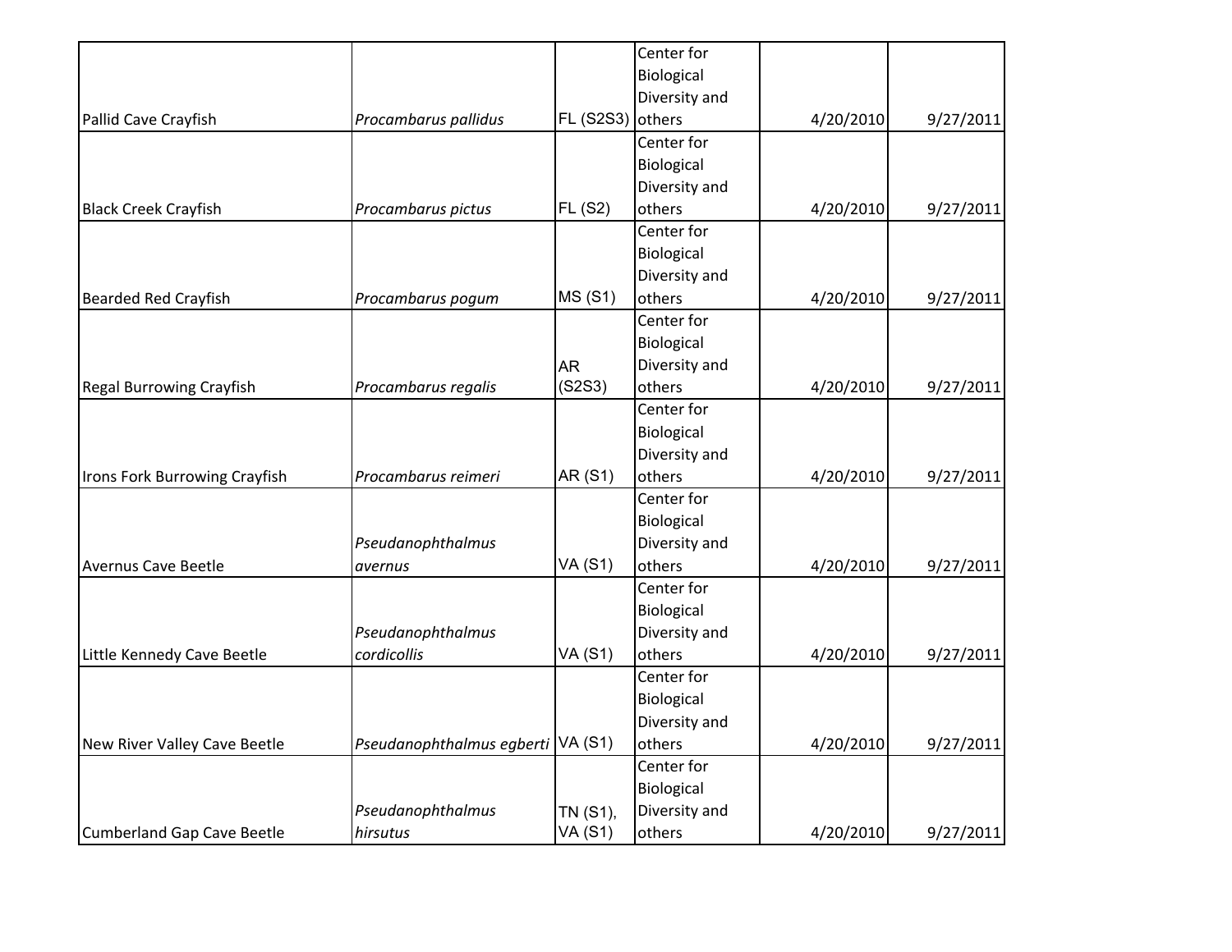| | | | | | |
|---|---|---|---|---|---|
| Pallid Cave Crayfish | *Procambarus pallidus* | FL (S2S3) | Center for Biological Diversity and others | 4/20/2010 | 9/27/2011 |
| Black Creek Crayfish | *Procambarus pictus* | FL (S2) | Center for Biological Diversity and others | 4/20/2010 | 9/27/2011 |
| Bearded Red Crayfish | *Procambarus pogum* | MS (S1) | Center for Biological Diversity and others | 4/20/2010 | 9/27/2011 |
| Regal Burrowing Crayfish | *Procambarus regalis* | AR (S2S3) | Center for Biological Diversity and others | 4/20/2010 | 9/27/2011 |
| Irons Fork Burrowing Crayfish | *Procambarus reimeri* | AR (S1) | Center for Biological Diversity and others | 4/20/2010 | 9/27/2011 |
| Avernus Cave Beetle | *Pseudanophthalmus avernus* | VA (S1) | Center for Biological Diversity and others | 4/20/2010 | 9/27/2011 |
| Little Kennedy Cave Beetle | *Pseudanophthalmus cordicollis* | VA (S1) | Center for Biological Diversity and others | 4/20/2010 | 9/27/2011 |
| New River Valley Cave Beetle | *Pseudanophthalmus egberti* | VA (S1) | Center for Biological Diversity and others | 4/20/2010 | 9/27/2011 |
| Cumberland Gap Cave Beetle | *Pseudanophthalmus hirsutus* | TN (S1), VA (S1) | Center for Biological Diversity and others | 4/20/2010 | 9/27/2011 |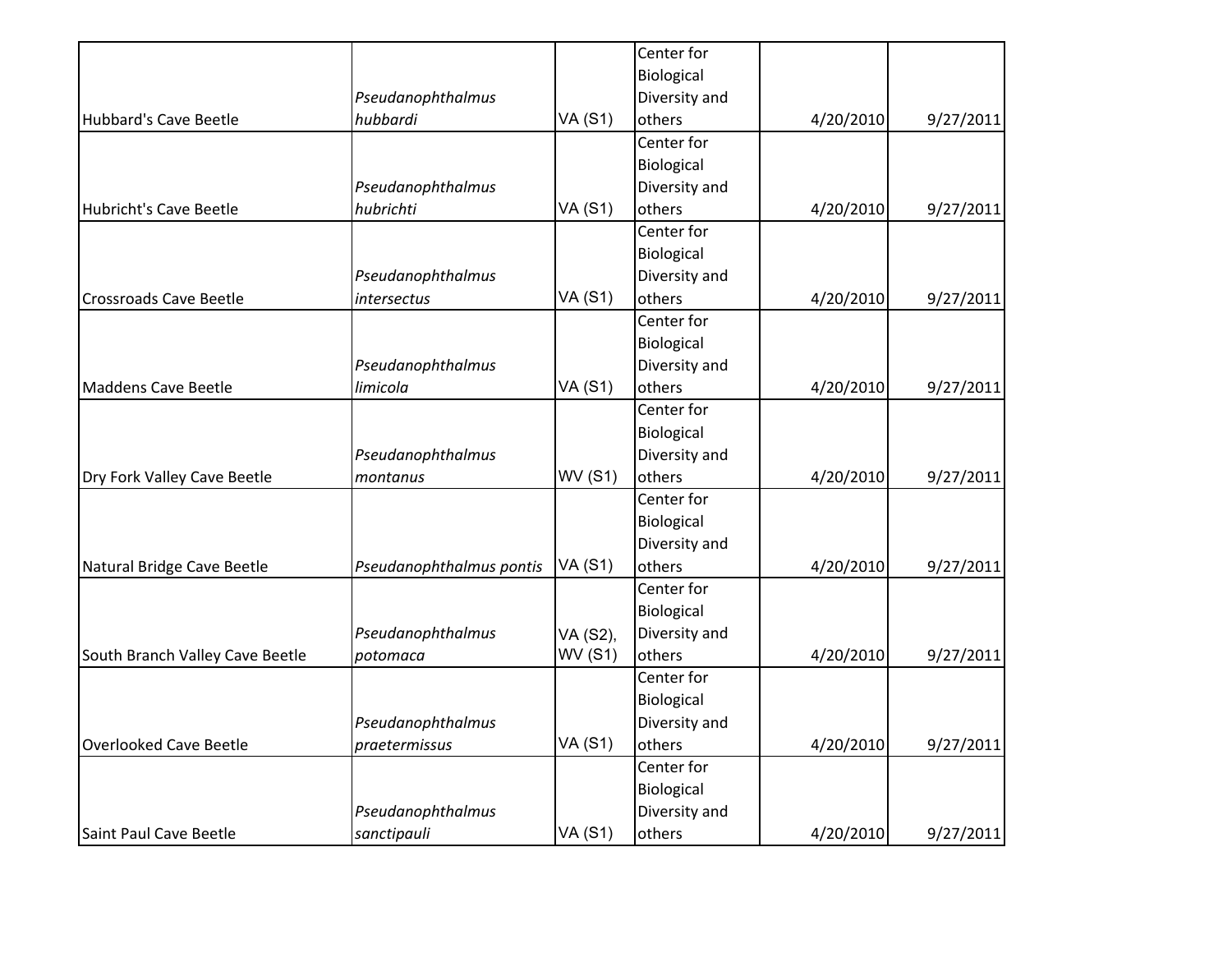| | | | | | |
|---|---|---|---|---|---|
| Hubbard's Cave Beetle | *Pseudanophthalmus hubbardi* | VA (S1) | Center for Biological Diversity and others | 4/20/2010 | 9/27/2011 |
| Hubricht's Cave Beetle | *Pseudanophthalmus hubrichti* | VA (S1) | Center for Biological Diversity and others | 4/20/2010 | 9/27/2011 |
| Crossroads Cave Beetle | *Pseudanophthalmus intersectus* | VA (S1) | Center for Biological Diversity and others | 4/20/2010 | 9/27/2011 |
| Maddens Cave Beetle | *Pseudanophthalmus limicola* | VA (S1) | Center for Biological Diversity and others | 4/20/2010 | 9/27/2011 |
| Dry Fork Valley Cave Beetle | *Pseudanophthalmus montanus* | WV (S1) | Center for Biological Diversity and others | 4/20/2010 | 9/27/2011 |
| Natural Bridge Cave Beetle | *Pseudanophthalmus pontis* | VA (S1) | Center for Biological Diversity and others | 4/20/2010 | 9/27/2011 |
| South Branch Valley Cave Beetle | *Pseudanophthalmus potomaca* | VA (S2), WV (S1) | Center for Biological Diversity and others | 4/20/2010 | 9/27/2011 |
| Overlooked Cave Beetle | *Pseudanophthalmus praetermissus* | VA (S1) | Center for Biological Diversity and others | 4/20/2010 | 9/27/2011 |
| Saint Paul Cave Beetle | *Pseudanophthalmus sanctipauli* | VA (S1) | Center for Biological Diversity and others | 4/20/2010 | 9/27/2011 |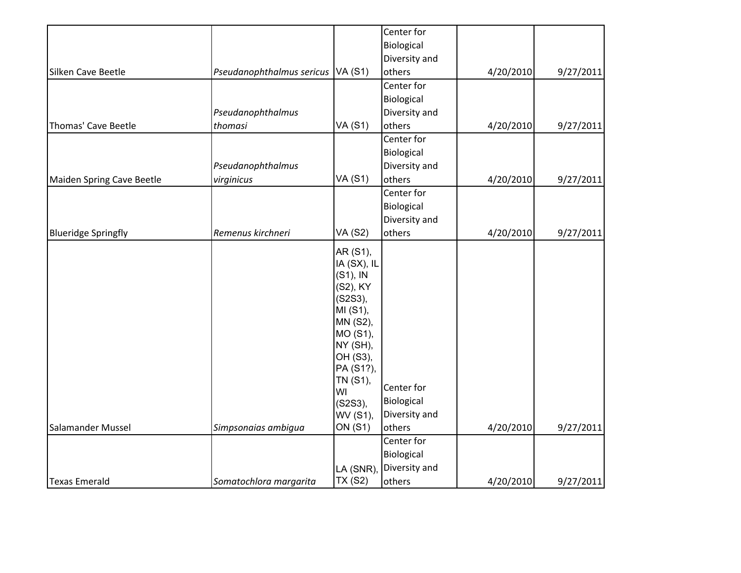| | | | | | |
|---|---|---|---|---|---|
| Silken Cave Beetle | *Pseudanophthalmus sericus* | VA (S1) | Center for Biological Diversity and others | 4/20/2010 | 9/27/2011 |
| Thomas' Cave Beetle | *Pseudanophthalmus thomasi* | VA (S1) | Center for Biological Diversity and others | 4/20/2010 | 9/27/2011 |
| Maiden Spring Cave Beetle | *Pseudanophthalmus virginicus* | VA (S1) | Center for Biological Diversity and others | 4/20/2010 | 9/27/2011 |
| Blueridge Springfly | *Remenus kirchneri* | VA (S2) | Center for Biological Diversity and others | 4/20/2010 | 9/27/2011 |
| Salamander Mussel | *Simpsonaias ambigua* | AR (S1), IA (SX), IL (S1), IN (S2), KY (S2S3), MI (S1), MN (S2), MO (S1), NY (SH), OH (S3), PA (S1?), TN (S1), WI (S2S3), WV (S1), ON (S1) | Center for Biological Diversity and others | 4/20/2010 | 9/27/2011 |
| Texas Emerald | *Somatochlora margarita* | LA (SNR), TX (S2) | Center for Biological Diversity and others | 4/20/2010 | 9/27/2011 |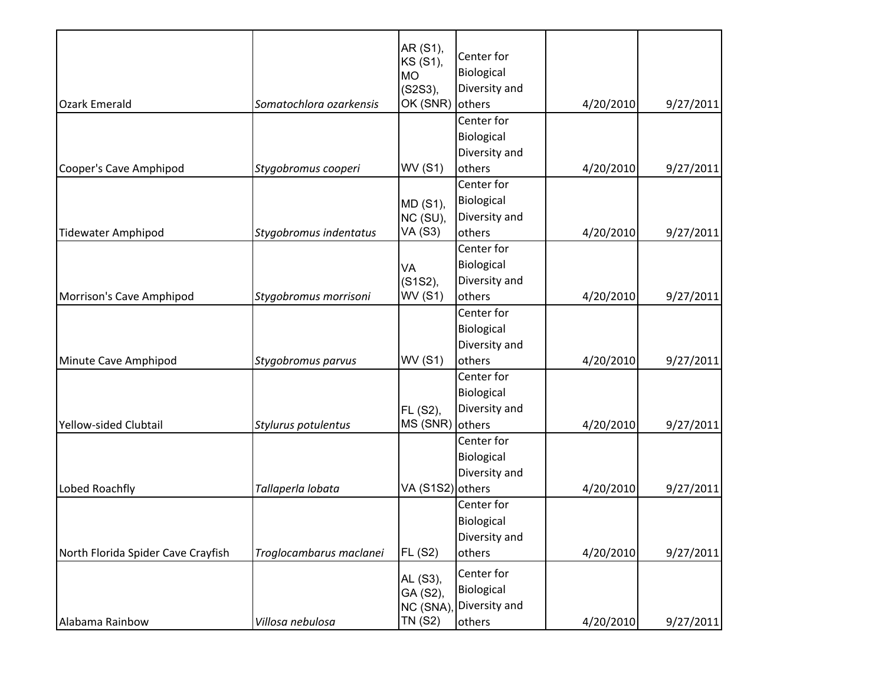| | | | | | |
|---|---|---|---|---|---|
| Ozark Emerald | *Somatochlora ozarkensis* | AR (S1), KS (S1), MO (S2S3), OK (SNR) | Center for Biological Diversity and others | 4/20/2010 | 9/27/2011 |
| Cooper's Cave Amphipod | *Stygobromus cooperi* | WV (S1) | Center for Biological Diversity and others | 4/20/2010 | 9/27/2011 |
| Tidewater Amphipod | *Stygobromus indentatus* | MD (S1), NC (SU), VA (S3) | Center for Biological Diversity and others | 4/20/2010 | 9/27/2011 |
| Morrison's Cave Amphipod | *Stygobromus morrisoni* | VA (S1S2), WV (S1) | Center for Biological Diversity and others | 4/20/2010 | 9/27/2011 |
| Minute Cave Amphipod | *Stygobromus parvus* | WV (S1) | Center for Biological Diversity and others | 4/20/2010 | 9/27/2011 |
| Yellow-sided Clubtail | *Stylurus potulentus* | FL (S2), MS (SNR) | Center for Biological Diversity and others | 4/20/2010 | 9/27/2011 |
| Lobed Roachfly | *Tallaperla lobata* | VA (S1S2) | Center for Biological Diversity and others | 4/20/2010 | 9/27/2011 |
| North Florida Spider Cave Crayfish | *Troglocambarus maclanei* | FL (S2) | Center for Biological Diversity and others | 4/20/2010 | 9/27/2011 |
| Alabama Rainbow | *Villosa nebulosa* | AL (S3), GA (S2), NC (SNA), TN (S2) | Center for Biological Diversity and others | 4/20/2010 | 9/27/2011 |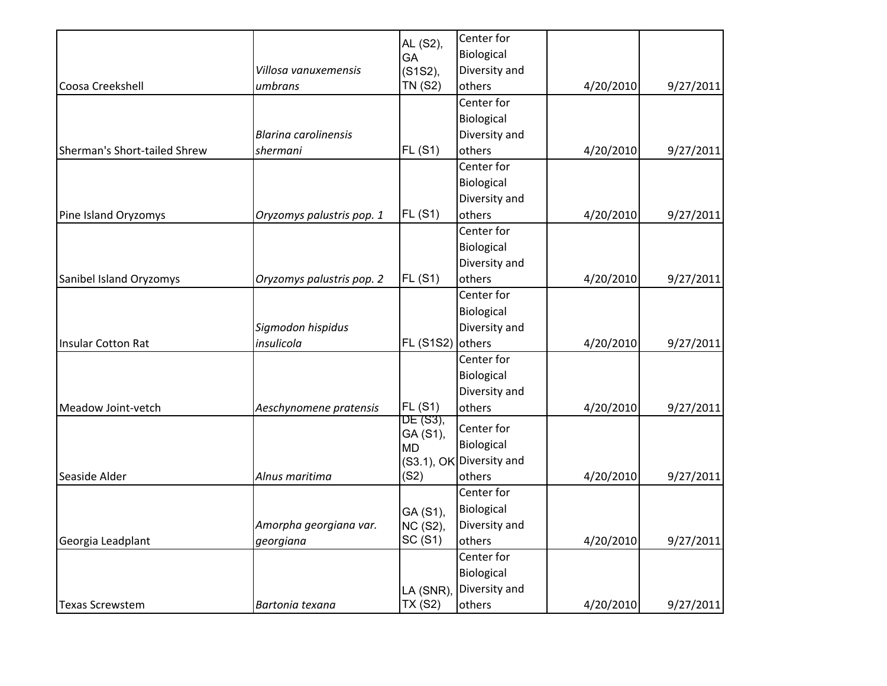| | | | | | |
|---|---|---|---|---|---|
| Coosa Creekshell | *Villosa vanuxemensis umbrans* | AL (S2), GA (S1S2), TN (S2) | Center for Biological Diversity and others | 4/20/2010 | 9/27/2011 |
| Sherman's Short-tailed Shrew | *Blarina carolinensis shermani* | FL (S1) | Center for Biological Diversity and others | 4/20/2010 | 9/27/2011 |
| Pine Island Oryzomys | *Oryzomys palustris pop. 1* | FL (S1) | Center for Biological Diversity and others | 4/20/2010 | 9/27/2011 |
| Sanibel Island Oryzomys | *Oryzomys palustris pop. 2* | FL (S1) | Center for Biological Diversity and others | 4/20/2010 | 9/27/2011 |
| Insular Cotton Rat | *Sigmodon hispidus insulicola* | FL (S1S2) | Center for Biological Diversity and others | 4/20/2010 | 9/27/2011 |
| Meadow Joint-vetch | *Aeschynomene pratensis* | FL (S1) | Center for Biological Diversity and others | 4/20/2010 | 9/27/2011 |
| Seaside Alder | *Alnus maritima* | DE (S3), GA (S1), MD (S3.1), OK (S2) | Center for Biological Diversity and others | 4/20/2010 | 9/27/2011 |
| Georgia Leadplant | *Amorpha georgiana var. georgiana* | GA (S1), NC (S2), SC (S1) | Center for Biological Diversity and others | 4/20/2010 | 9/27/2011 |
| Texas Screwstem | *Bartonia texana* | LA (SNR), TX (S2) | Center for Biological Diversity and others | 4/20/2010 | 9/27/2011 |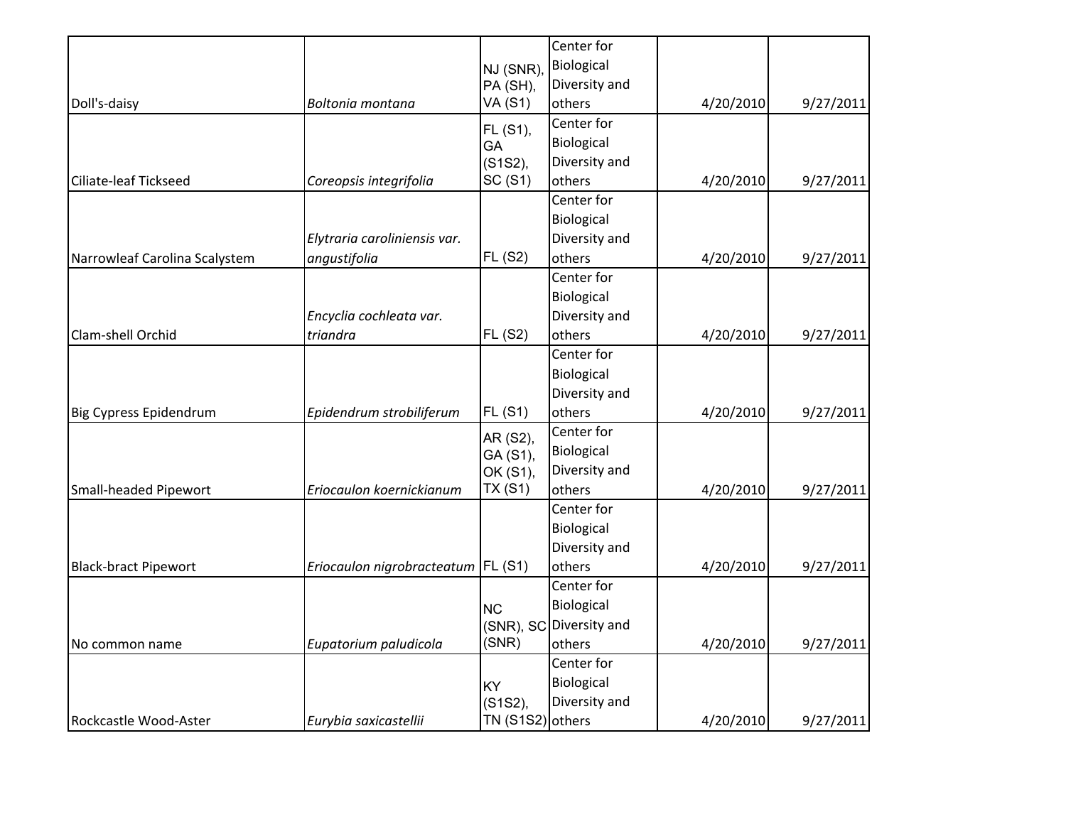| | | | | | |
|---|---|---|---|---|---|
| Doll's-daisy | *Boltonia montana* | NJ (SNR), PA (SH), VA (S1) | Center for Biological Diversity and others | 4/20/2010 | 9/27/2011 |
| Ciliate-leaf Tickseed | *Coreopsis integrifolia* | FL (S1), GA (S1S2), SC (S1) | Center for Biological Diversity and others | 4/20/2010 | 9/27/2011 |
| Narrowleaf Carolina Scalystem | *Elytraria caroliniensis var. angustifolia* | FL (S2) | Center for Biological Diversity and others | 4/20/2010 | 9/27/2011 |
| Clam-shell Orchid | *Encyclia cochleata var. triandra* | FL (S2) | Center for Biological Diversity and others | 4/20/2010 | 9/27/2011 |
| Big Cypress Epidendrum | *Epidendrum strobiliferum* | FL (S1) | Center for Biological Diversity and others | 4/20/2010 | 9/27/2011 |
| Small-headed Pipewort | *Eriocaulon koernickianum* | AR (S2), GA (S1), OK (S1), TX (S1) | Center for Biological Diversity and others | 4/20/2010 | 9/27/2011 |
| Black-bract Pipewort | *Eriocaulon nigrobracteatum* | FL (S1) | Center for Biological Diversity and others | 4/20/2010 | 9/27/2011 |
| No common name | *Eupatorium paludicola* | NC (SNR), SC (SNR) | Center for Biological Diversity and others | 4/20/2010 | 9/27/2011 |
| Rockcastle Wood-Aster | *Eurybia saxicastellii* | KY (S1S2), TN (S1S2) | Center for Biological Diversity and others | 4/20/2010 | 9/27/2011 |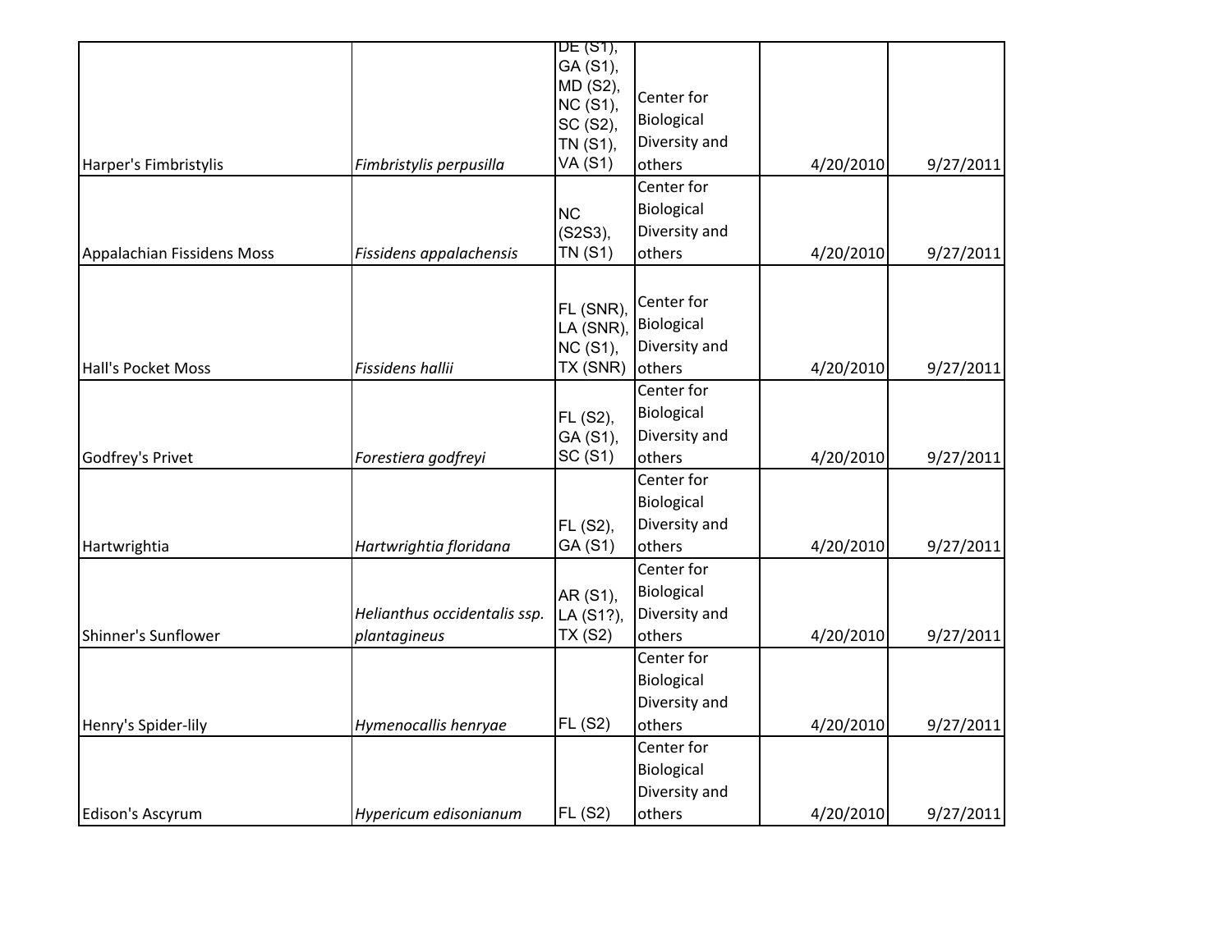| | | | | | |
|---|---|---|---|---|---|
| Harper's Fimbristylis | *Fimbristylis perpusilla* | DE (S1), GA (S1), MD (S2), NC (S1), SC (S2), TN (S1), VA (S1) | Center for Biological Diversity and others | 4/20/2010 | 9/27/2011 |
| Appalachian Fissidens Moss | *Fissidens appalachensis* | NC (S2S3), TN (S1) | Center for Biological Diversity and others | 4/20/2010 | 9/27/2011 |
| Hall's Pocket Moss | *Fissidens hallii* | FL (SNR), LA (SNR), NC (S1), TX (SNR) | Center for Biological Diversity and others | 4/20/2010 | 9/27/2011 |
| Godfrey's Privet | *Forestiera godfreyi* | FL (S2), GA (S1), SC (S1) | Center for Biological Diversity and others | 4/20/2010 | 9/27/2011 |
| Hartwrightia | *Hartwrightia floridana* | FL (S2), GA (S1) | Center for Biological Diversity and others | 4/20/2010 | 9/27/2011 |
| Shinner's Sunflower | *Helianthus occidentalis ssp. plantagineus* | AR (S1), LA (S1?), TX (S2) | Center for Biological Diversity and others | 4/20/2010 | 9/27/2011 |
| Henry's Spider-lily | *Hymenocallis henryae* | FL (S2) | Center for Biological Diversity and others | 4/20/2010 | 9/27/2011 |
| Edison's Ascyrum | *Hypericum edisonianum* | FL (S2) | Center for Biological Diversity and others | 4/20/2010 | 9/27/2011 |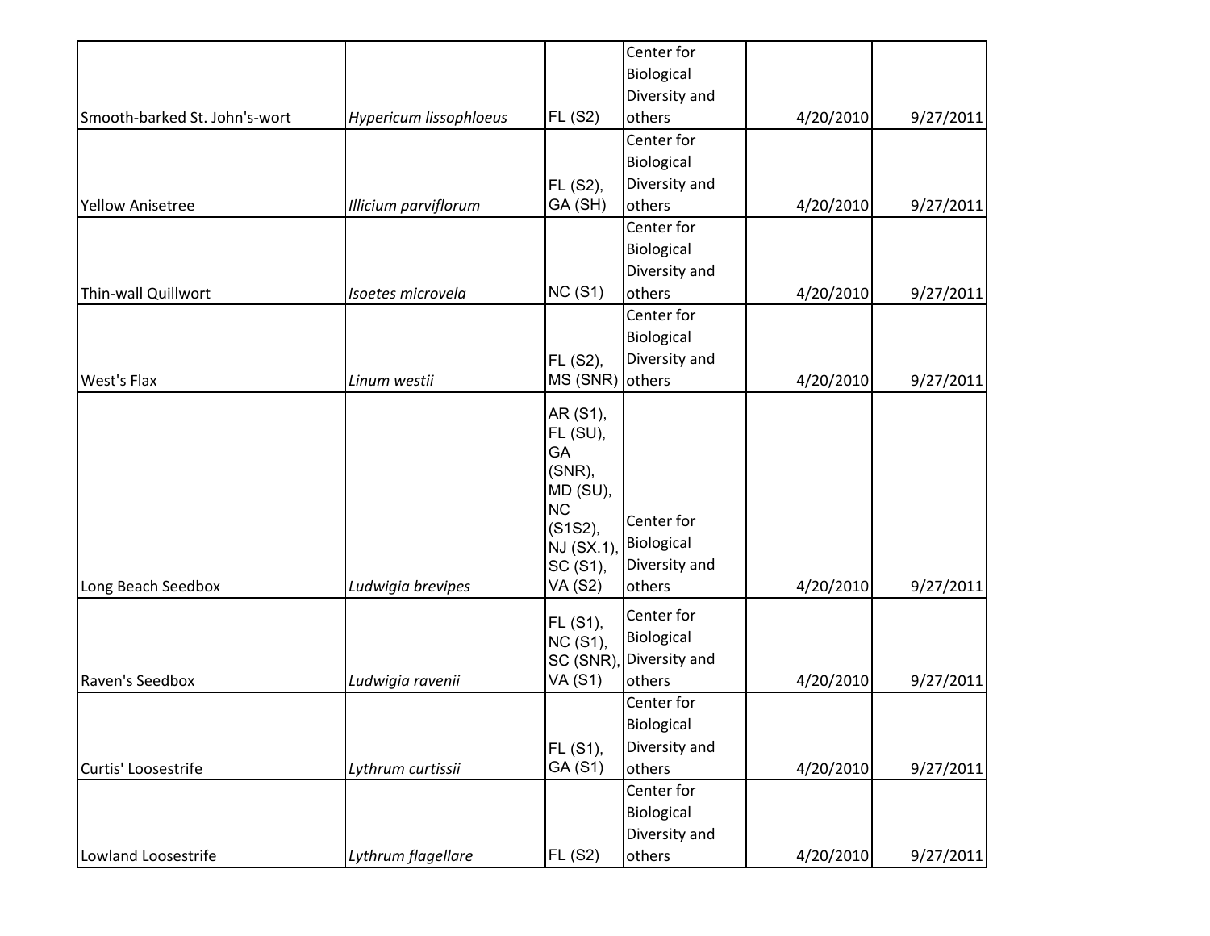| | | | | | |
|---|---|---|---|---|---|
| Smooth-barked St. John's-wort | *Hypericum lissophloeus* | FL (S2) | Center for Biological Diversity and others | 4/20/2010 | 9/27/2011 |
| Yellow Anisetree | *Illicium parviflorum* | FL (S2), GA (SH) | Center for Biological Diversity and others | 4/20/2010 | 9/27/2011 |
| Thin-wall Quillwort | *Isoetes microvela* | NC (S1) | Center for Biological Diversity and others | 4/20/2010 | 9/27/2011 |
| West's Flax | *Linum westii* | FL (S2), MS (SNR) | Center for Biological Diversity and others | 4/20/2010 | 9/27/2011 |
| Long Beach Seedbox | *Ludwigia brevipes* | AR (S1), FL (SU), GA (SNR), MD (SU), NC (S1S2), NJ (SX.1), SC (S1), VA (S2) | Center for Biological Diversity and others | 4/20/2010 | 9/27/2011 |
| Raven's Seedbox | *Ludwigia ravenii* | FL (S1), NC (S1), SC (SNR), VA (S1) | Center for Biological Diversity and others | 4/20/2010 | 9/27/2011 |
| Curtis' Loosestrife | *Lythrum curtissii* | FL (S1), GA (S1) | Center for Biological Diversity and others | 4/20/2010 | 9/27/2011 |
| Lowland Loosestrife | *Lythrum flagellare* | FL (S2) | Center for Biological Diversity and others | 4/20/2010 | 9/27/2011 |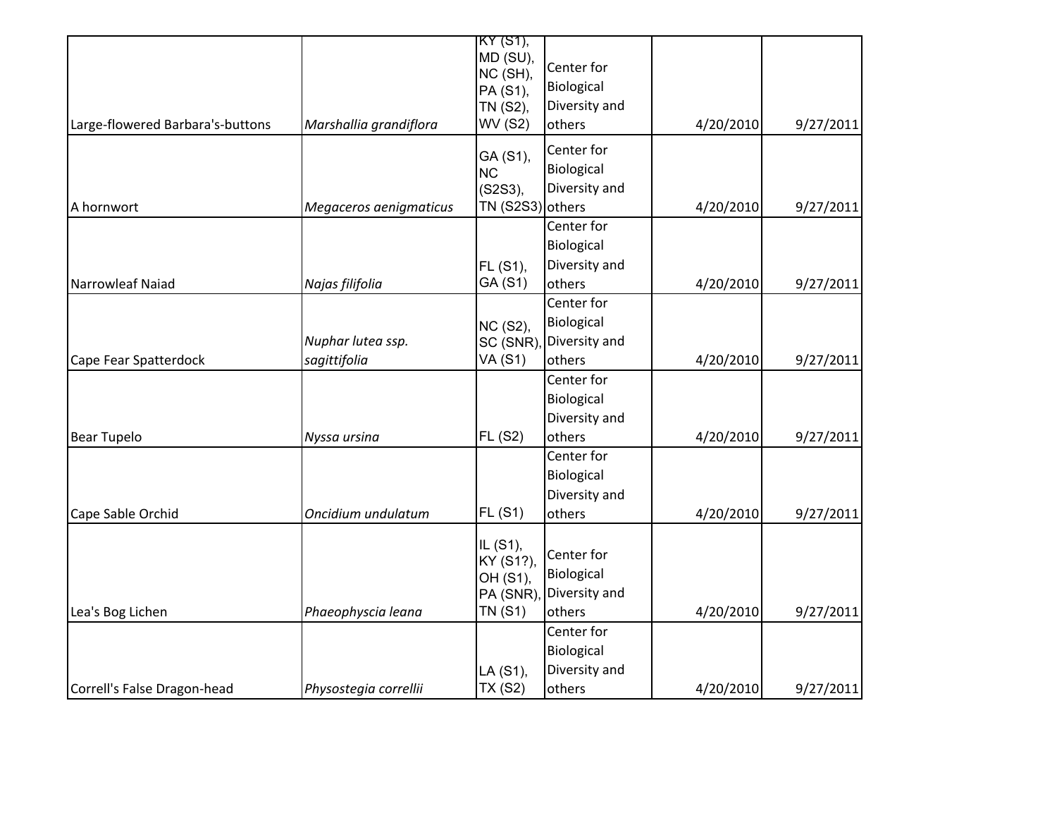| | | | | | |
|---|---|---|---|---|---|
| Large-flowered Barbara's-buttons | *Marshallia grandiflora* | KY (S1), MD (SU), NC (SH), PA (S1), TN (S2), WV (S2) | Center for Biological Diversity and others | 4/20/2010 | 9/27/2011 |
| A hornwort | *Megaceros aenigmaticus* | GA (S1), NC (S2S3), TN (S2S3) | Center for Biological Diversity and others | 4/20/2010 | 9/27/2011 |
| Narrowleaf Naiad | *Najas filifolia* | FL (S1), GA (S1) | Center for Biological Diversity and others | 4/20/2010 | 9/27/2011 |
| Cape Fear Spatterdock | *Nuphar lutea ssp. sagittifolia* | NC (S2), SC (SNR), VA (S1) | Center for Biological Diversity and others | 4/20/2010 | 9/27/2011 |
| Bear Tupelo | *Nyssa ursina* | FL (S2) | Center for Biological Diversity and others | 4/20/2010 | 9/27/2011 |
| Cape Sable Orchid | *Oncidium undulatum* | FL (S1) | Center for Biological Diversity and others | 4/20/2010 | 9/27/2011 |
| Lea's Bog Lichen | *Phaeophyscia leana* | IL (S1), KY (S1?), OH (S1), PA (SNR), TN (S1) | Center for Biological Diversity and others | 4/20/2010 | 9/27/2011 |
| Correll's False Dragon-head | *Physostegia correllii* | LA (S1), TX (S2) | Center for Biological Diversity and others | 4/20/2010 | 9/27/2011 |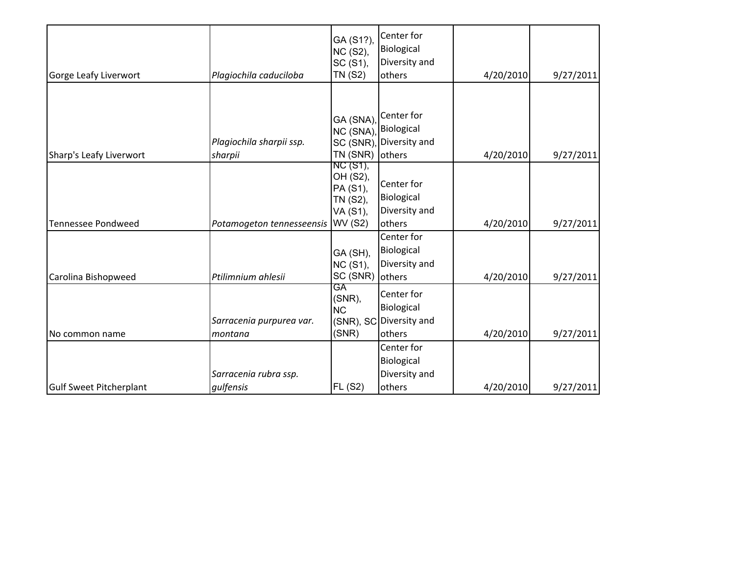| | | | | | |
|---|---|---|---|---|---|
| Gorge Leafy Liverwort | *Plagiochila caduciloba* | GA (S1?), NC (S2), SC (S1), TN (S2) | Center for Biological Diversity and others | 4/20/2010 | 9/27/2011 |
| Sharp's Leafy Liverwort | *Plagiochila sharpii ssp. sharpii* | GA (SNA), NC (SNA), SC (SNR), TN (SNR) | Center for Biological Diversity and others | 4/20/2010 | 9/27/2011 |
| Tennessee Pondweed | *Potamogeton tennesseensis* | NC (S1), OH (S2), PA (S1), TN (S2), VA (S1), WV (S2) | Center for Biological Diversity and others | 4/20/2010 | 9/27/2011 |
| Carolina Bishopweed | *Ptilimnium ahlesii* | GA (SH), NC (S1), SC (SNR) | Center for Biological Diversity and others | 4/20/2010 | 9/27/2011 |
| No common name | *Sarracenia purpurea var. montana* | GA (SNR), NC (SNR), SC (SNR) | Center for Biological Diversity and others | 4/20/2010 | 9/27/2011 |
| Gulf Sweet Pitcherplant | *Sarracenia rubra ssp. gulfensis* | FL (S2) | Center for Biological Diversity and others | 4/20/2010 | 9/27/2011 |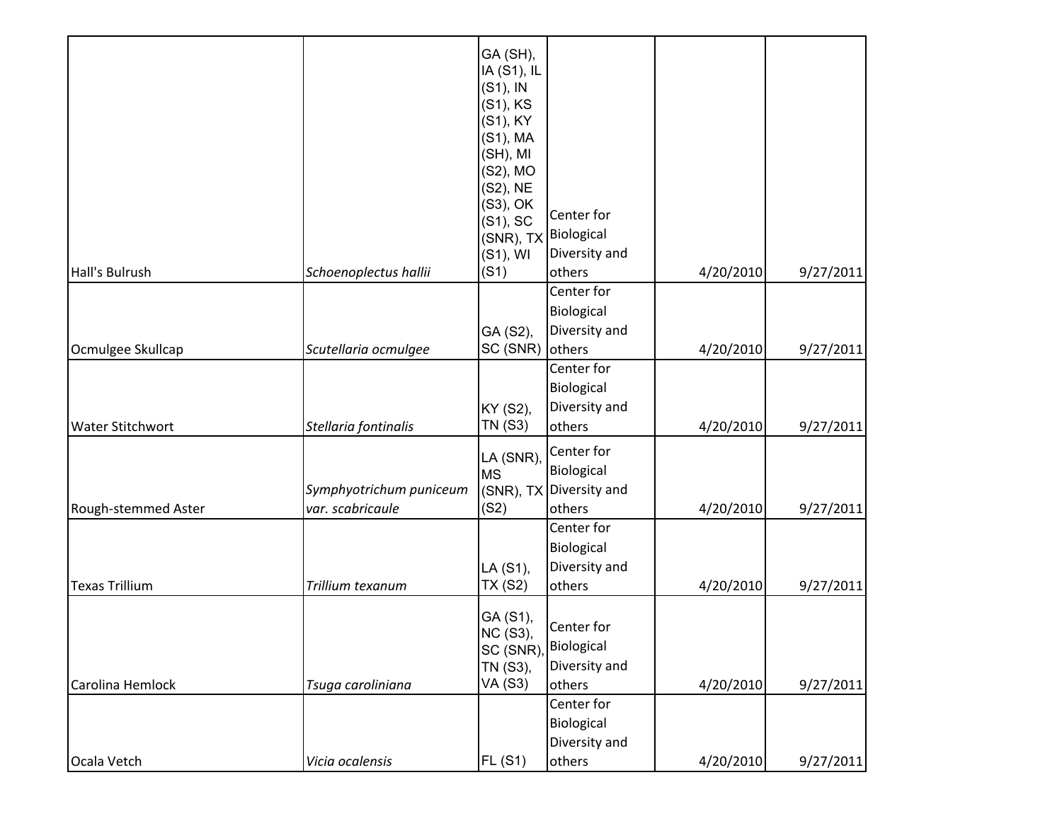| | | | | | |
|---|---|---|---|---|---|
| Hall's Bulrush | *Schoenoplectus hallii* | GA (SH), IA (S1), IL (S1), IN (S1), KS (S1), KY (S1), MA (SH), MI (S2), MO (S2), NE (S3), OK (S1), SC (SNR), TX (S1), WI (S1) | Center for Biological Diversity and others | 4/20/2010 | 9/27/2011 |
| Ocmulgee Skullcap | *Scutellaria ocmulgee* | GA (S2), SC (SNR) | Center for Biological Diversity and others | 4/20/2010 | 9/27/2011 |
| Water Stitchwort | *Stellaria fontinalis* | KY (S2), TN (S3) | Center for Biological Diversity and others | 4/20/2010 | 9/27/2011 |
| Rough-stemmed Aster | *Symphyotrichum puniceum var. scabricaule* | LA (SNR), MS (SNR), TX (S2) | Center for Biological Diversity and others | 4/20/2010 | 9/27/2011 |
| Texas Trillium | *Trillium texanum* | LA (S1), TX (S2) | Center for Biological Diversity and others | 4/20/2010 | 9/27/2011 |
| Carolina Hemlock | *Tsuga caroliniana* | GA (S1), NC (S3), SC (SNR), TN (S3), VA (S3) | Center for Biological Diversity and others | 4/20/2010 | 9/27/2011 |
| Ocala Vetch | *Vicia ocalensis* | FL (S1) | Center for Biological Diversity and others | 4/20/2010 | 9/27/2011 |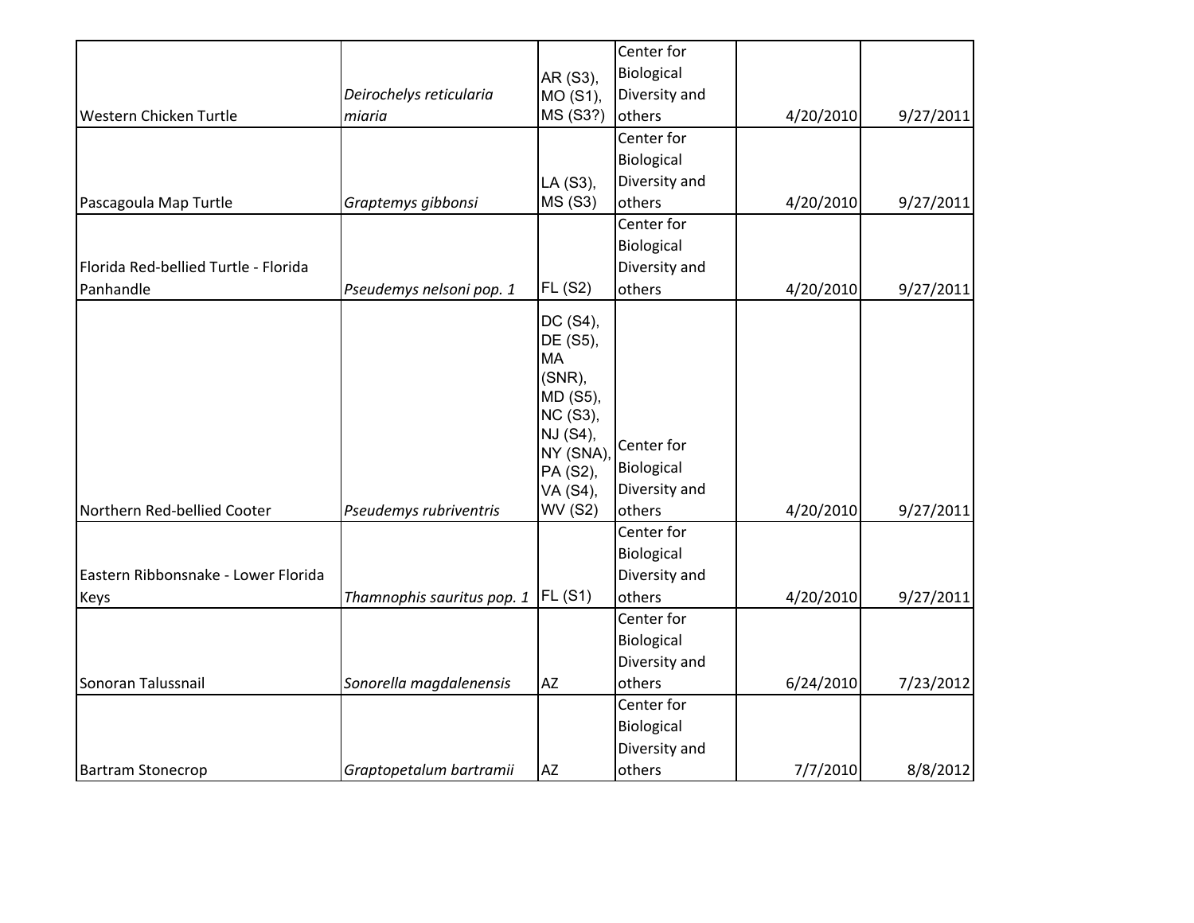| | | | | | |
|---|---|---|---|---|---|
| Western Chicken Turtle | *Deirochelys reticularia miaria* | AR (S3), MO (S1), MS (S3?) | Center for Biological Diversity and others | 4/20/2010 | 9/27/2011 |
| Pascagoula Map Turtle | *Graptemys gibbonsi* | LA (S3), MS (S3) | Center for Biological Diversity and others | 4/20/2010 | 9/27/2011 |
| Florida Red-bellied Turtle - Florida Panhandle | *Pseudemys nelsoni pop. 1* | FL (S2) | Center for Biological Diversity and others | 4/20/2010 | 9/27/2011 |
| Northern Red-bellied Cooter | *Pseudemys rubriventris* | DC (S4), DE (S5), MA (SNR), MD (S5), NC (S3), NJ (S4), NY (SNA), PA (S2), VA (S4), WV (S2) | Center for Biological Diversity and others | 4/20/2010 | 9/27/2011 |
| Eastern Ribbonsnake - Lower Florida Keys | *Thamnophis sauritus pop. 1* | FL (S1) | Center for Biological Diversity and others | 4/20/2010 | 9/27/2011 |
| Sonoran Talussnail | *Sonorella magdalenensis* | AZ | Center for Biological Diversity and others | 6/24/2010 | 7/23/2012 |
| Bartram Stonecrop | *Graptopetalum bartramii* | AZ | Center for Biological Diversity and others | 7/7/2010 | 8/8/2012 |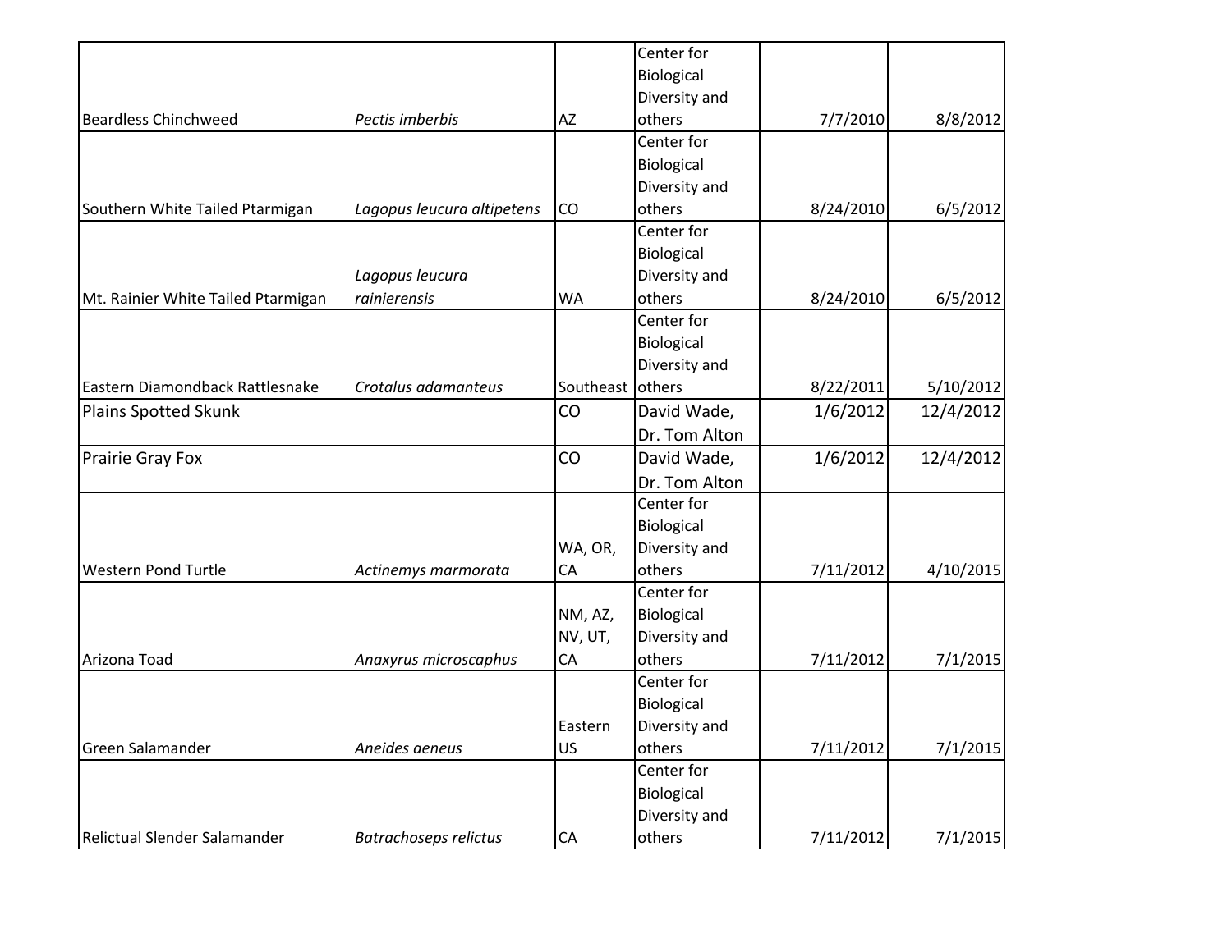| | | | | | |
|---|---|---|---|---|---|
| Beardless Chinchweed | *Pectis imberbis* | AZ | Center for Biological Diversity and others | 7/7/2010 | 8/8/2012 |
| Southern White Tailed Ptarmigan | *Lagopus leucura altipetens* | CO | Center for Biological Diversity and others | 8/24/2010 | 6/5/2012 |
| Mt. Rainier White Tailed Ptarmigan | *Lagopus leucura rainierensis* | WA | Center for Biological Diversity and others | 8/24/2010 | 6/5/2012 |
| Eastern Diamondback Rattlesnake | *Crotalus adamanteus* | Southeast | Center for Biological Diversity and others | 8/22/2011 | 5/10/2012 |
| Plains Spotted Skunk | | CO | David Wade, Dr. Tom Alton | 1/6/2012 | 12/4/2012 |
| Prairie Gray Fox | | CO | David Wade, Dr. Tom Alton | 1/6/2012 | 12/4/2012 |
| Western Pond Turtle | *Actinemys marmorata* | WA, OR, CA | Center for Biological Diversity and others | 7/11/2012 | 4/10/2015 |
| Arizona Toad | *Anaxyrus microscaphus* | NM, AZ, NV, UT, CA | Center for Biological Diversity and others | 7/11/2012 | 7/1/2015 |
| Green Salamander | *Aneides aeneus* | Eastern US | Center for Biological Diversity and others | 7/11/2012 | 7/1/2015 |
| Relictual Slender Salamander | *Batrachoseps relictus* | CA | Center for Biological Diversity and others | 7/11/2012 | 7/1/2015 |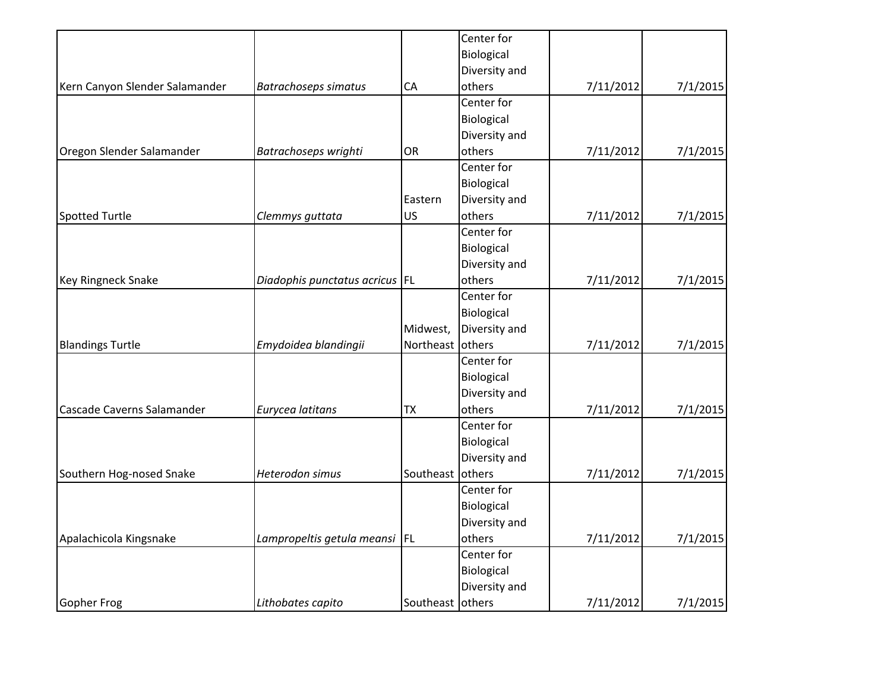| | | | | | |
|---|---|---|---|---|---|
| Kern Canyon Slender Salamander | *Batrachoseps simatus* | CA | Center for Biological Diversity and others | 7/11/2012 | 7/1/2015 |
| Oregon Slender Salamander | *Batrachoseps wrighti* | OR | Center for Biological Diversity and others | 7/11/2012 | 7/1/2015 |
| Spotted Turtle | *Clemmys guttata* | Eastern US | Center for Biological Diversity and others | 7/11/2012 | 7/1/2015 |
| Key Ringneck Snake | *Diadophis punctatus acricus* | FL | Center for Biological Diversity and others | 7/11/2012 | 7/1/2015 |
| Blandings Turtle | *Emydoidea blandingii* | Midwest, Northeast | Center for Biological Diversity and others | 7/11/2012 | 7/1/2015 |
| Cascade Caverns Salamander | *Eurycea latitans* | TX | Center for Biological Diversity and others | 7/11/2012 | 7/1/2015 |
| Southern Hog-nosed Snake | *Heterodon simus* | Southeast | Center for Biological Diversity and others | 7/11/2012 | 7/1/2015 |
| Apalachicola Kingsnake | *Lampropeltis getula meansi* | FL | Center for Biological Diversity and others | 7/11/2012 | 7/1/2015 |
| Gopher Frog | *Lithobates capito* | Southeast | Center for Biological Diversity and others | 7/11/2012 | 7/1/2015 |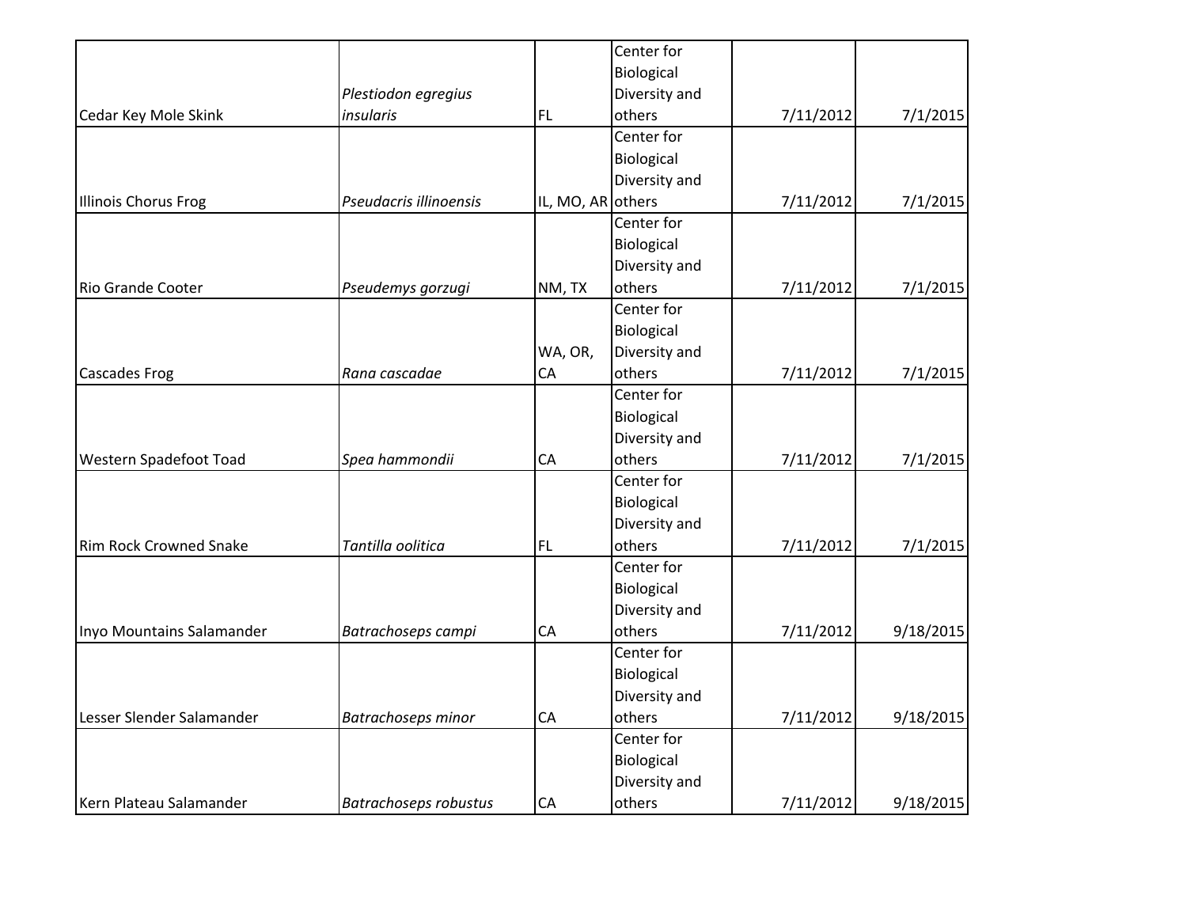| | | | | | |
|---|---|---|---|---|---|
| Cedar Key Mole Skink | *Plestiodon egregius insularis* | FL | Center for Biological Diversity and others | 7/11/2012 | 7/1/2015 |
| Illinois Chorus Frog | *Pseudacris illinoensis* | IL, MO, AR | Center for Biological Diversity and others | 7/11/2012 | 7/1/2015 |
| Rio Grande Cooter | *Pseudemys gorzugi* | NM, TX | Center for Biological Diversity and others | 7/11/2012 | 7/1/2015 |
| Cascades Frog | *Rana cascadae* | WA, OR, CA | Center for Biological Diversity and others | 7/11/2012 | 7/1/2015 |
| Western Spadefoot Toad | *Spea hammondii* | CA | Center for Biological Diversity and others | 7/11/2012 | 7/1/2015 |
| Rim Rock Crowned Snake | *Tantilla oolitica* | FL | Center for Biological Diversity and others | 7/11/2012 | 7/1/2015 |
| Inyo Mountains Salamander | *Batrachoseps campi* | CA | Center for Biological Diversity and others | 7/11/2012 | 9/18/2015 |
| Lesser Slender Salamander | *Batrachoseps minor* | CA | Center for Biological Diversity and others | 7/11/2012 | 9/18/2015 |
| Kern Plateau Salamander | *Batrachoseps robustus* | CA | Center for Biological Diversity and others | 7/11/2012 | 9/18/2015 |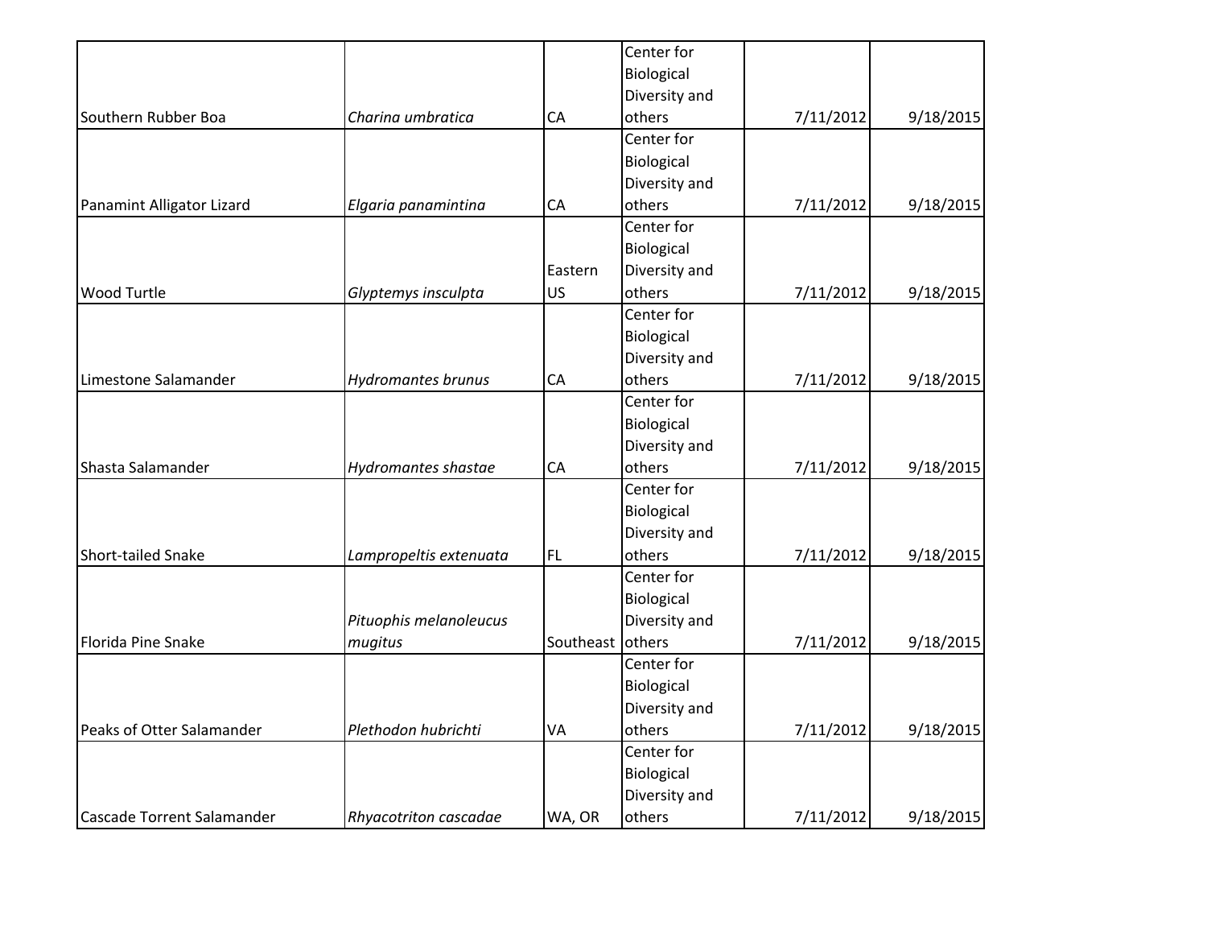| | | | | | |
|---|---|---|---|---|---|
| Southern Rubber Boa | *Charina umbratica* | CA | Center for Biological Diversity and others | 7/11/2012 | 9/18/2015 |
| Panamint Alligator Lizard | *Elgaria panamintina* | CA | Center for Biological Diversity and others | 7/11/2012 | 9/18/2015 |
| Wood Turtle | *Glyptemys insculpta* | Eastern US | Center for Biological Diversity and others | 7/11/2012 | 9/18/2015 |
| Limestone Salamander | *Hydromantes brunus* | CA | Center for Biological Diversity and others | 7/11/2012 | 9/18/2015 |
| Shasta Salamander | *Hydromantes shastae* | CA | Center for Biological Diversity and others | 7/11/2012 | 9/18/2015 |
| Short-tailed Snake | *Lampropeltis extenuata* | FL | Center for Biological Diversity and others | 7/11/2012 | 9/18/2015 |
| Florida Pine Snake | *Pituophis melanoleucus mugitus* | Southeast | Center for Biological Diversity and others | 7/11/2012 | 9/18/2015 |
| Peaks of Otter Salamander | *Plethodon hubrichti* | VA | Center for Biological Diversity and others | 7/11/2012 | 9/18/2015 |
| Cascade Torrent Salamander | *Rhyacotriton cascadae* | WA, OR | Center for Biological Diversity and others | 7/11/2012 | 9/18/2015 |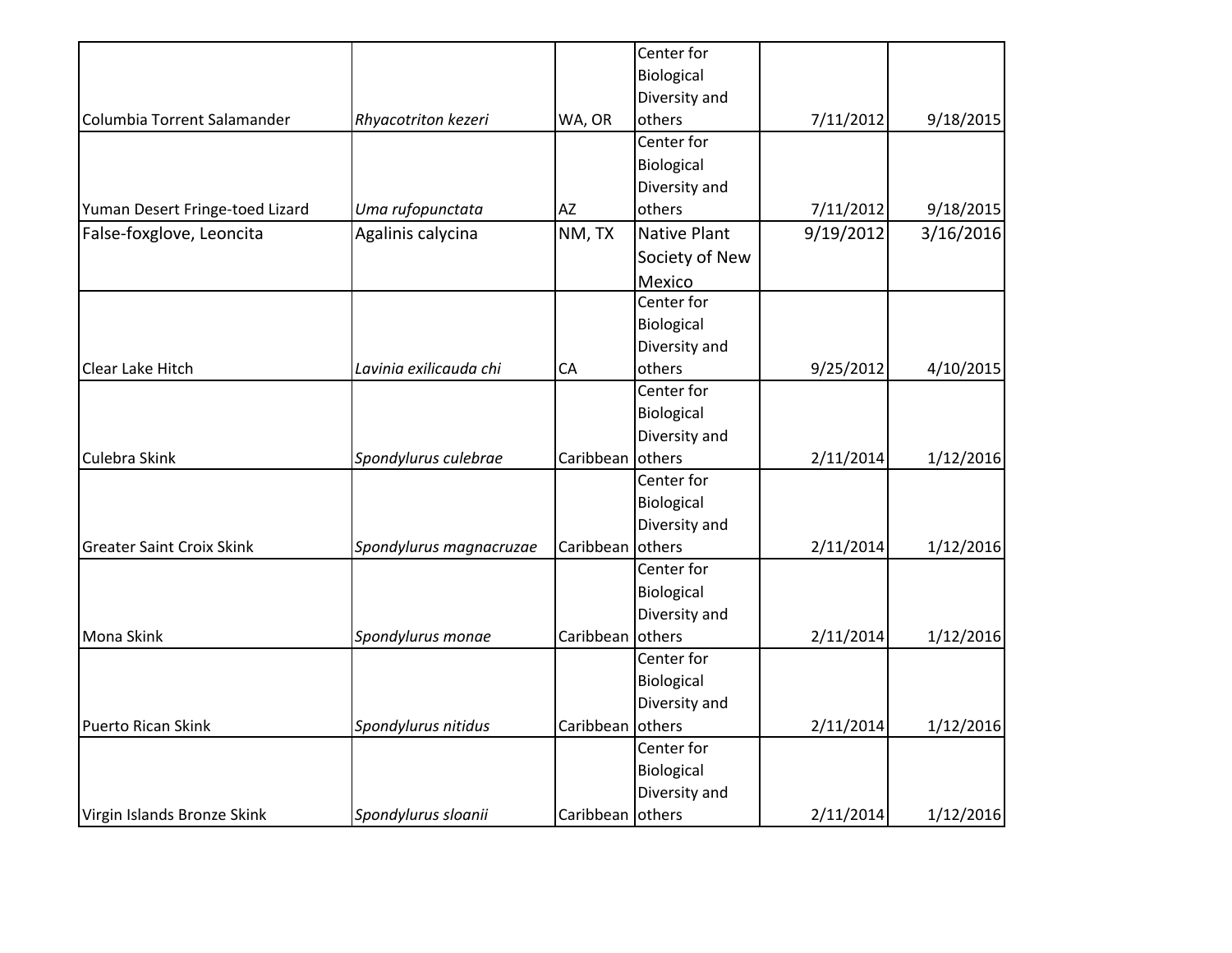| | | | | | |
|---|---|---|---|---|---|
| Columbia Torrent Salamander | *Rhyacotriton kezeri* | WA, OR | Center for Biological Diversity and others | 7/11/2012 | 9/18/2015 |
| Yuman Desert Fringe-toed Lizard | *Uma rufopunctata* | AZ | Center for Biological Diversity and others | 7/11/2012 | 9/18/2015 |
| False-foxglove, Leoncita | Agalinis calycina | NM, TX | Native Plant Society of New Mexico | 9/19/2012 | 3/16/2016 |
| Clear Lake Hitch | *Lavinia exilicauda chi* | CA | Center for Biological Diversity and others | 9/25/2012 | 4/10/2015 |
| Culebra Skink | *Spondylurus culebrae* | Caribbean | Center for Biological Diversity and others | 2/11/2014 | 1/12/2016 |
| Greater Saint Croix Skink | *Spondylurus magnacruzae* | Caribbean | Center for Biological Diversity and others | 2/11/2014 | 1/12/2016 |
| Mona Skink | *Spondylurus monae* | Caribbean | Center for Biological Diversity and others | 2/11/2014 | 1/12/2016 |
| Puerto Rican Skink | *Spondylurus nitidus* | Caribbean | Center for Biological Diversity and others | 2/11/2014 | 1/12/2016 |
| Virgin Islands Bronze Skink | *Spondylurus sloanii* | Caribbean | Center for Biological Diversity and others | 2/11/2014 | 1/12/2016 |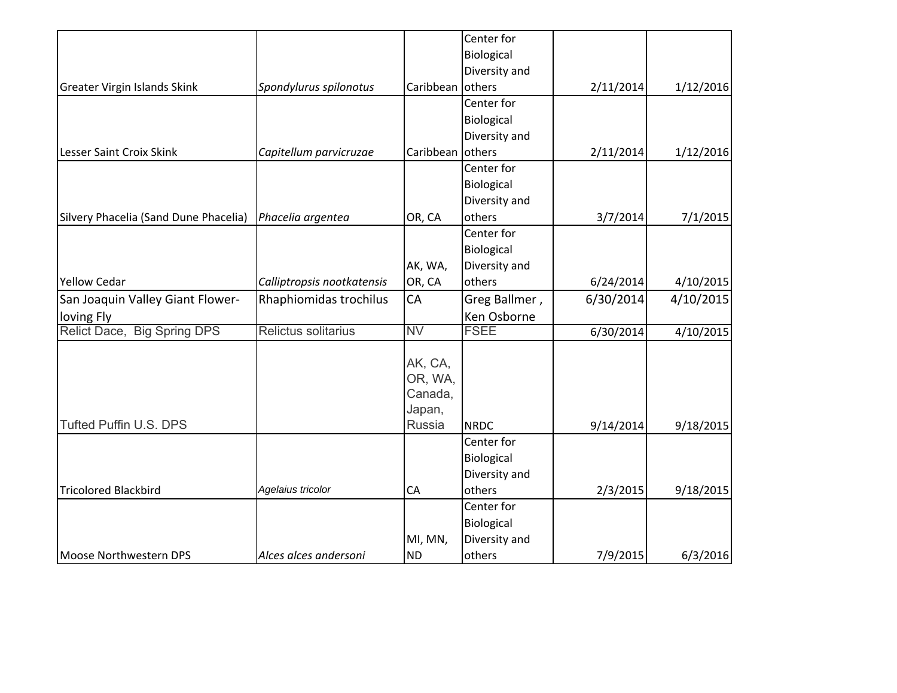| | | | | | |
|---|---|---|---|---|---|
| Greater Virgin Islands Skink | *Spondylurus spilonotus* | Caribbean | Center for Biological Diversity and others | 2/11/2014 | 1/12/2016 |
| Lesser Saint Croix Skink | *Capitellum parvicruzae* | Caribbean | Center for Biological Diversity and others | 2/11/2014 | 1/12/2016 |
| Silvery Phacelia (Sand Dune Phacelia) | *Phacelia argentea* | OR, CA | Center for Biological Diversity and others | 3/7/2014 | 7/1/2015 |
| Yellow Cedar | *Callitropsis nootkatensis* | AK, WA, OR, CA | Center for Biological Diversity and others | 6/24/2014 | 4/10/2015 |
| San Joaquin Valley Giant Flower-loving Fly | Rhaphiomidas trochilus | CA | Greg Ballmer , Ken Osborne | 6/30/2014 | 4/10/2015 |
| Relict Dace, Big Spring DPS | Relictus solitarius | NV | FSEE | 6/30/2014 | 4/10/2015 |
| Tufted Puffin U.S. DPS | | AK, CA, OR, WA, Canada, Japan, Russia | NRDC | 9/14/2014 | 9/18/2015 |
| Tricolored Blackbird | *Agelaius tricolor* | CA | Center for Biological Diversity and others | 2/3/2015 | 9/18/2015 |
| Moose Northwestern DPS | *Alces alces andersoni* | MI, MN, ND | Center for Biological Diversity and others | 7/9/2015 | 6/3/2016 |